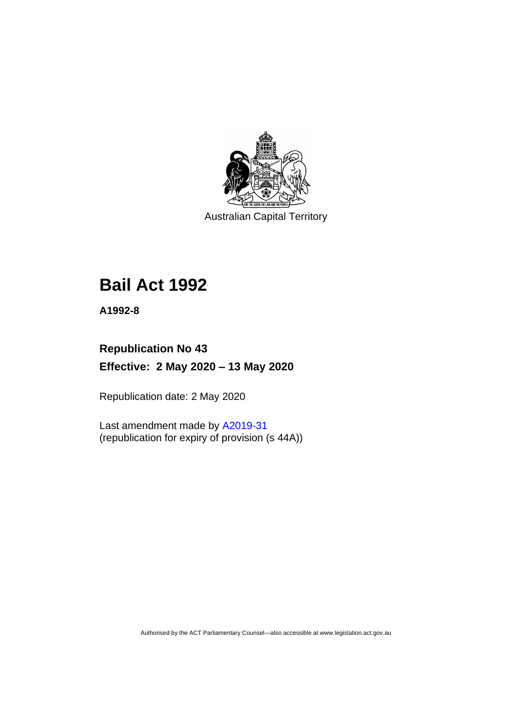Australian Capital Territory

# Bail Act 1992

**A1992-8**

## Republication No 43

## Effective: 2 May 2020 – 13 May 2020

Republication date: 2 May 2020

Last amendment made by A2019-31
(republication for expiry of provision (s 44A))

Authorised by the ACT Parliamentary Counsel—also accessible at www.legislation.act.gov.au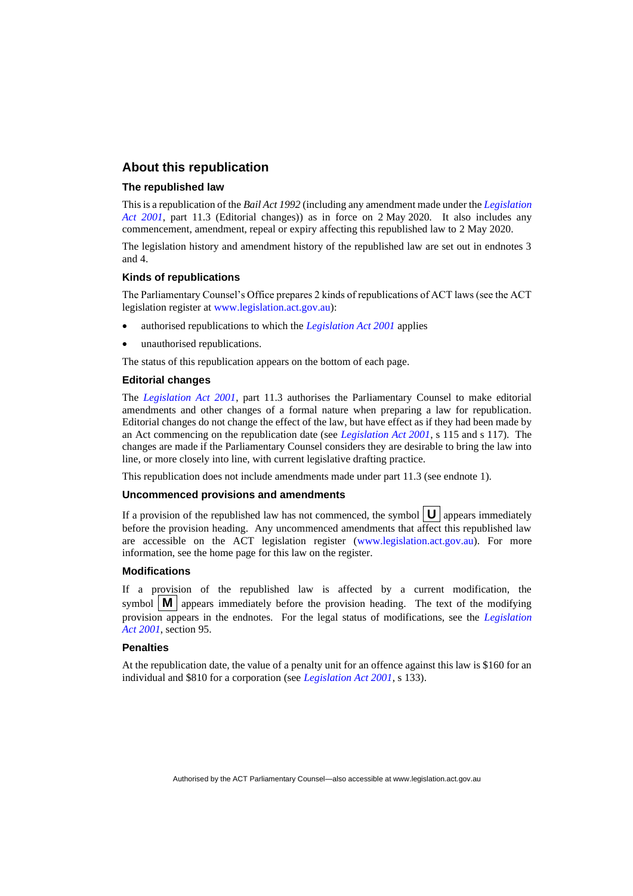## About this republication

### The republished law

This is a republication of the *Bail Act 1992* (including any amendment made under the *Legislation Act 2001*, part 11.3 (Editorial changes)) as in force on 2 May 2020*.* It also includes any commencement, amendment, repeal or expiry affecting this republished law to 2 May 2020.

The legislation history and amendment history of the republished law are set out in endnotes 3 and 4.

### Kinds of republications

The Parliamentary Counsel's Office prepares 2 kinds of republications of ACT laws (see the ACT legislation register at www.legislation.act.gov.au):

- authorised republications to which the *Legislation Act 2001* applies
- unauthorised republications.

The status of this republication appears on the bottom of each page.

### Editorial changes

The *Legislation Act 2001*, part 11.3 authorises the Parliamentary Counsel to make editorial amendments and other changes of a formal nature when preparing a law for republication. Editorial changes do not change the effect of the law, but have effect as if they had been made by an Act commencing on the republication date (see *Legislation Act 2001*, s 115 and s 117). The changes are made if the Parliamentary Counsel considers they are desirable to bring the law into line, or more closely into line, with current legislative drafting practice.

This republication does not include amendments made under part 11.3 (see endnote 1).

### Uncommenced provisions and amendments

If a provision of the republished law has not commenced, the symbol **U** appears immediately before the provision heading. Any uncommenced amendments that affect this republished law are accessible on the ACT legislation register (www.legislation.act.gov.au). For more information, see the home page for this law on the register.

### Modifications

If a provision of the republished law is affected by a current modification, the symbol **M** appears immediately before the provision heading. The text of the modifying provision appears in the endnotes. For the legal status of modifications, see the *Legislation Act 2001*, section 95.

### Penalties

At the republication date, the value of a penalty unit for an offence against this law is $160 for an individual and $810 for a corporation (see *Legislation Act 2001*, s 133).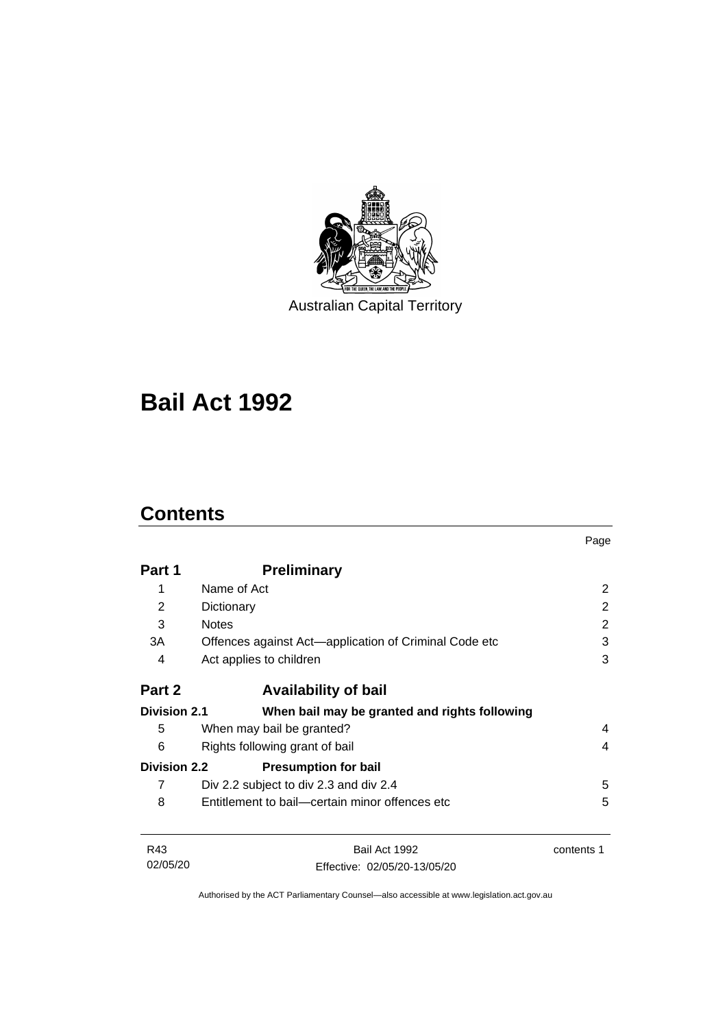Australian Capital Territory

# Bail Act 1992

## Contents

| | | Page |
|---|---|---|
| **Part 1** | **Preliminary** | |
| 1 | Name of Act | 2 |
| 2 | Dictionary | 2 |
| 3 | Notes | 2 |
| 3A | Offences against Act—application of Criminal Code etc | 3 |
| 4 | Act applies to children | 3 |
| **Part 2** | **Availability of bail** | |
| **Division 2.1** | **When bail may be granted and rights following** | |
| 5 | When may bail be granted? | 4 |
| 6 | Rights following grant of bail | 4 |
| **Division 2.2** | **Presumption for bail** | |
| 7 | Div 2.2 subject to div 2.3 and div 2.4 | 5 |
| 8 | Entitlement to bail—certain minor offences etc | 5 |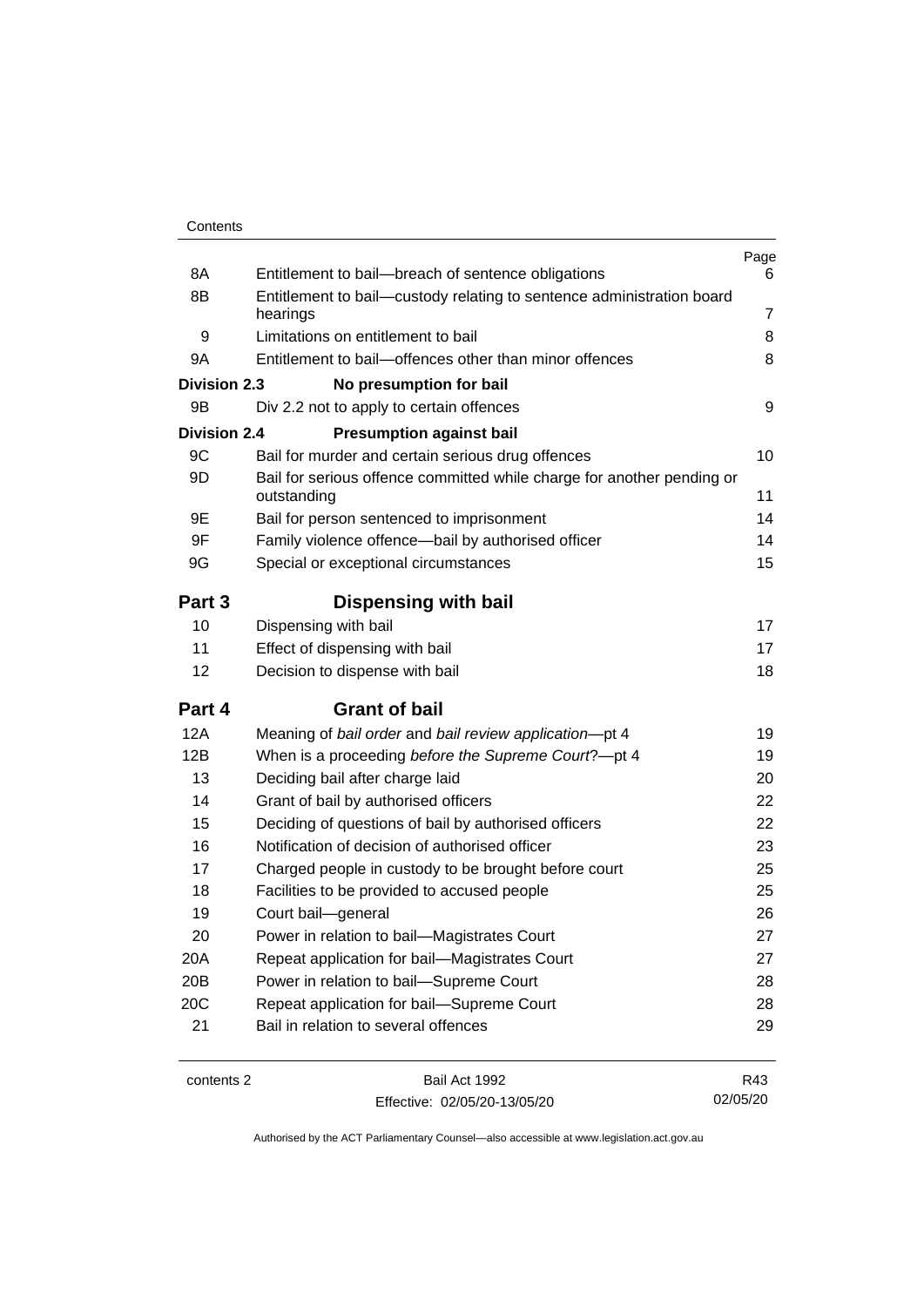| | | Page |
|---|---|---|
| 8A | Entitlement to bail—breach of sentence obligations | 6 |
| 8B | Entitlement to bail—custody relating to sentence administration board hearings | 7 |
| 9 | Limitations on entitlement to bail | 8 |
| 9A | Entitlement to bail—offences other than minor offences | 8 |
| **Division 2.3** | **No presumption for bail** | |
| 9B | Div 2.2 not to apply to certain offences | 9 |
| **Division 2.4** | **Presumption against bail** | |
| 9C | Bail for murder and certain serious drug offences | 10 |
| 9D | Bail for serious offence committed while charge for another pending or outstanding | 11 |
| 9E | Bail for person sentenced to imprisonment | 14 |
| 9F | Family violence offence—bail by authorised officer | 14 |
| 9G | Special or exceptional circumstances | 15 |
| **Part 3** | **Dispensing with bail** | |
| 10 | Dispensing with bail | 17 |
| 11 | Effect of dispensing with bail | 17 |
| 12 | Decision to dispense with bail | 18 |
| **Part 4** | **Grant of bail** | |
| 12A | Meaning of *bail order* and *bail review application*—pt 4 | 19 |
| 12B | When is a proceeding *before the Supreme Court*?—pt 4 | 19 |
| 13 | Deciding bail after charge laid | 20 |
| 14 | Grant of bail by authorised officers | 22 |
| 15 | Deciding of questions of bail by authorised officers | 22 |
| 16 | Notification of decision of authorised officer | 23 |
| 17 | Charged people in custody to be brought before court | 25 |
| 18 | Facilities to be provided to accused people | 25 |
| 19 | Court bail—general | 26 |
| 20 | Power in relation to bail—Magistrates Court | 27 |
| 20A | Repeat application for bail—Magistrates Court | 27 |
| 20B | Power in relation to bail—Supreme Court | 28 |
| 20C | Repeat application for bail—Supreme Court | 28 |
| 21 | Bail in relation to several offences | 29 |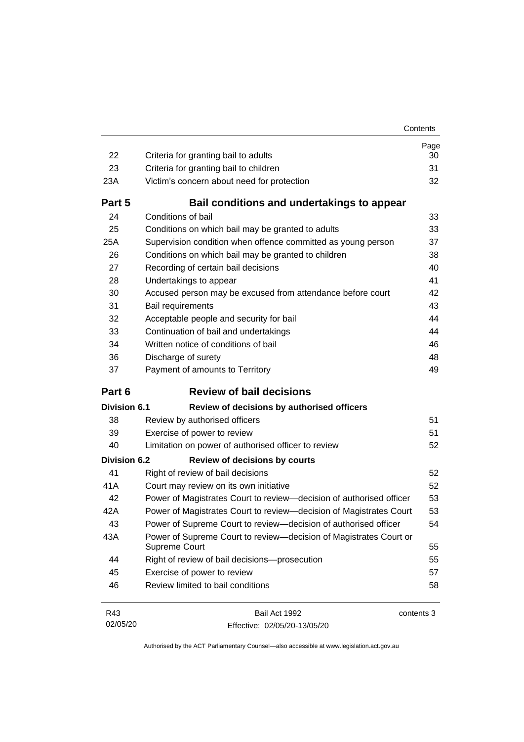| | | Page |
|---|---|---|
| 22 | Criteria for granting bail to adults | 30 |
| 23 | Criteria for granting bail to children | 31 |
| 23A | Victim's concern about need for protection | 32 |
| **Part 5** | **Bail conditions and undertakings to appear** | |
| 24 | Conditions of bail | 33 |
| 25 | Conditions on which bail may be granted to adults | 33 |
| 25A | Supervision condition when offence committed as young person | 37 |
| 26 | Conditions on which bail may be granted to children | 38 |
| 27 | Recording of certain bail decisions | 40 |
| 28 | Undertakings to appear | 41 |
| 30 | Accused person may be excused from attendance before court | 42 |
| 31 | Bail requirements | 43 |
| 32 | Acceptable people and security for bail | 44 |
| 33 | Continuation of bail and undertakings | 44 |
| 34 | Written notice of conditions of bail | 46 |
| 36 | Discharge of surety | 48 |
| 37 | Payment of amounts to Territory | 49 |
| **Part 6** | **Review of bail decisions** | |
| **Division 6.1** | **Review of decisions by authorised officers** | |
| 38 | Review by authorised officers | 51 |
| 39 | Exercise of power to review | 51 |
| 40 | Limitation on power of authorised officer to review | 52 |
| **Division 6.2** | **Review of decisions by courts** | |
| 41 | Right of review of bail decisions | 52 |
| 41A | Court may review on its own initiative | 52 |
| 42 | Power of Magistrates Court to review—decision of authorised officer | 53 |
| 42A | Power of Magistrates Court to review—decision of Magistrates Court | 53 |
| 43 | Power of Supreme Court to review—decision of authorised officer | 54 |
| 43A | Power of Supreme Court to review—decision of Magistrates Court or Supreme Court | 55 |
| 44 | Right of review of bail decisions—prosecution | 55 |
| 45 | Exercise of power to review | 57 |
| 46 | Review limited to bail conditions | 58 |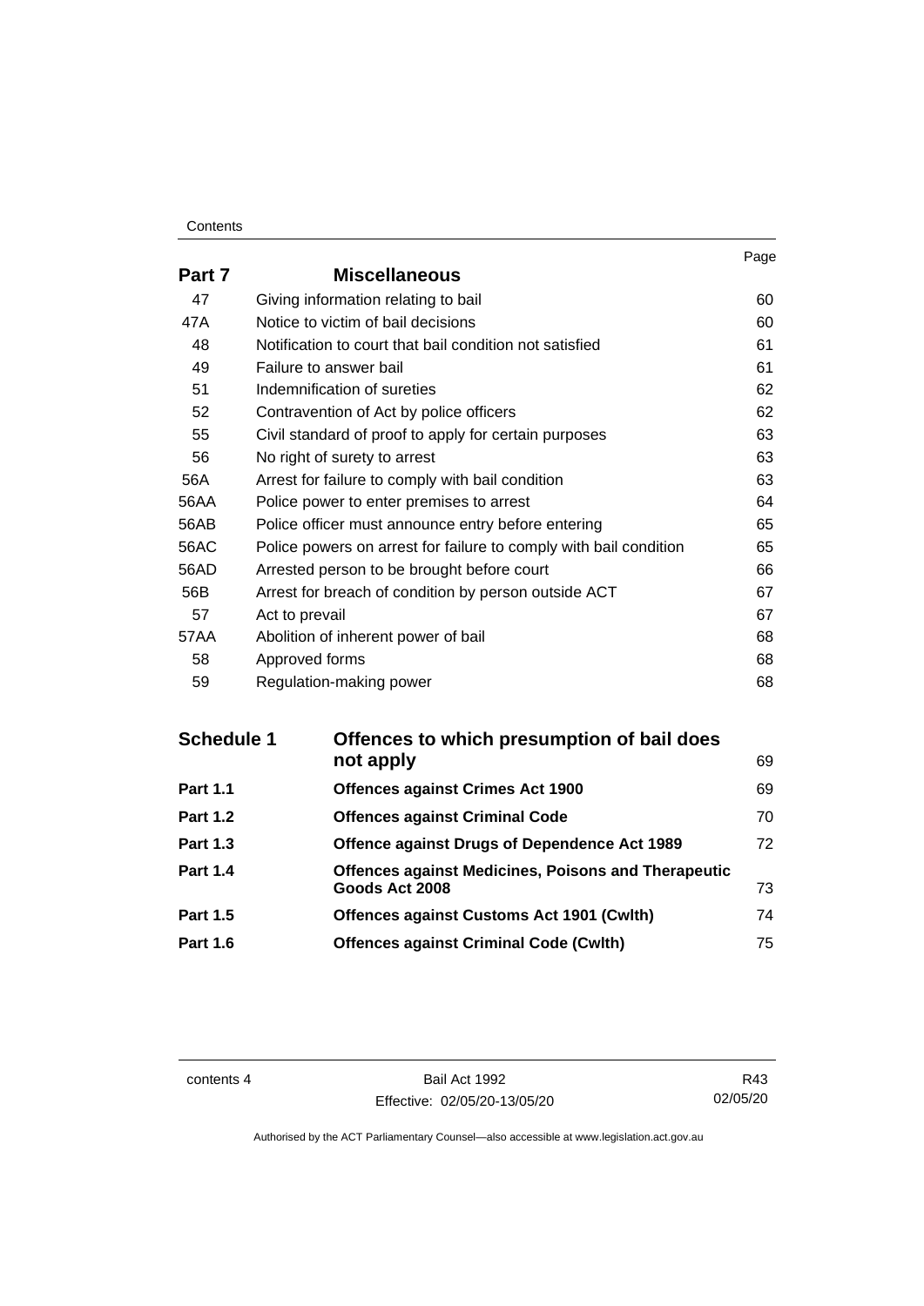| | | Page |
|---|---|---|
| **Part 7** | **Miscellaneous** | |
| 47 | Giving information relating to bail | 60 |
| 47A | Notice to victim of bail decisions | 60 |
| 48 | Notification to court that bail condition not satisfied | 61 |
| 49 | Failure to answer bail | 61 |
| 51 | Indemnification of sureties | 62 |
| 52 | Contravention of Act by police officers | 62 |
| 55 | Civil standard of proof to apply for certain purposes | 63 |
| 56 | No right of surety to arrest | 63 |
| 56A | Arrest for failure to comply with bail condition | 63 |
| 56AA | Police power to enter premises to arrest | 64 |
| 56AB | Police officer must announce entry before entering | 65 |
| 56AC | Police powers on arrest for failure to comply with bail condition | 65 |
| 56AD | Arrested person to be brought before court | 66 |
| 56B | Arrest for breach of condition by person outside ACT | 67 |
| 57 | Act to prevail | 67 |
| 57AA | Abolition of inherent power of bail | 68 |
| 58 | Approved forms | 68 |
| 59 | Regulation-making power | 68 |

| | | |
|---|---|---|
| **Schedule 1** | **Offences to which presumption of bail does not apply** | 69 |
| **Part 1.1** | **Offences against Crimes Act 1900** | 69 |
| **Part 1.2** | **Offences against Criminal Code** | 70 |
| **Part 1.3** | **Offence against Drugs of Dependence Act 1989** | 72 |
| **Part 1.4** | **Offences against Medicines, Poisons and Therapeutic Goods Act 2008** | 73 |
| **Part 1.5** | **Offences against Customs Act 1901 (Cwlth)** | 74 |
| **Part 1.6** | **Offences against Criminal Code (Cwlth)** | 75 |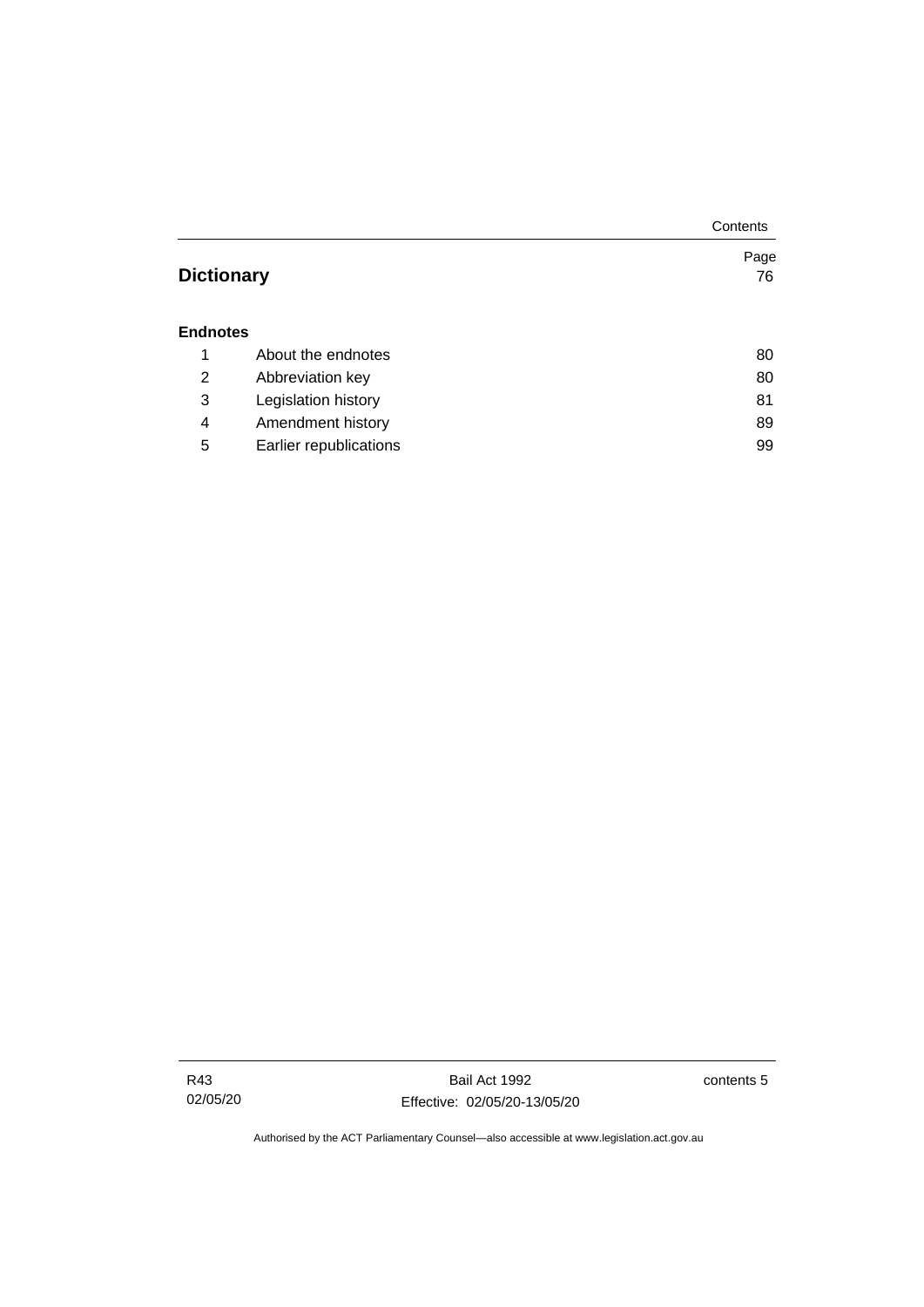| | | Page |
|---|---|---|
| **Dictionary** | | 76 |
| **Endnotes** | | |
| 1 | About the endnotes | 80 |
| 2 | Abbreviation key | 80 |
| 3 | Legislation history | 81 |
| 4 | Amendment history | 89 |
| 5 | Earlier republications | 99 |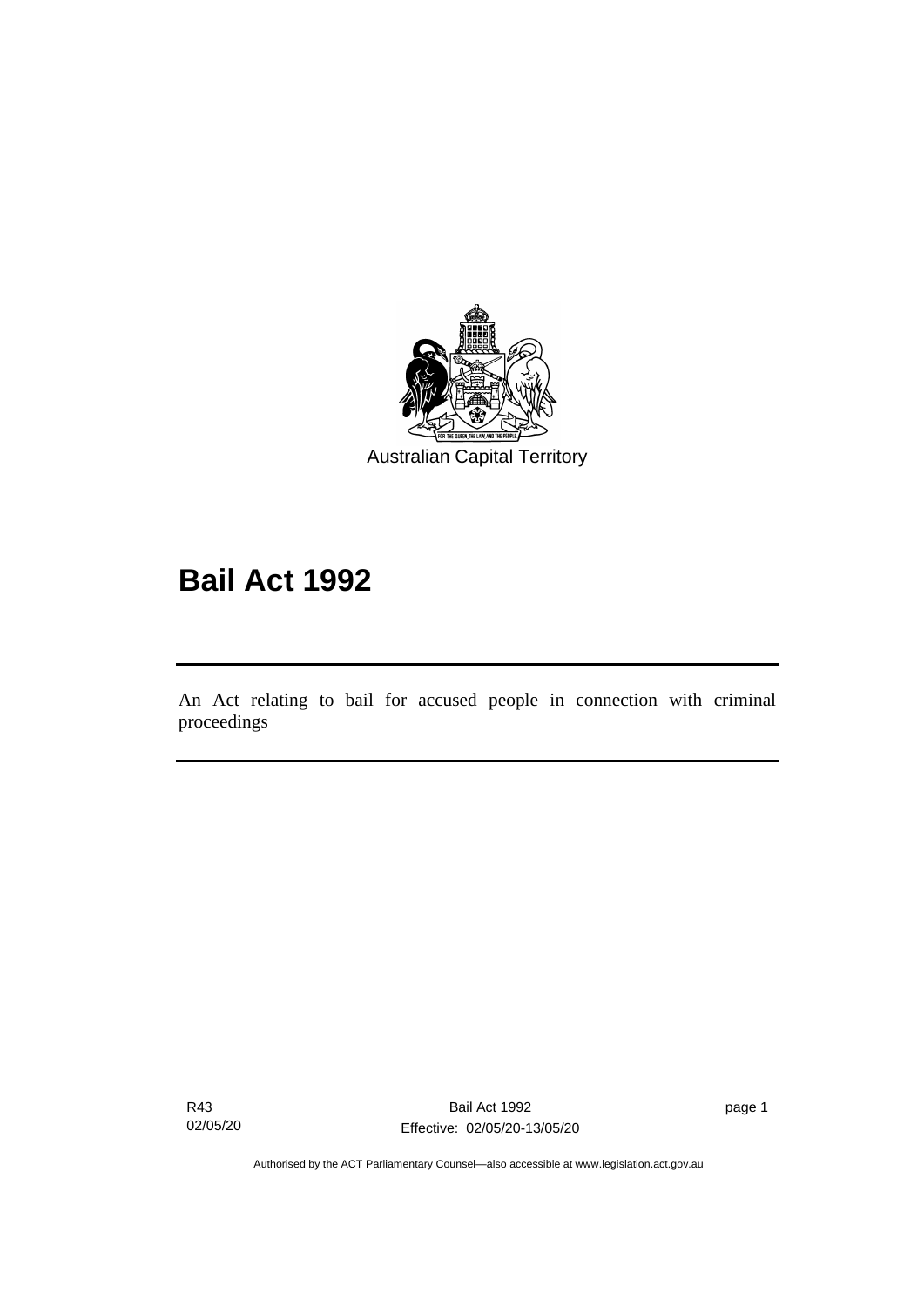Australian Capital Territory

# Bail Act 1992

An Act relating to bail for accused people in connection with criminal proceedings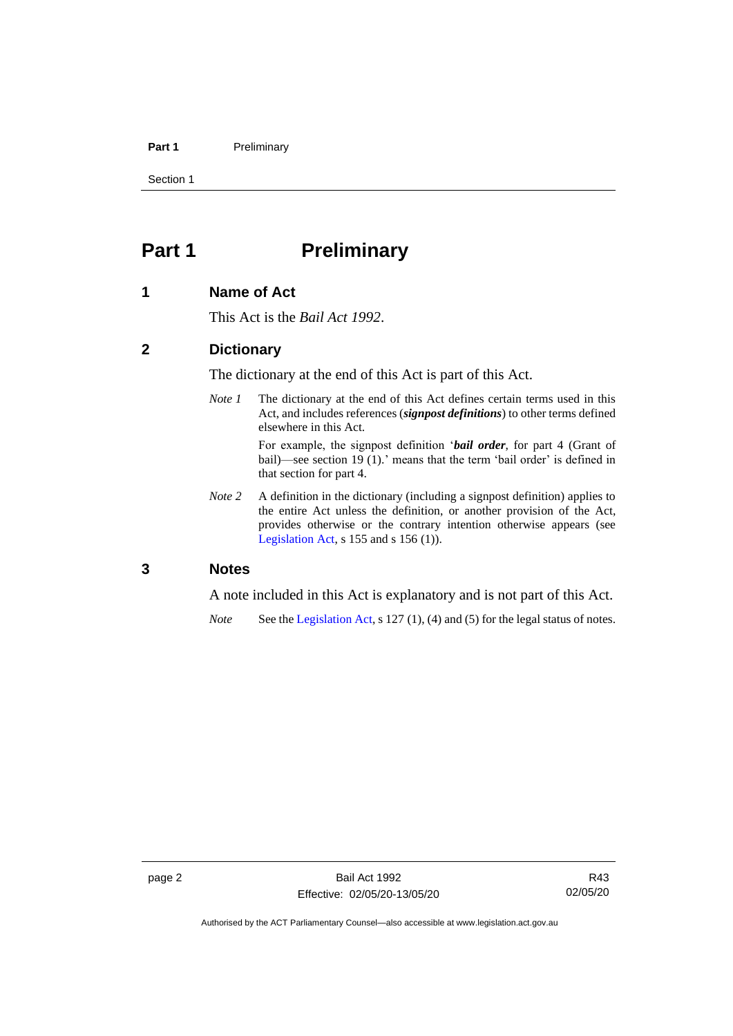# Part 1 Preliminary

## 1 Name of Act

This Act is the *Bail Act 1992*.

## 2 Dictionary

The dictionary at the end of this Act is part of this Act.

*Note 1* The dictionary at the end of this Act defines certain terms used in this Act, and includes references (***signpost definitions***) to other terms defined elsewhere in this Act.

For example, the signpost definition '***bail order***, for part 4 (Grant of bail)—see section 19 (1).' means that the term 'bail order' is defined in that section for part 4.

*Note 2* A definition in the dictionary (including a signpost definition) applies to the entire Act unless the definition, or another provision of the Act, provides otherwise or the contrary intention otherwise appears (see Legislation Act, s 155 and s 156 (1)).

## 3 Notes

A note included in this Act is explanatory and is not part of this Act.

*Note* See the Legislation Act, s 127 (1), (4) and (5) for the legal status of notes.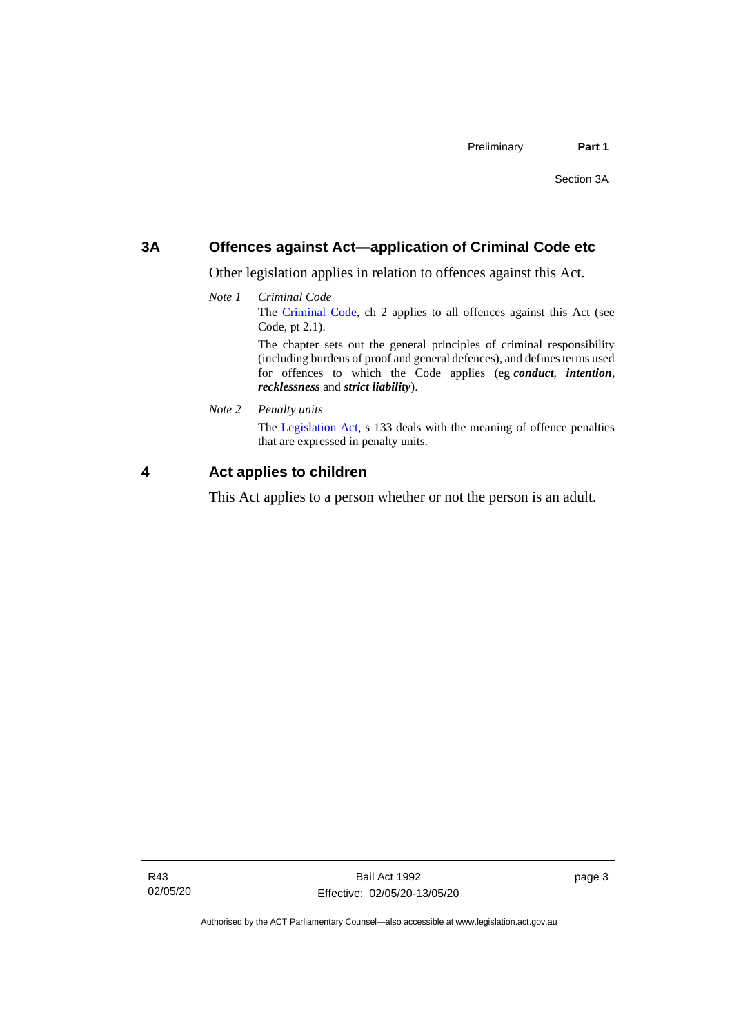## 3A Offences against Act—application of Criminal Code etc

Other legislation applies in relation to offences against this Act.

*Note 1* *Criminal Code*

The Criminal Code, ch 2 applies to all offences against this Act (see Code, pt 2.1).

The chapter sets out the general principles of criminal responsibility (including burdens of proof and general defences), and defines terms used for offences to which the Code applies (eg ***conduct***, ***intention***, ***recklessness*** and ***strict liability***).

*Note 2* *Penalty units*

The Legislation Act, s 133 deals with the meaning of offence penalties that are expressed in penalty units.

## 4 Act applies to children

This Act applies to a person whether or not the person is an adult.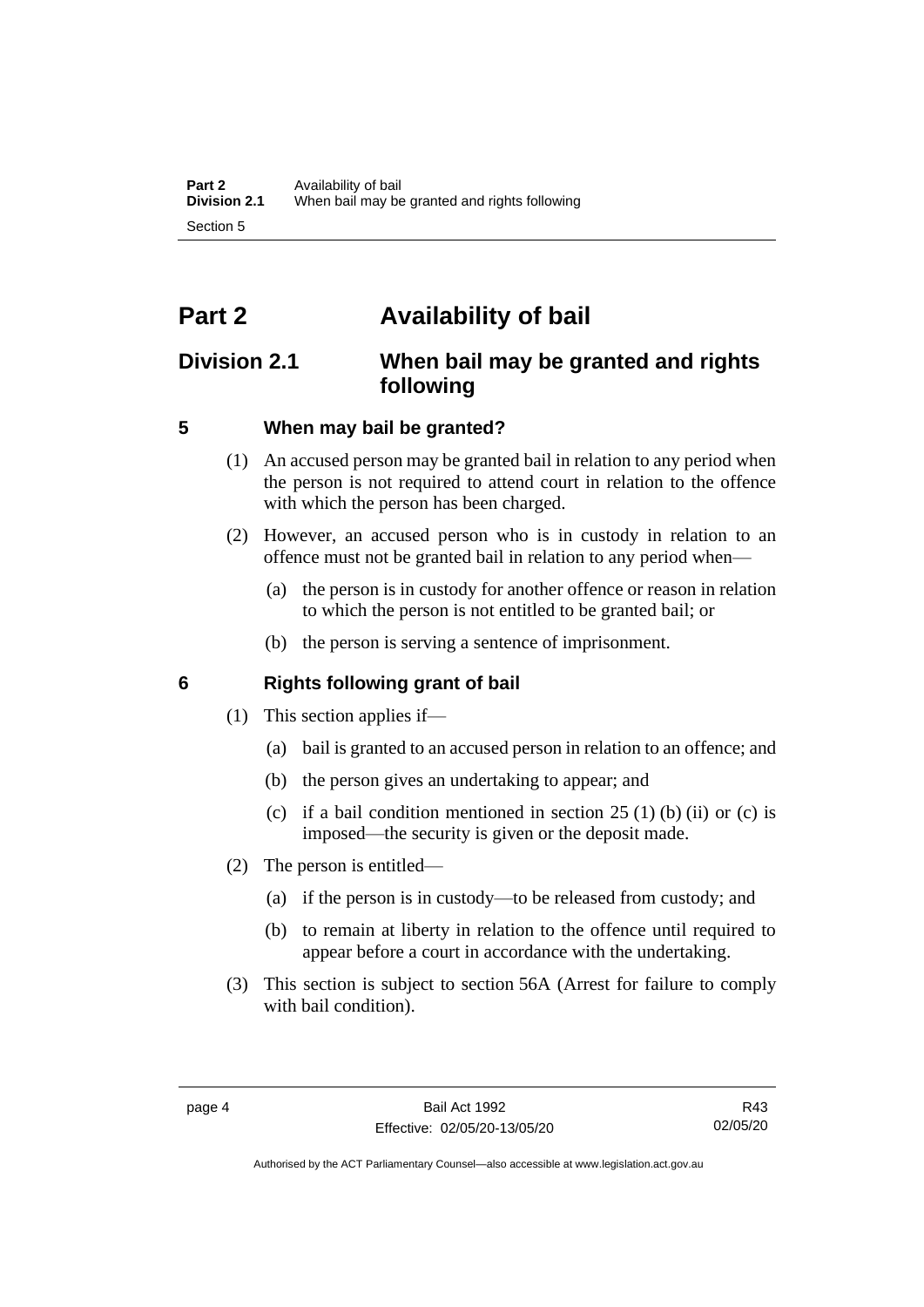# Part 2 Availability of bail

## Division 2.1 When bail may be granted and rights following

### 5 When may bail be granted?

(1) An accused person may be granted bail in relation to any period when the person is not required to attend court in relation to the offence with which the person has been charged.

(2) However, an accused person who is in custody in relation to an offence must not be granted bail in relation to any period when—

(a) the person is in custody for another offence or reason in relation to which the person is not entitled to be granted bail; or

(b) the person is serving a sentence of imprisonment.

### 6 Rights following grant of bail

(1) This section applies if—

(a) bail is granted to an accused person in relation to an offence; and

(b) the person gives an undertaking to appear; and

(c) if a bail condition mentioned in section 25 (1) (b) (ii) or (c) is imposed—the security is given or the deposit made.

(2) The person is entitled—

(a) if the person is in custody—to be released from custody; and

(b) to remain at liberty in relation to the offence until required to appear before a court in accordance with the undertaking.

(3) This section is subject to section 56A (Arrest for failure to comply with bail condition).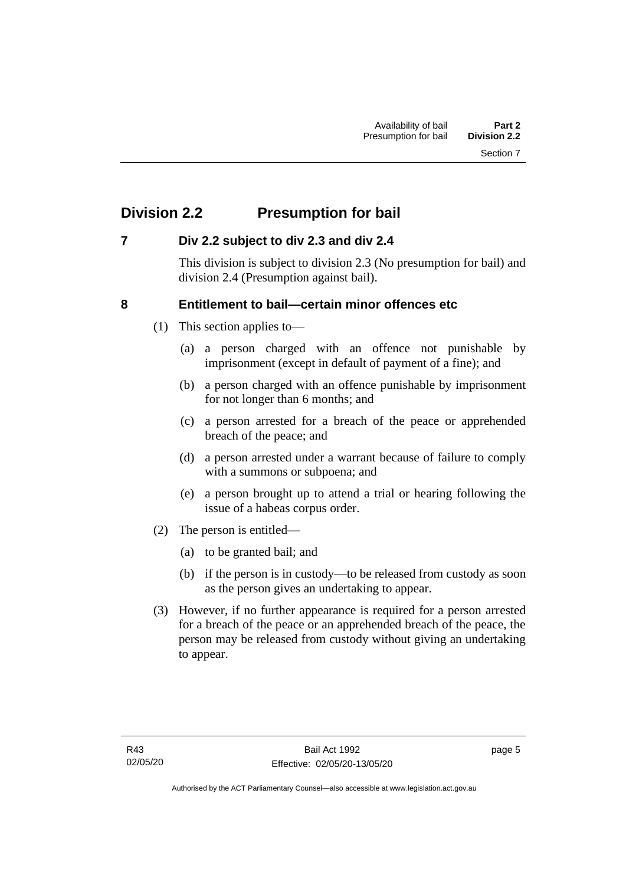## Division 2.2 Presumption for bail

### 7 Div 2.2 subject to div 2.3 and div 2.4

This division is subject to division 2.3 (No presumption for bail) and division 2.4 (Presumption against bail).

### 8 Entitlement to bail—certain minor offences etc

(1) This section applies to—

(a) a person charged with an offence not punishable by imprisonment (except in default of payment of a fine); and

(b) a person charged with an offence punishable by imprisonment for not longer than 6 months; and

(c) a person arrested for a breach of the peace or apprehended breach of the peace; and

(d) a person arrested under a warrant because of failure to comply with a summons or subpoena; and

(e) a person brought up to attend a trial or hearing following the issue of a habeas corpus order.

(2) The person is entitled—

(a) to be granted bail; and

(b) if the person is in custody—to be released from custody as soon as the person gives an undertaking to appear.

(3) However, if no further appearance is required for a person arrested for a breach of the peace or an apprehended breach of the peace, the person may be released from custody without giving an undertaking to appear.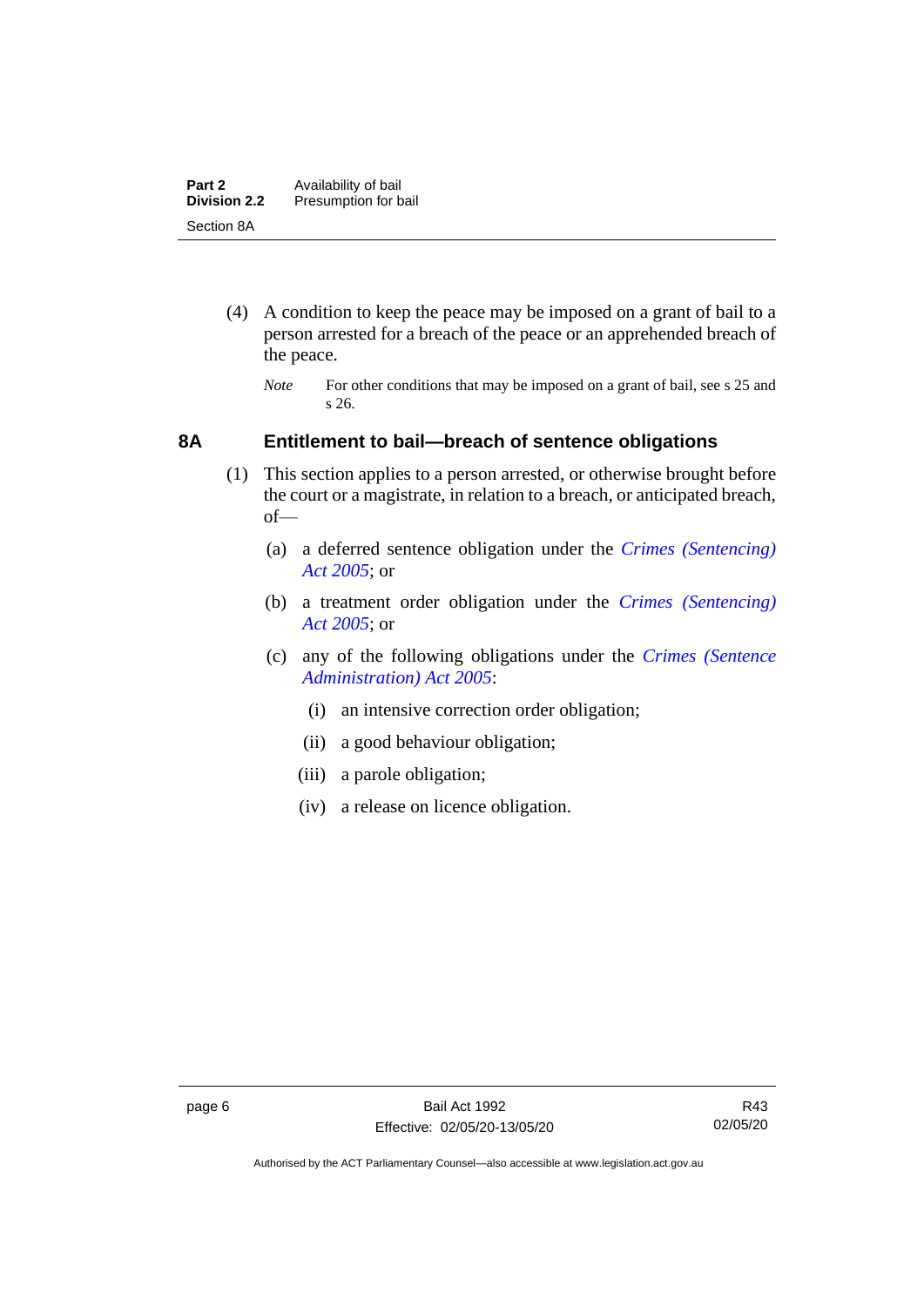(4) A condition to keep the peace may be imposed on a grant of bail to a person arrested for a breach of the peace or an apprehended breach of the peace.

*Note* For other conditions that may be imposed on a grant of bail, see s 25 and s 26.

### 8A Entitlement to bail—breach of sentence obligations

(1) This section applies to a person arrested, or otherwise brought before the court or a magistrate, in relation to a breach, or anticipated breach, of—

(a) a deferred sentence obligation under the *Crimes (Sentencing) Act 2005*; or

(b) a treatment order obligation under the *Crimes (Sentencing) Act 2005*; or

(c) any of the following obligations under the *Crimes (Sentence Administration) Act 2005*:

(i) an intensive correction order obligation;

(ii) a good behaviour obligation;

(iii) a parole obligation;

(iv) a release on licence obligation.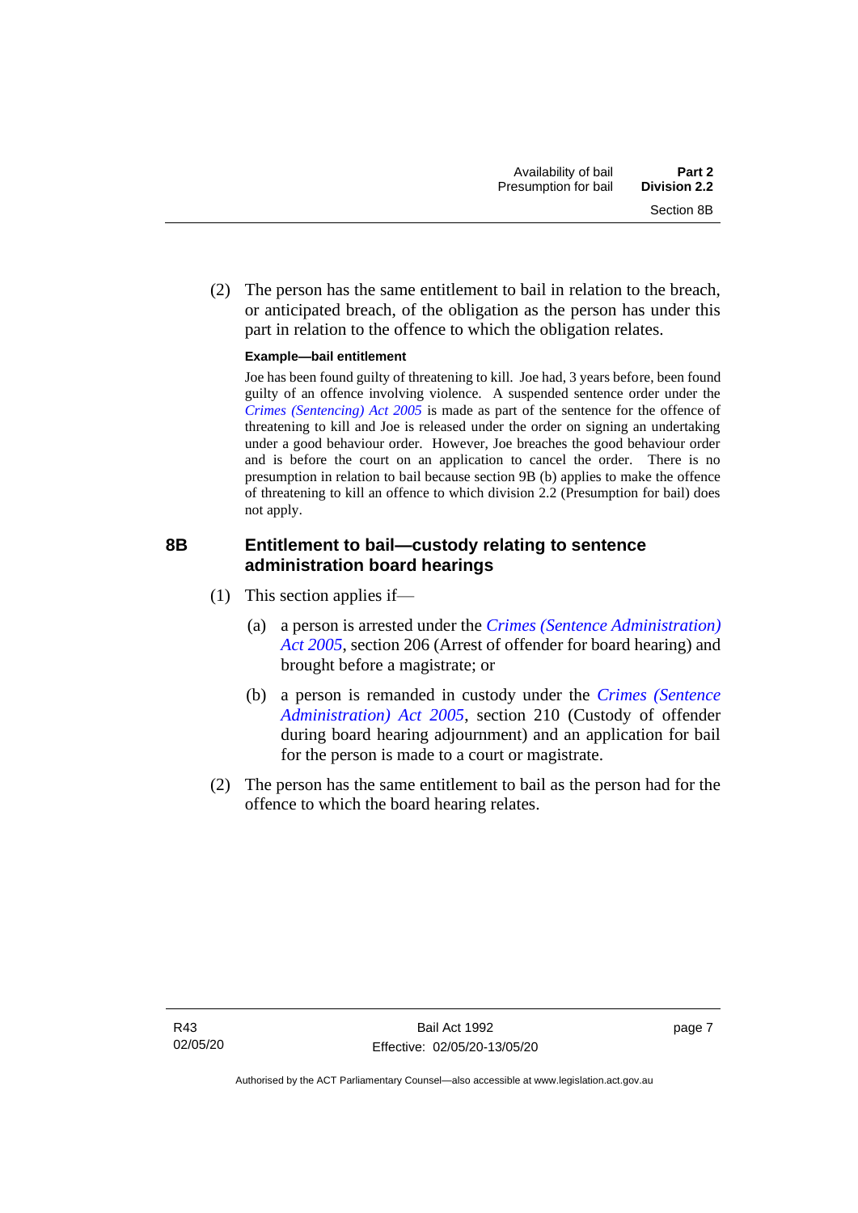(2) The person has the same entitlement to bail in relation to the breach, or anticipated breach, of the obligation as the person has under this part in relation to the offence to which the obligation relates.

**Example—bail entitlement**

Joe has been found guilty of threatening to kill. Joe had, 3 years before, been found guilty of an offence involving violence. A suspended sentence order under the *Crimes (Sentencing) Act 2005* is made as part of the sentence for the offence of threatening to kill and Joe is released under the order on signing an undertaking under a good behaviour order. However, Joe breaches the good behaviour order and is before the court on an application to cancel the order. There is no presumption in relation to bail because section 9B (b) applies to make the offence of threatening to kill an offence to which division 2.2 (Presumption for bail) does not apply.

### 8B Entitlement to bail—custody relating to sentence administration board hearings

(1) This section applies if—

(a) a person is arrested under the *Crimes (Sentence Administration) Act 2005*, section 206 (Arrest of offender for board hearing) and brought before a magistrate; or

(b) a person is remanded in custody under the *Crimes (Sentence Administration) Act 2005*, section 210 (Custody of offender during board hearing adjournment) and an application for bail for the person is made to a court or magistrate.

(2) The person has the same entitlement to bail as the person had for the offence to which the board hearing relates.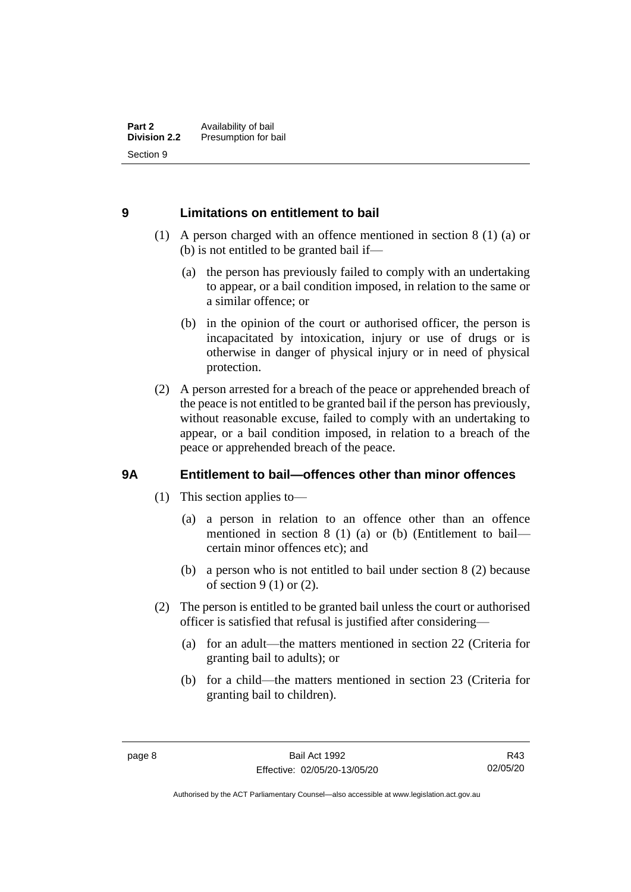## 9 Limitations on entitlement to bail

(1) A person charged with an offence mentioned in section 8 (1) (a) or (b) is not entitled to be granted bail if—

(a) the person has previously failed to comply with an undertaking to appear, or a bail condition imposed, in relation to the same or a similar offence; or

(b) in the opinion of the court or authorised officer, the person is incapacitated by intoxication, injury or use of drugs or is otherwise in danger of physical injury or in need of physical protection.

(2) A person arrested for a breach of the peace or apprehended breach of the peace is not entitled to be granted bail if the person has previously, without reasonable excuse, failed to comply with an undertaking to appear, or a bail condition imposed, in relation to a breach of the peace or apprehended breach of the peace.

## 9A Entitlement to bail—offences other than minor offences

(1) This section applies to—

(a) a person in relation to an offence other than an offence mentioned in section 8 (1) (a) or (b) (Entitlement to bail—certain minor offences etc); and

(b) a person who is not entitled to bail under section 8 (2) because of section 9 (1) or (2).

(2) The person is entitled to be granted bail unless the court or authorised officer is satisfied that refusal is justified after considering—

(a) for an adult—the matters mentioned in section 22 (Criteria for granting bail to adults); or

(b) for a child—the matters mentioned in section 23 (Criteria for granting bail to children).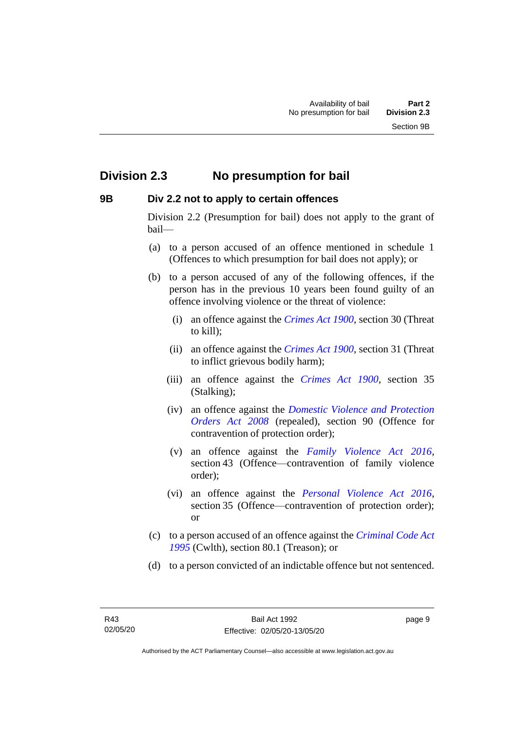## Division 2.3 No presumption for bail

### 9B Div 2.2 not to apply to certain offences

Division 2.2 (Presumption for bail) does not apply to the grant of bail—

(a) to a person accused of an offence mentioned in schedule 1 (Offences to which presumption for bail does not apply); or

(b) to a person accused of any of the following offences, if the person has in the previous 10 years been found guilty of an offence involving violence or the threat of violence:

  (i) an offence against the *Crimes Act 1900*, section 30 (Threat to kill);

  (ii) an offence against the *Crimes Act 1900*, section 31 (Threat to inflict grievous bodily harm);

  (iii) an offence against the *Crimes Act 1900*, section 35 (Stalking);

  (iv) an offence against the *Domestic Violence and Protection Orders Act 2008* (repealed), section 90 (Offence for contravention of protection order);

  (v) an offence against the *Family Violence Act 2016*, section 43 (Offence—contravention of family violence order);

  (vi) an offence against the *Personal Violence Act 2016*, section 35 (Offence—contravention of protection order); or

(c) to a person accused of an offence against the *Criminal Code Act 1995* (Cwlth), section 80.1 (Treason); or

(d) to a person convicted of an indictable offence but not sentenced.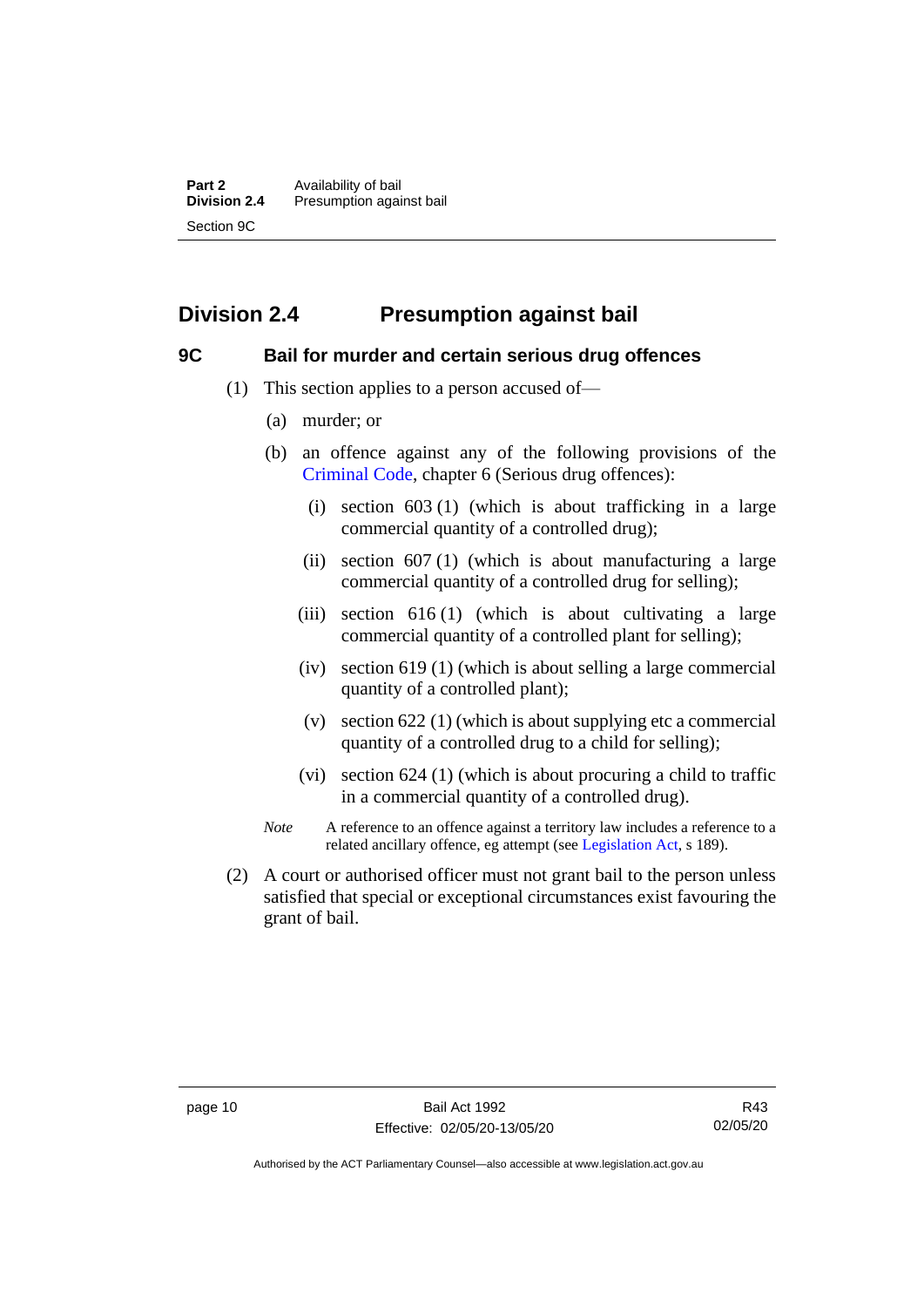## Division 2.4 Presumption against bail

### 9C Bail for murder and certain serious drug offences

(1) This section applies to a person accused of—

(a) murder; or

(b) an offence against any of the following provisions of the Criminal Code, chapter 6 (Serious drug offences):

(i) section 603 (1) (which is about trafficking in a large commercial quantity of a controlled drug);

(ii) section 607 (1) (which is about manufacturing a large commercial quantity of a controlled drug for selling);

(iii) section 616 (1) (which is about cultivating a large commercial quantity of a controlled plant for selling);

(iv) section 619 (1) (which is about selling a large commercial quantity of a controlled plant);

(v) section 622 (1) (which is about supplying etc a commercial quantity of a controlled drug to a child for selling);

(vi) section 624 (1) (which is about procuring a child to traffic in a commercial quantity of a controlled drug).

*Note* A reference to an offence against a territory law includes a reference to a related ancillary offence, eg attempt (see Legislation Act, s 189).

(2) A court or authorised officer must not grant bail to the person unless satisfied that special or exceptional circumstances exist favouring the grant of bail.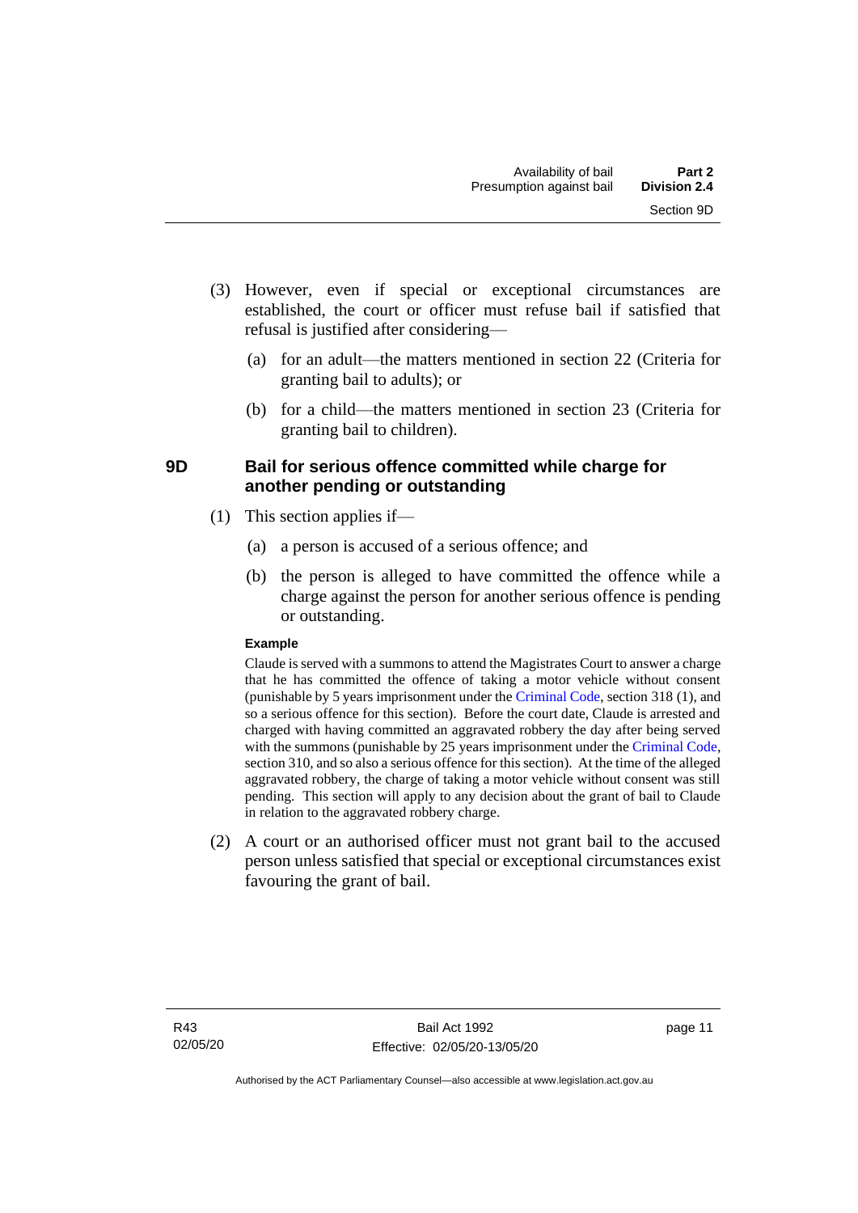(3) However, even if special or exceptional circumstances are established, the court or officer must refuse bail if satisfied that refusal is justified after considering—

   (a) for an adult—the matters mentioned in section 22 (Criteria for granting bail to adults); or

   (b) for a child—the matters mentioned in section 23 (Criteria for granting bail to children).

### 9D Bail for serious offence committed while charge for another pending or outstanding

(1) This section applies if—

   (a) a person is accused of a serious offence; and

   (b) the person is alleged to have committed the offence while a charge against the person for another serious offence is pending or outstanding.

**Example**

Claude is served with a summons to attend the Magistrates Court to answer a charge that he has committed the offence of taking a motor vehicle without consent (punishable by 5 years imprisonment under the Criminal Code, section 318 (1), and so a serious offence for this section). Before the court date, Claude is arrested and charged with having committed an aggravated robbery the day after being served with the summons (punishable by 25 years imprisonment under the Criminal Code, section 310, and so also a serious offence for this section). At the time of the alleged aggravated robbery, the charge of taking a motor vehicle without consent was still pending. This section will apply to any decision about the grant of bail to Claude in relation to the aggravated robbery charge.

(2) A court or an authorised officer must not grant bail to the accused person unless satisfied that special or exceptional circumstances exist favouring the grant of bail.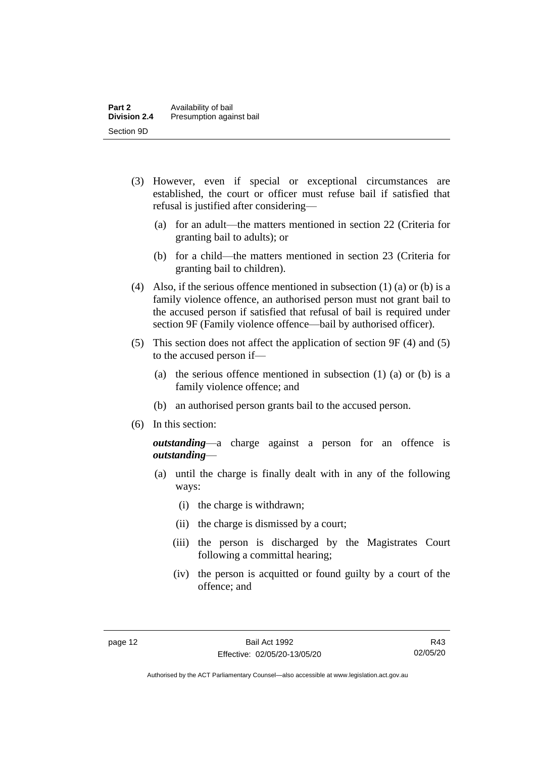(3) However, even if special or exceptional circumstances are established, the court or officer must refuse bail if satisfied that refusal is justified after considering—

(a) for an adult—the matters mentioned in section 22 (Criteria for granting bail to adults); or

(b) for a child—the matters mentioned in section 23 (Criteria for granting bail to children).

(4) Also, if the serious offence mentioned in subsection (1) (a) or (b) is a family violence offence, an authorised person must not grant bail to the accused person if satisfied that refusal of bail is required under section 9F (Family violence offence—bail by authorised officer).

(5) This section does not affect the application of section 9F (4) and (5) to the accused person if—

(a) the serious offence mentioned in subsection (1) (a) or (b) is a family violence offence; and

(b) an authorised person grants bail to the accused person.

(6) In this section:

***outstanding***—a charge against a person for an offence is ***outstanding***—

(a) until the charge is finally dealt with in any of the following ways:

(i) the charge is withdrawn;

(ii) the charge is dismissed by a court;

(iii) the person is discharged by the Magistrates Court following a committal hearing;

(iv) the person is acquitted or found guilty by a court of the offence; and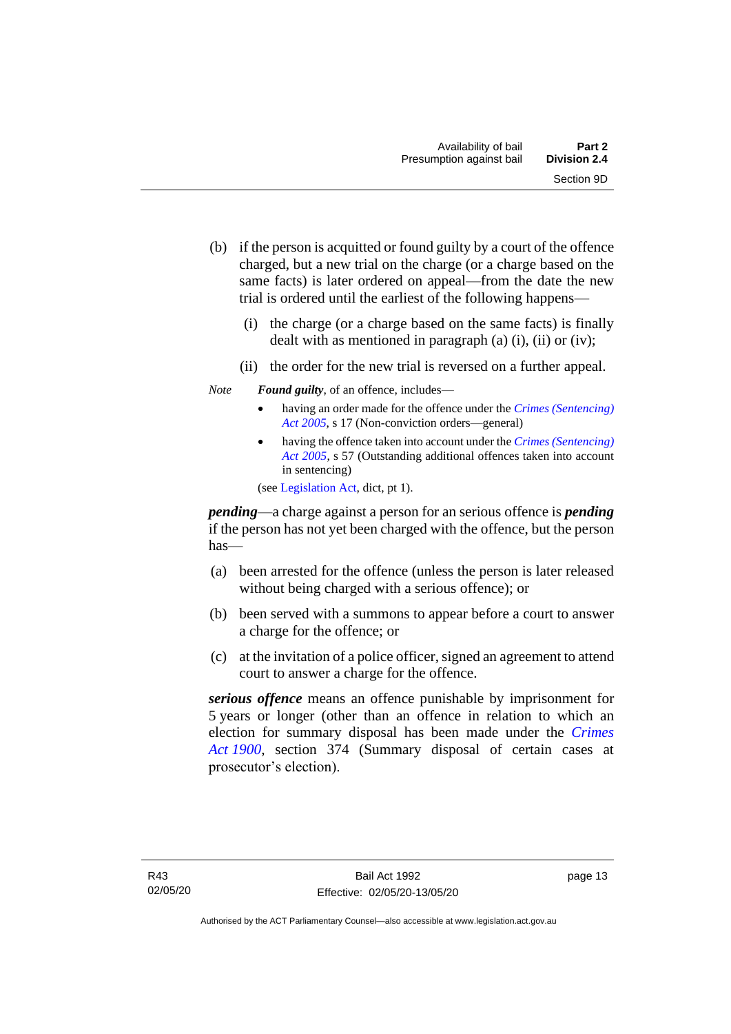(b) if the person is acquitted or found guilty by a court of the offence charged, but a new trial on the charge (or a charge based on the same facts) is later ordered on appeal—from the date the new trial is ordered until the earliest of the following happens—

  (i) the charge (or a charge based on the same facts) is finally dealt with as mentioned in paragraph (a) (i), (ii) or (iv);

  (ii) the order for the new trial is reversed on a further appeal.

*Note* ***Found guilty***, of an offence, includes—

- having an order made for the offence under the *Crimes (Sentencing) Act 2005*, s 17 (Non-conviction orders—general)
- having the offence taken into account under the *Crimes (Sentencing) Act 2005*, s 57 (Outstanding additional offences taken into account in sentencing)

(see Legislation Act, dict, pt 1).

***pending***—a charge against a person for an serious offence is ***pending*** if the person has not yet been charged with the offence, but the person has—

(a) been arrested for the offence (unless the person is later released without being charged with a serious offence); or

(b) been served with a summons to appear before a court to answer a charge for the offence; or

(c) at the invitation of a police officer, signed an agreement to attend court to answer a charge for the offence.

***serious offence*** means an offence punishable by imprisonment for 5 years or longer (other than an offence in relation to which an election for summary disposal has been made under the *Crimes Act 1900*, section 374 (Summary disposal of certain cases at prosecutor's election).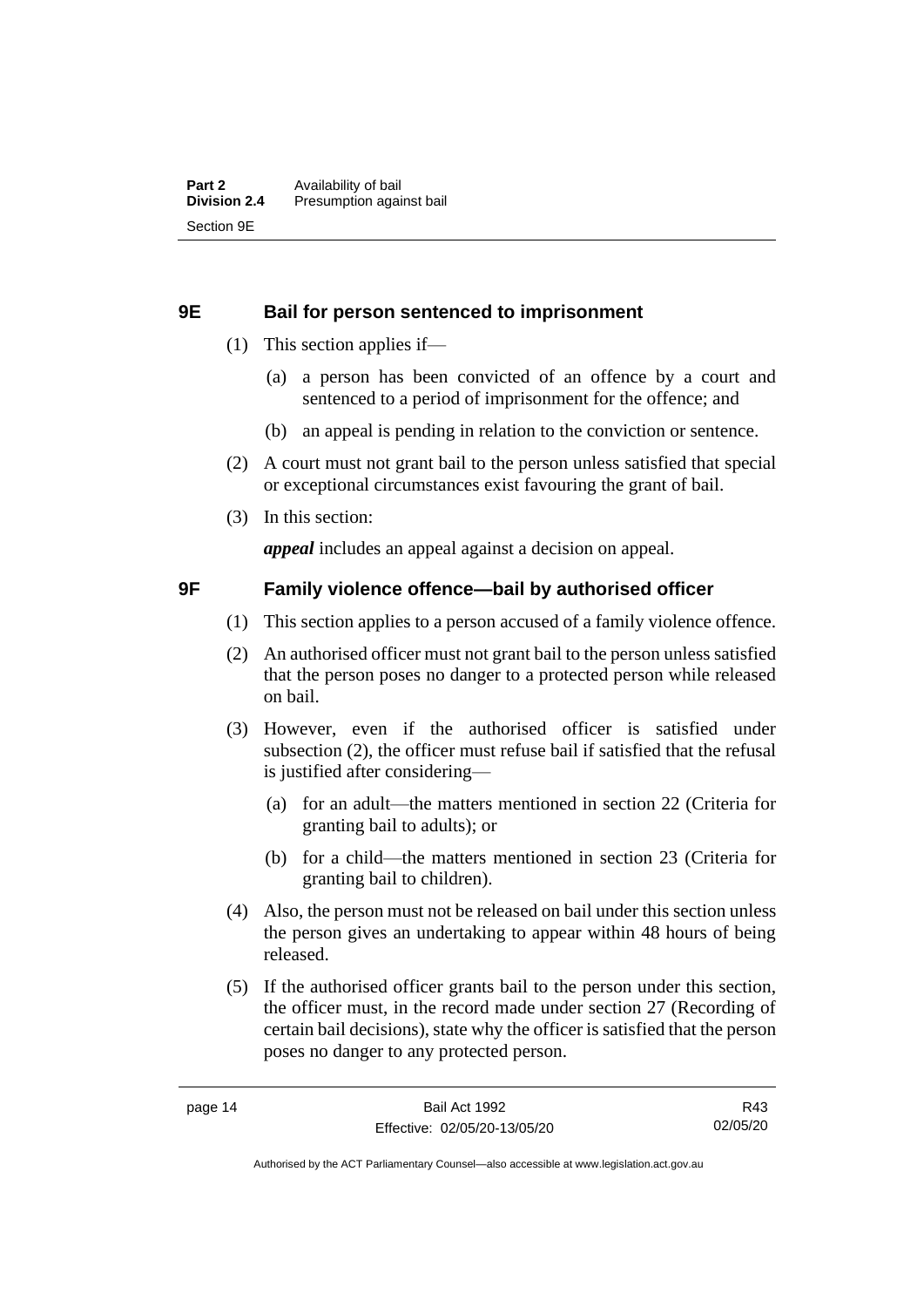## 9E Bail for person sentenced to imprisonment

(1) This section applies if—

(a) a person has been convicted of an offence by a court and sentenced to a period of imprisonment for the offence; and

(b) an appeal is pending in relation to the conviction or sentence.

(2) A court must not grant bail to the person unless satisfied that special or exceptional circumstances exist favouring the grant of bail.

(3) In this section:

***appeal*** includes an appeal against a decision on appeal.

## 9F Family violence offence—bail by authorised officer

(1) This section applies to a person accused of a family violence offence.

(2) An authorised officer must not grant bail to the person unless satisfied that the person poses no danger to a protected person while released on bail.

(3) However, even if the authorised officer is satisfied under subsection (2), the officer must refuse bail if satisfied that the refusal is justified after considering—

(a) for an adult—the matters mentioned in section 22 (Criteria for granting bail to adults); or

(b) for a child—the matters mentioned in section 23 (Criteria for granting bail to children).

(4) Also, the person must not be released on bail under this section unless the person gives an undertaking to appear within 48 hours of being released.

(5) If the authorised officer grants bail to the person under this section, the officer must, in the record made under section 27 (Recording of certain bail decisions), state why the officer is satisfied that the person poses no danger to any protected person.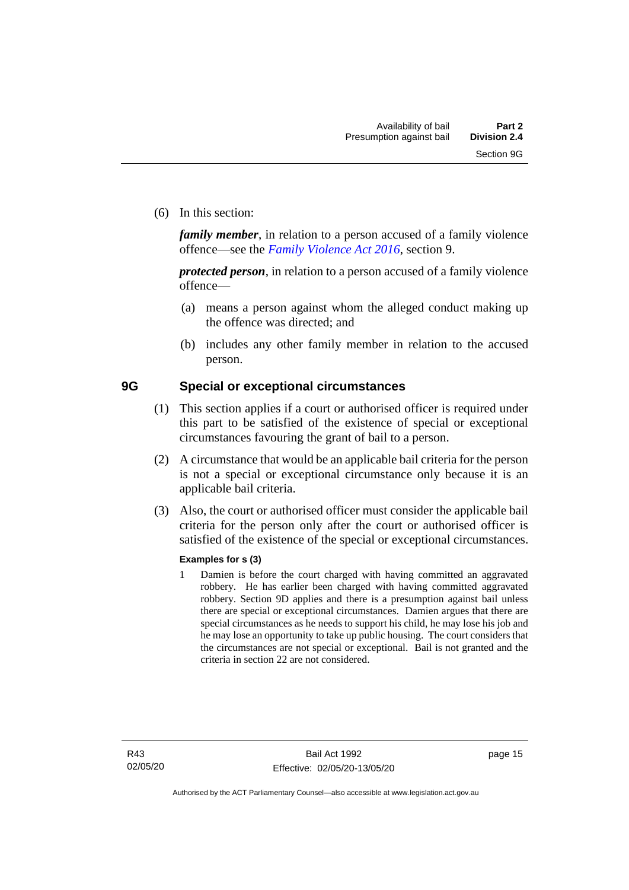(6) In this section:

***family member***, in relation to a person accused of a family violence offence—see the *Family Violence Act 2016*, section 9.

***protected person***, in relation to a person accused of a family violence offence—

(a) means a person against whom the alleged conduct making up the offence was directed; and

(b) includes any other family member in relation to the accused person.

## 9G Special or exceptional circumstances

(1) This section applies if a court or authorised officer is required under this part to be satisfied of the existence of special or exceptional circumstances favouring the grant of bail to a person.

(2) A circumstance that would be an applicable bail criteria for the person is not a special or exceptional circumstance only because it is an applicable bail criteria.

(3) Also, the court or authorised officer must consider the applicable bail criteria for the person only after the court or authorised officer is satisfied of the existence of the special or exceptional circumstances.

**Examples for s (3)**

1 Damien is before the court charged with having committed an aggravated robbery. He has earlier been charged with having committed aggravated robbery. Section 9D applies and there is a presumption against bail unless there are special or exceptional circumstances. Damien argues that there are special circumstances as he needs to support his child, he may lose his job and he may lose an opportunity to take up public housing. The court considers that the circumstances are not special or exceptional. Bail is not granted and the criteria in section 22 are not considered.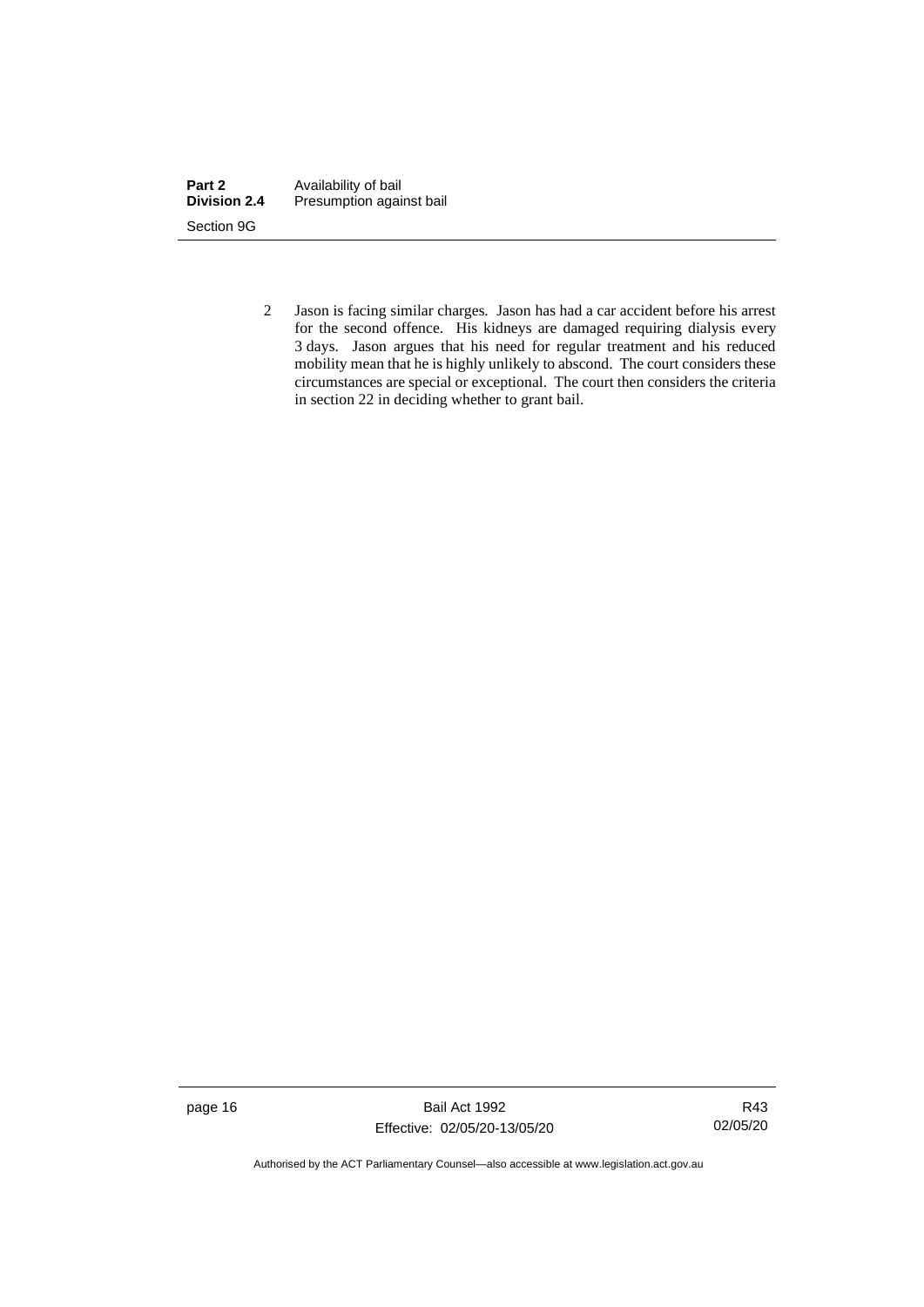2 Jason is facing similar charges. Jason has had a car accident before his arrest for the second offence. His kidneys are damaged requiring dialysis every 3 days. Jason argues that his need for regular treatment and his reduced mobility mean that he is highly unlikely to abscond. The court considers these circumstances are special or exceptional. The court then considers the criteria in section 22 in deciding whether to grant bail.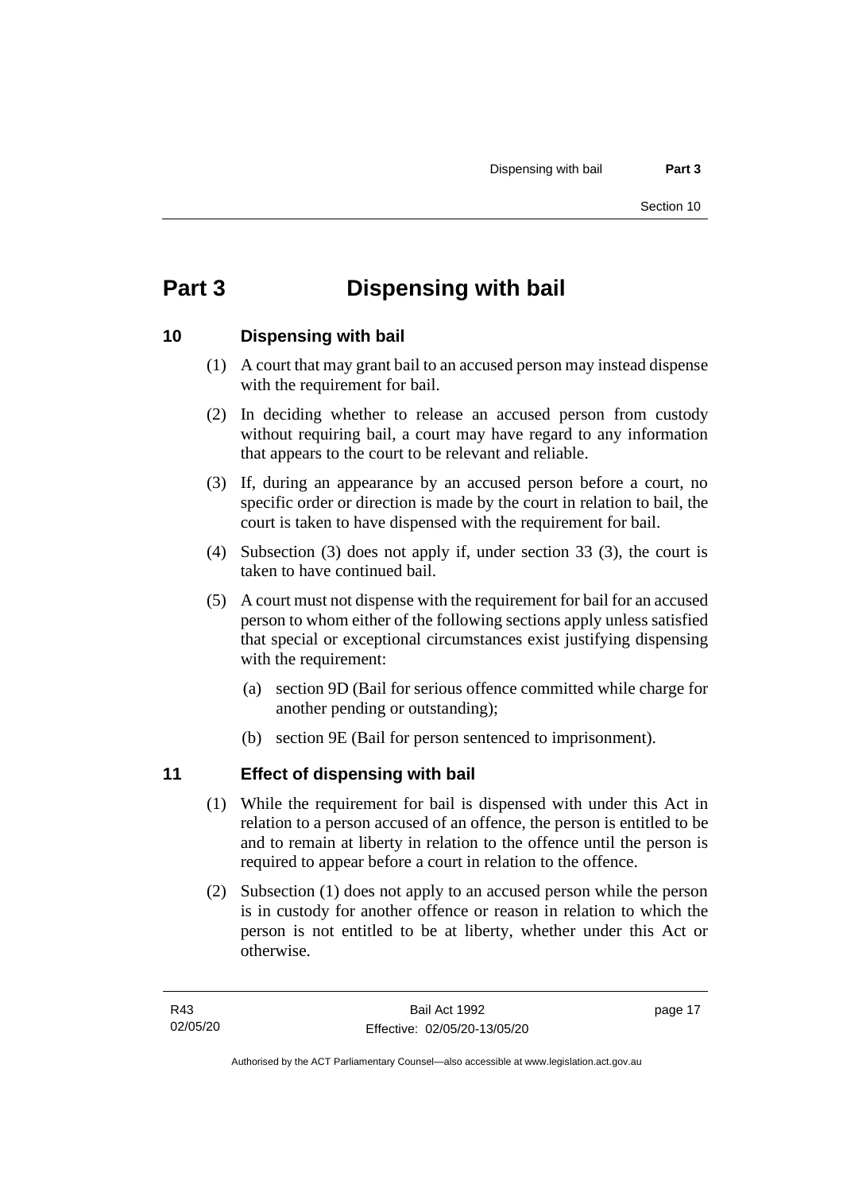# Part 3 Dispensing with bail

## 10 Dispensing with bail

(1) A court that may grant bail to an accused person may instead dispense with the requirement for bail.

(2) In deciding whether to release an accused person from custody without requiring bail, a court may have regard to any information that appears to the court to be relevant and reliable.

(3) If, during an appearance by an accused person before a court, no specific order or direction is made by the court in relation to bail, the court is taken to have dispensed with the requirement for bail.

(4) Subsection (3) does not apply if, under section 33 (3), the court is taken to have continued bail.

(5) A court must not dispense with the requirement for bail for an accused person to whom either of the following sections apply unless satisfied that special or exceptional circumstances exist justifying dispensing with the requirement:

- (a) section 9D (Bail for serious offence committed while charge for another pending or outstanding);
- (b) section 9E (Bail for person sentenced to imprisonment).

## 11 Effect of dispensing with bail

(1) While the requirement for bail is dispensed with under this Act in relation to a person accused of an offence, the person is entitled to be and to remain at liberty in relation to the offence until the person is required to appear before a court in relation to the offence.

(2) Subsection (1) does not apply to an accused person while the person is in custody for another offence or reason in relation to which the person is not entitled to be at liberty, whether under this Act or otherwise.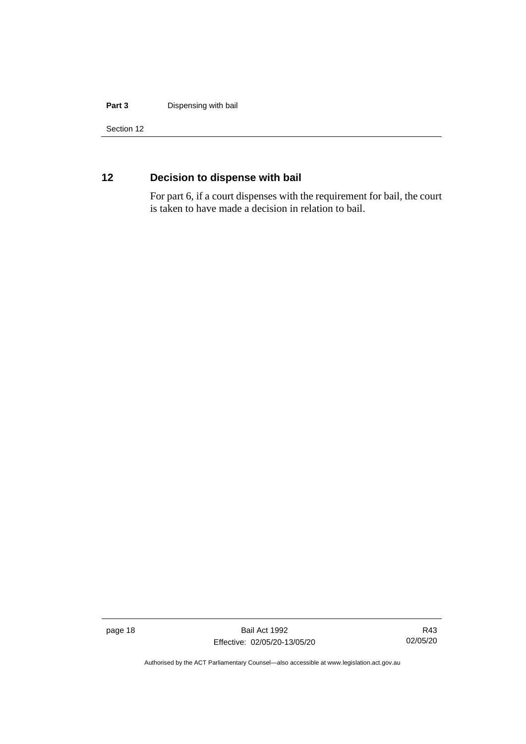## 12 Decision to dispense with bail

For part 6, if a court dispenses with the requirement for bail, the court is taken to have made a decision in relation to bail.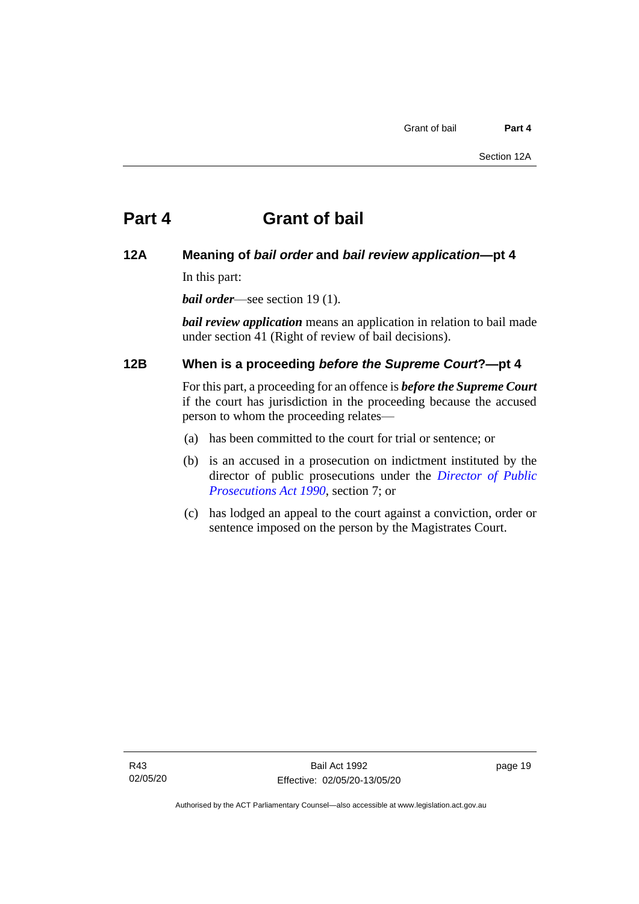# Part 4 Grant of bail

## 12A Meaning of *bail order* and *bail review application*—pt 4

In this part:

***bail order***—see section 19 (1).

***bail review application*** means an application in relation to bail made under section 41 (Right of review of bail decisions).

## 12B When is a proceeding *before the Supreme Court*?—pt 4

For this part, a proceeding for an offence is ***before the Supreme Court*** if the court has jurisdiction in the proceeding because the accused person to whom the proceeding relates—

(a) has been committed to the court for trial or sentence; or

(b) is an accused in a prosecution on indictment instituted by the director of public prosecutions under the *Director of Public Prosecutions Act 1990*, section 7; or

(c) has lodged an appeal to the court against a conviction, order or sentence imposed on the person by the Magistrates Court.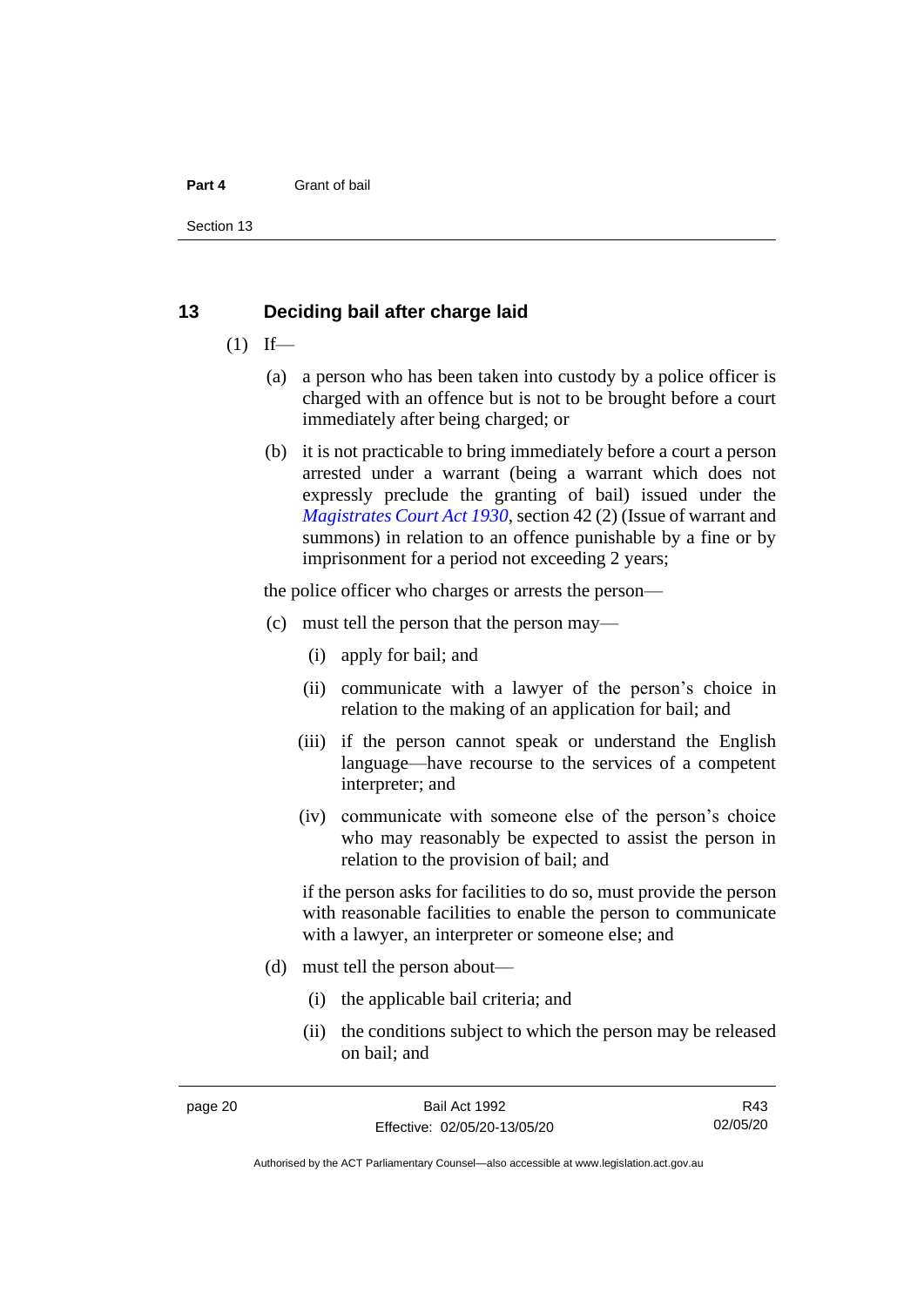## 13 Deciding bail after charge laid

(1) If—

(a) a person who has been taken into custody by a police officer is charged with an offence but is not to be brought before a court immediately after being charged; or

(b) it is not practicable to bring immediately before a court a person arrested under a warrant (being a warrant which does not expressly preclude the granting of bail) issued under the *Magistrates Court Act 1930*, section 42 (2) (Issue of warrant and summons) in relation to an offence punishable by a fine or by imprisonment for a period not exceeding 2 years;

the police officer who charges or arrests the person—

(c) must tell the person that the person may—

(i) apply for bail; and

(ii) communicate with a lawyer of the person's choice in relation to the making of an application for bail; and

(iii) if the person cannot speak or understand the English language—have recourse to the services of a competent interpreter; and

(iv) communicate with someone else of the person's choice who may reasonably be expected to assist the person in relation to the provision of bail; and

if the person asks for facilities to do so, must provide the person with reasonable facilities to enable the person to communicate with a lawyer, an interpreter or someone else; and

(d) must tell the person about—

(i) the applicable bail criteria; and

(ii) the conditions subject to which the person may be released on bail; and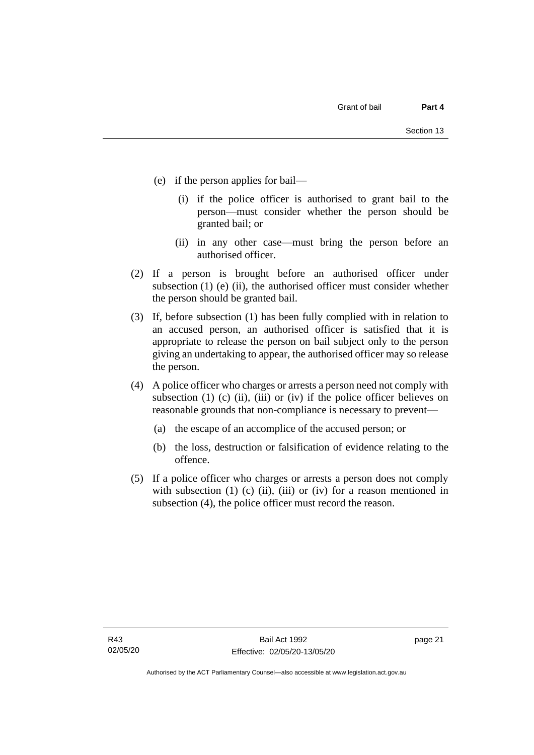(e) if the person applies for bail—

   (i) if the police officer is authorised to grant bail to the person—must consider whether the person should be granted bail; or

   (ii) in any other case—must bring the person before an authorised officer.

(2) If a person is brought before an authorised officer under subsection (1) (e) (ii), the authorised officer must consider whether the person should be granted bail.

(3) If, before subsection (1) has been fully complied with in relation to an accused person, an authorised officer is satisfied that it is appropriate to release the person on bail subject only to the person giving an undertaking to appear, the authorised officer may so release the person.

(4) A police officer who charges or arrests a person need not comply with subsection (1) (c) (ii), (iii) or (iv) if the police officer believes on reasonable grounds that non-compliance is necessary to prevent—

   (a) the escape of an accomplice of the accused person; or

   (b) the loss, destruction or falsification of evidence relating to the offence.

(5) If a police officer who charges or arrests a person does not comply with subsection (1) (c) (ii), (iii) or (iv) for a reason mentioned in subsection (4), the police officer must record the reason.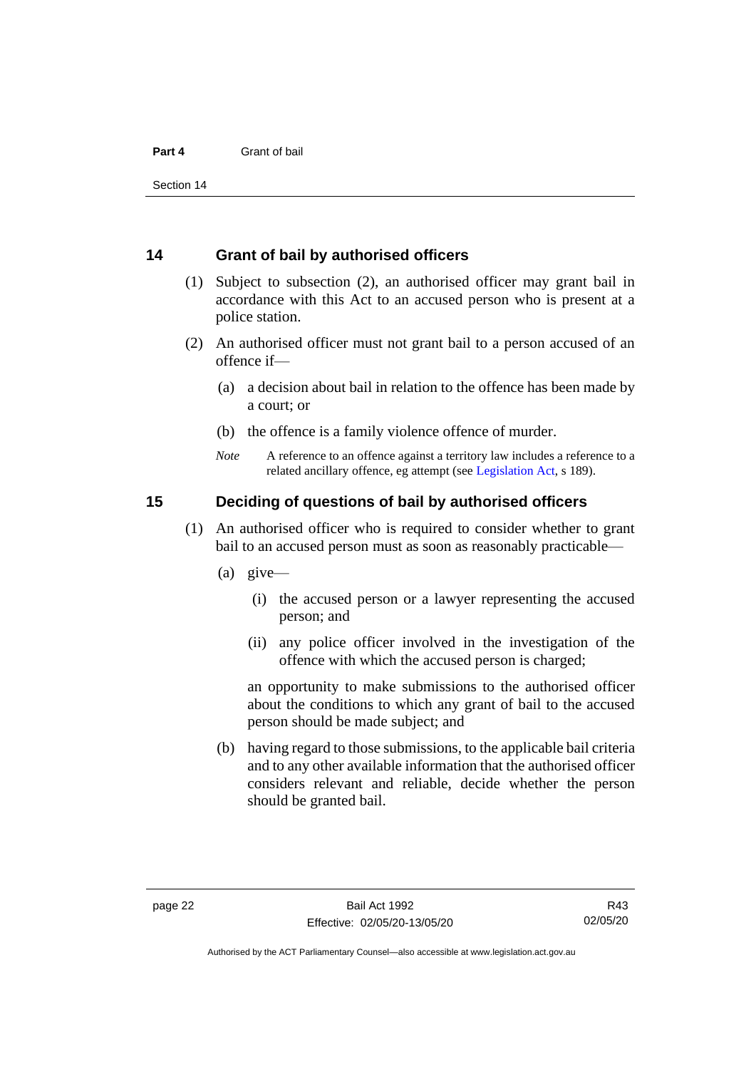## 14 Grant of bail by authorised officers

(1) Subject to subsection (2), an authorised officer may grant bail in accordance with this Act to an accused person who is present at a police station.

(2) An authorised officer must not grant bail to a person accused of an offence if—

(a) a decision about bail in relation to the offence has been made by a court; or

(b) the offence is a family violence offence of murder.

*Note* A reference to an offence against a territory law includes a reference to a related ancillary offence, eg attempt (see Legislation Act, s 189).

## 15 Deciding of questions of bail by authorised officers

(1) An authorised officer who is required to consider whether to grant bail to an accused person must as soon as reasonably practicable—

(a) give—

(i) the accused person or a lawyer representing the accused person; and

(ii) any police officer involved in the investigation of the offence with which the accused person is charged;

an opportunity to make submissions to the authorised officer about the conditions to which any grant of bail to the accused person should be made subject; and

(b) having regard to those submissions, to the applicable bail criteria and to any other available information that the authorised officer considers relevant and reliable, decide whether the person should be granted bail.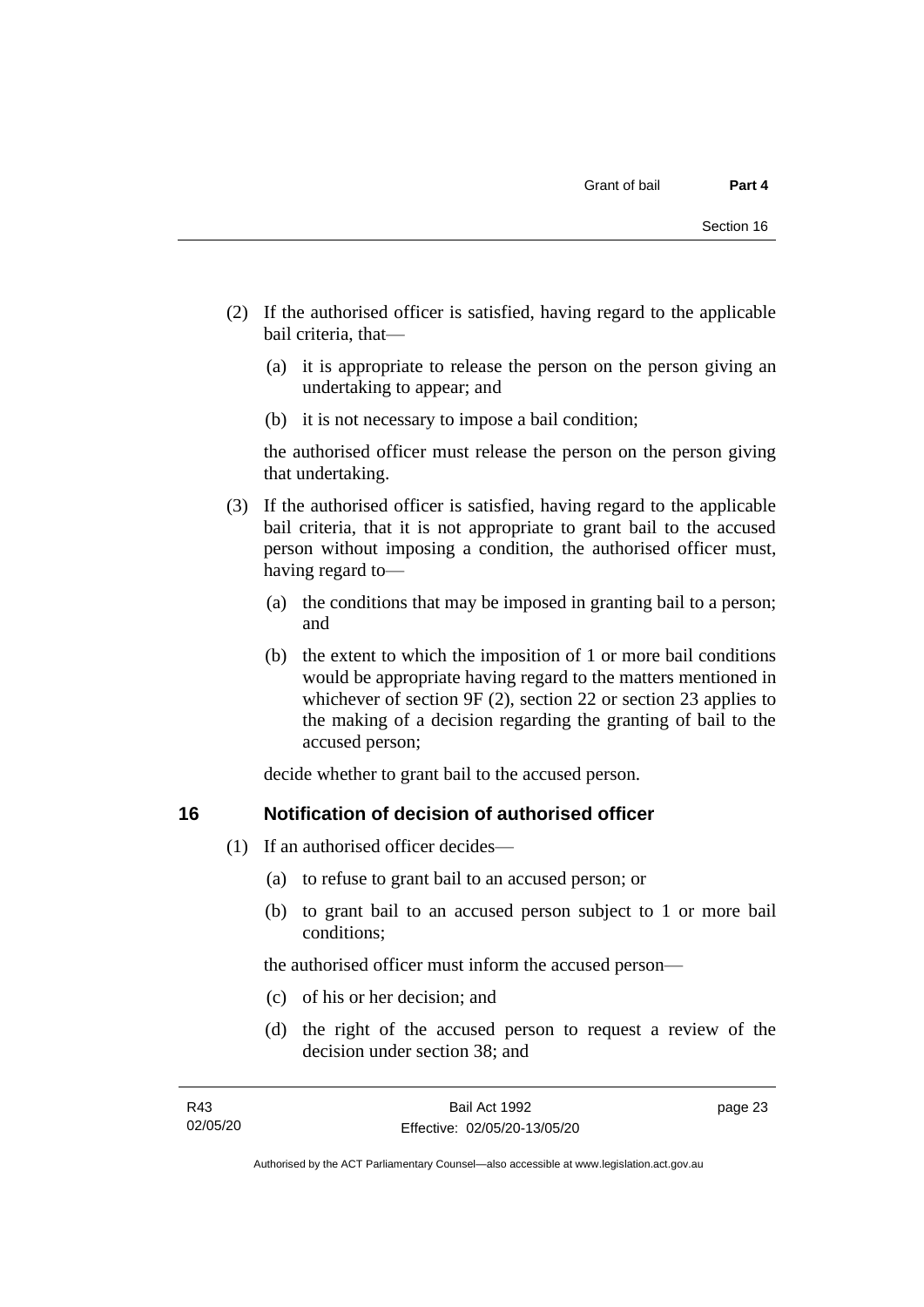(2) If the authorised officer is satisfied, having regard to the applicable bail criteria, that—

(a) it is appropriate to release the person on the person giving an undertaking to appear; and

(b) it is not necessary to impose a bail condition;

the authorised officer must release the person on the person giving that undertaking.

(3) If the authorised officer is satisfied, having regard to the applicable bail criteria, that it is not appropriate to grant bail to the accused person without imposing a condition, the authorised officer must, having regard to—

(a) the conditions that may be imposed in granting bail to a person; and

(b) the extent to which the imposition of 1 or more bail conditions would be appropriate having regard to the matters mentioned in whichever of section 9F (2), section 22 or section 23 applies to the making of a decision regarding the granting of bail to the accused person;

decide whether to grant bail to the accused person.

## 16 Notification of decision of authorised officer

(1) If an authorised officer decides—

(a) to refuse to grant bail to an accused person; or

(b) to grant bail to an accused person subject to 1 or more bail conditions;

the authorised officer must inform the accused person—

(c) of his or her decision; and

(d) the right of the accused person to request a review of the decision under section 38; and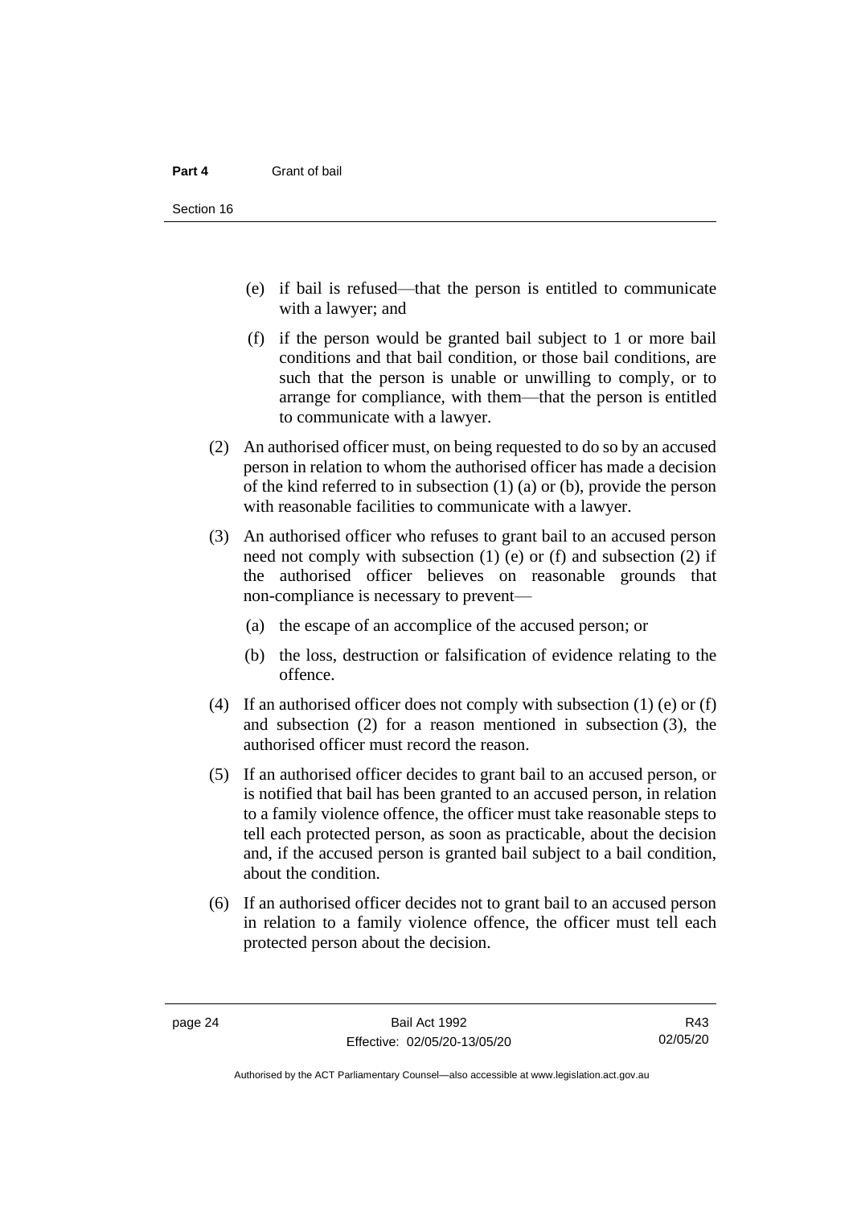(e) if bail is refused—that the person is entitled to communicate with a lawyer; and

(f) if the person would be granted bail subject to 1 or more bail conditions and that bail condition, or those bail conditions, are such that the person is unable or unwilling to comply, or to arrange for compliance, with them—that the person is entitled to communicate with a lawyer.

(2) An authorised officer must, on being requested to do so by an accused person in relation to whom the authorised officer has made a decision of the kind referred to in subsection (1) (a) or (b), provide the person with reasonable facilities to communicate with a lawyer.

(3) An authorised officer who refuses to grant bail to an accused person need not comply with subsection (1) (e) or (f) and subsection (2) if the authorised officer believes on reasonable grounds that non-compliance is necessary to prevent—

(a) the escape of an accomplice of the accused person; or

(b) the loss, destruction or falsification of evidence relating to the offence.

(4) If an authorised officer does not comply with subsection (1) (e) or (f) and subsection (2) for a reason mentioned in subsection (3), the authorised officer must record the reason.

(5) If an authorised officer decides to grant bail to an accused person, or is notified that bail has been granted to an accused person, in relation to a family violence offence, the officer must take reasonable steps to tell each protected person, as soon as practicable, about the decision and, if the accused person is granted bail subject to a bail condition, about the condition.

(6) If an authorised officer decides not to grant bail to an accused person in relation to a family violence offence, the officer must tell each protected person about the decision.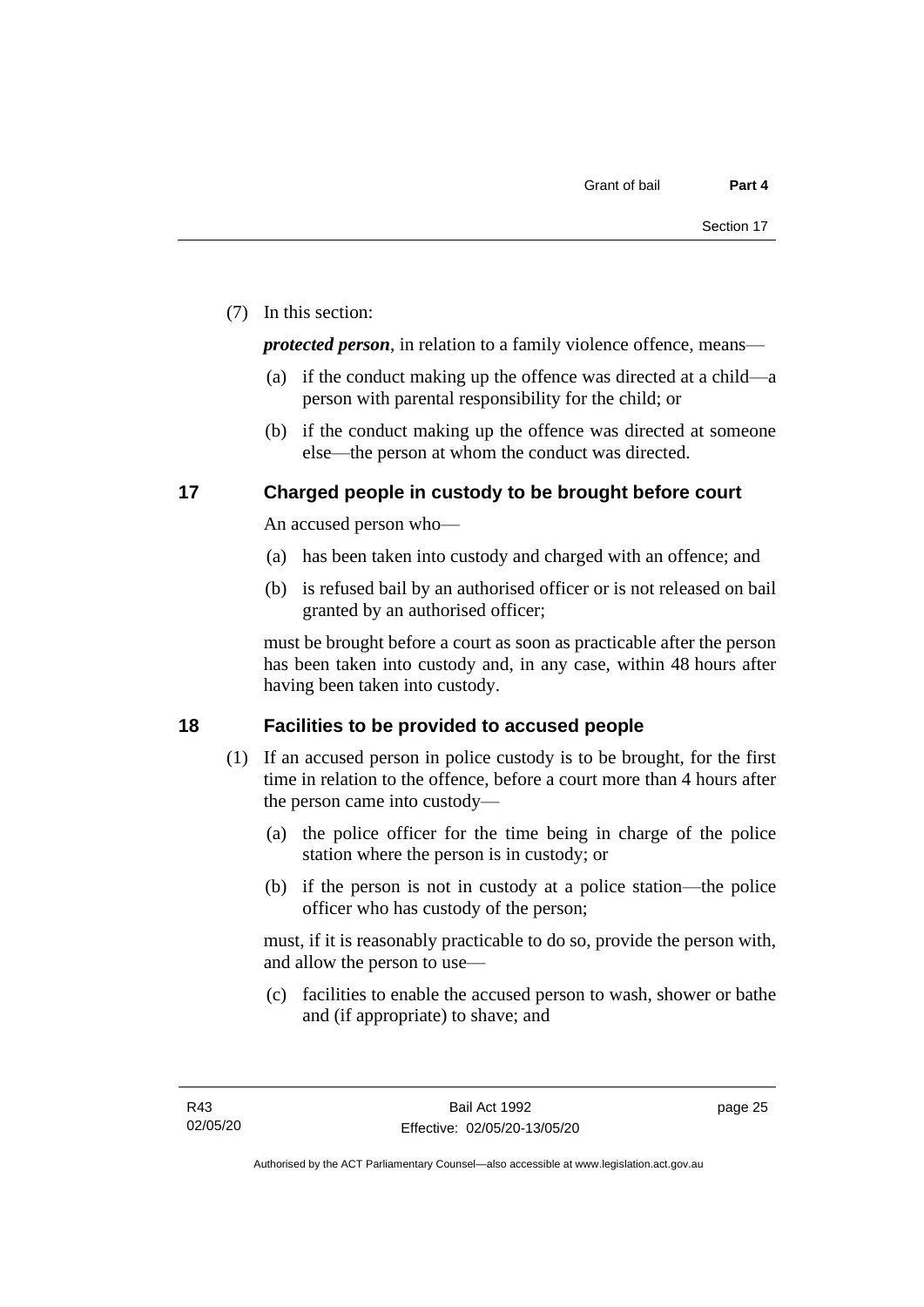(7) In this section:

***protected person***, in relation to a family violence offence, means—

(a) if the conduct making up the offence was directed at a child—a person with parental responsibility for the child; or

(b) if the conduct making up the offence was directed at someone else—the person at whom the conduct was directed.

## 17 Charged people in custody to be brought before court

An accused person who—

(a) has been taken into custody and charged with an offence; and

(b) is refused bail by an authorised officer or is not released on bail granted by an authorised officer;

must be brought before a court as soon as practicable after the person has been taken into custody and, in any case, within 48 hours after having been taken into custody.

## 18 Facilities to be provided to accused people

(1) If an accused person in police custody is to be brought, for the first time in relation to the offence, before a court more than 4 hours after the person came into custody—

(a) the police officer for the time being in charge of the police station where the person is in custody; or

(b) if the person is not in custody at a police station—the police officer who has custody of the person;

must, if it is reasonably practicable to do so, provide the person with, and allow the person to use—

(c) facilities to enable the accused person to wash, shower or bathe and (if appropriate) to shave; and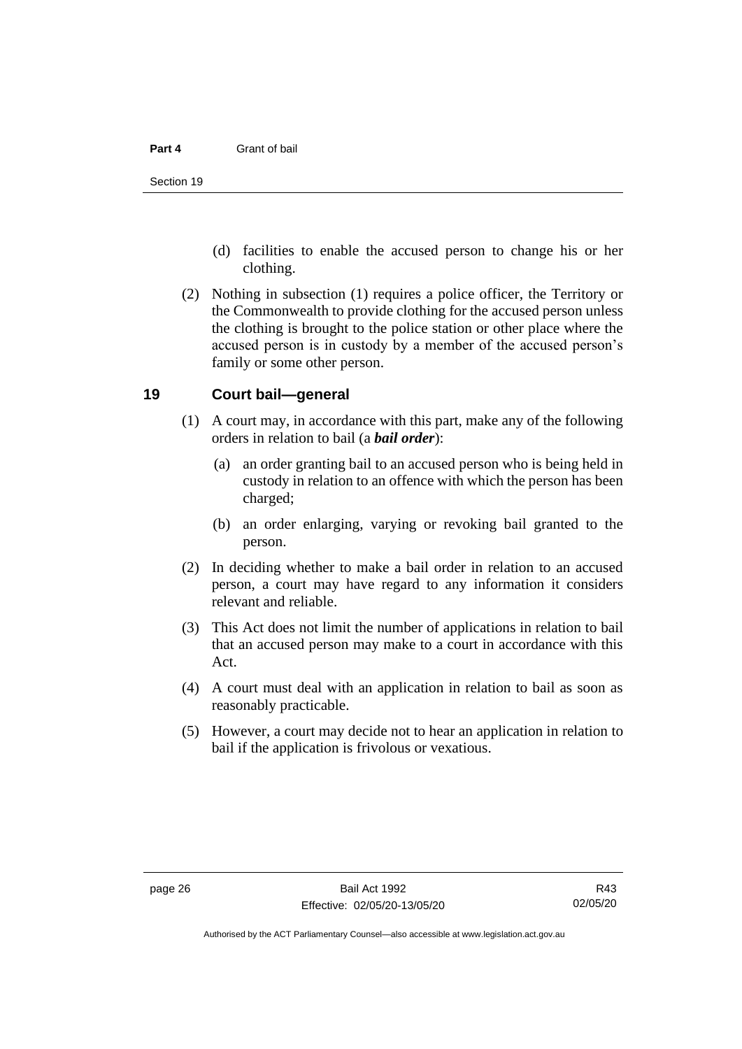(d) facilities to enable the accused person to change his or her clothing.

(2) Nothing in subsection (1) requires a police officer, the Territory or the Commonwealth to provide clothing for the accused person unless the clothing is brought to the police station or other place where the accused person is in custody by a member of the accused person's family or some other person.

## 19 Court bail—general

(1) A court may, in accordance with this part, make any of the following orders in relation to bail (a ***bail order***):

(a) an order granting bail to an accused person who is being held in custody in relation to an offence with which the person has been charged;

(b) an order enlarging, varying or revoking bail granted to the person.

(2) In deciding whether to make a bail order in relation to an accused person, a court may have regard to any information it considers relevant and reliable.

(3) This Act does not limit the number of applications in relation to bail that an accused person may make to a court in accordance with this Act.

(4) A court must deal with an application in relation to bail as soon as reasonably practicable.

(5) However, a court may decide not to hear an application in relation to bail if the application is frivolous or vexatious.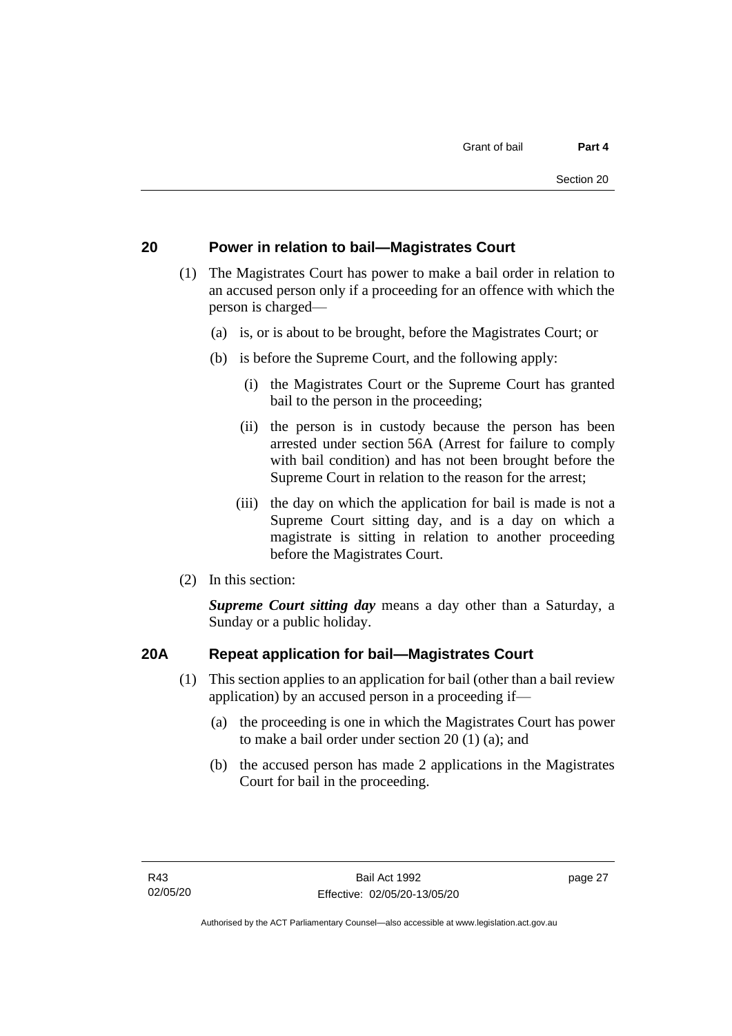## 20 Power in relation to bail—Magistrates Court

(1) The Magistrates Court has power to make a bail order in relation to an accused person only if a proceeding for an offence with which the person is charged—

(a) is, or is about to be brought, before the Magistrates Court; or

(b) is before the Supreme Court, and the following apply:

(i) the Magistrates Court or the Supreme Court has granted bail to the person in the proceeding;

(ii) the person is in custody because the person has been arrested under section 56A (Arrest for failure to comply with bail condition) and has not been brought before the Supreme Court in relation to the reason for the arrest;

(iii) the day on which the application for bail is made is not a Supreme Court sitting day, and is a day on which a magistrate is sitting in relation to another proceeding before the Magistrates Court.

(2) In this section:

***Supreme Court sitting day*** means a day other than a Saturday, a Sunday or a public holiday.

## 20A Repeat application for bail—Magistrates Court

(1) This section applies to an application for bail (other than a bail review application) by an accused person in a proceeding if—

(a) the proceeding is one in which the Magistrates Court has power to make a bail order under section 20 (1) (a); and

(b) the accused person has made 2 applications in the Magistrates Court for bail in the proceeding.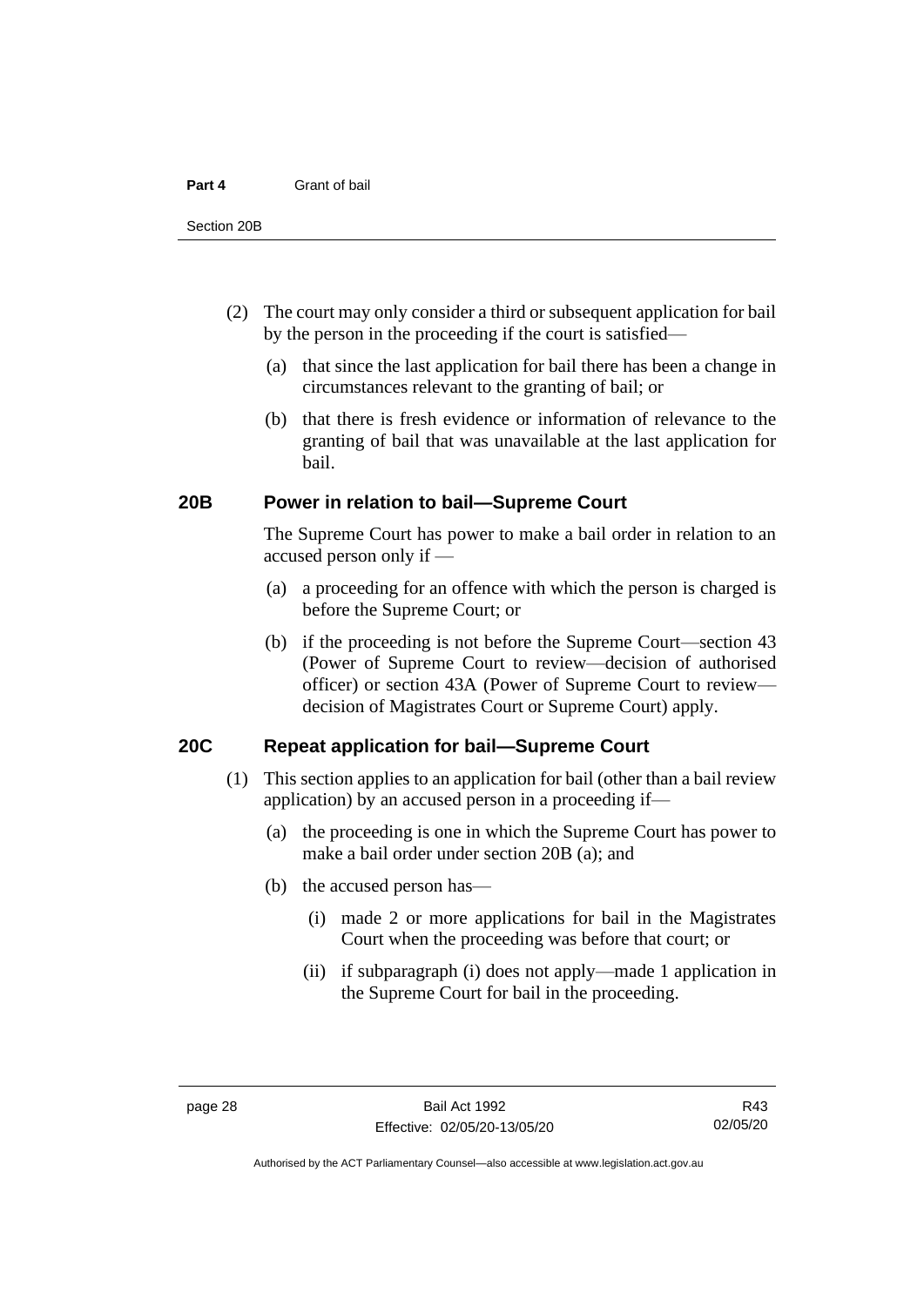(2) The court may only consider a third or subsequent application for bail by the person in the proceeding if the court is satisfied—

(a) that since the last application for bail there has been a change in circumstances relevant to the granting of bail; or

(b) that there is fresh evidence or information of relevance to the granting of bail that was unavailable at the last application for bail.

## 20B Power in relation to bail—Supreme Court

The Supreme Court has power to make a bail order in relation to an accused person only if —

(a) a proceeding for an offence with which the person is charged is before the Supreme Court; or

(b) if the proceeding is not before the Supreme Court—section 43 (Power of Supreme Court to review—decision of authorised officer) or section 43A (Power of Supreme Court to review—decision of Magistrates Court or Supreme Court) apply.

## 20C Repeat application for bail—Supreme Court

(1) This section applies to an application for bail (other than a bail review application) by an accused person in a proceeding if—

(a) the proceeding is one in which the Supreme Court has power to make a bail order under section 20B (a); and

(b) the accused person has—

(i) made 2 or more applications for bail in the Magistrates Court when the proceeding was before that court; or

(ii) if subparagraph (i) does not apply—made 1 application in the Supreme Court for bail in the proceeding.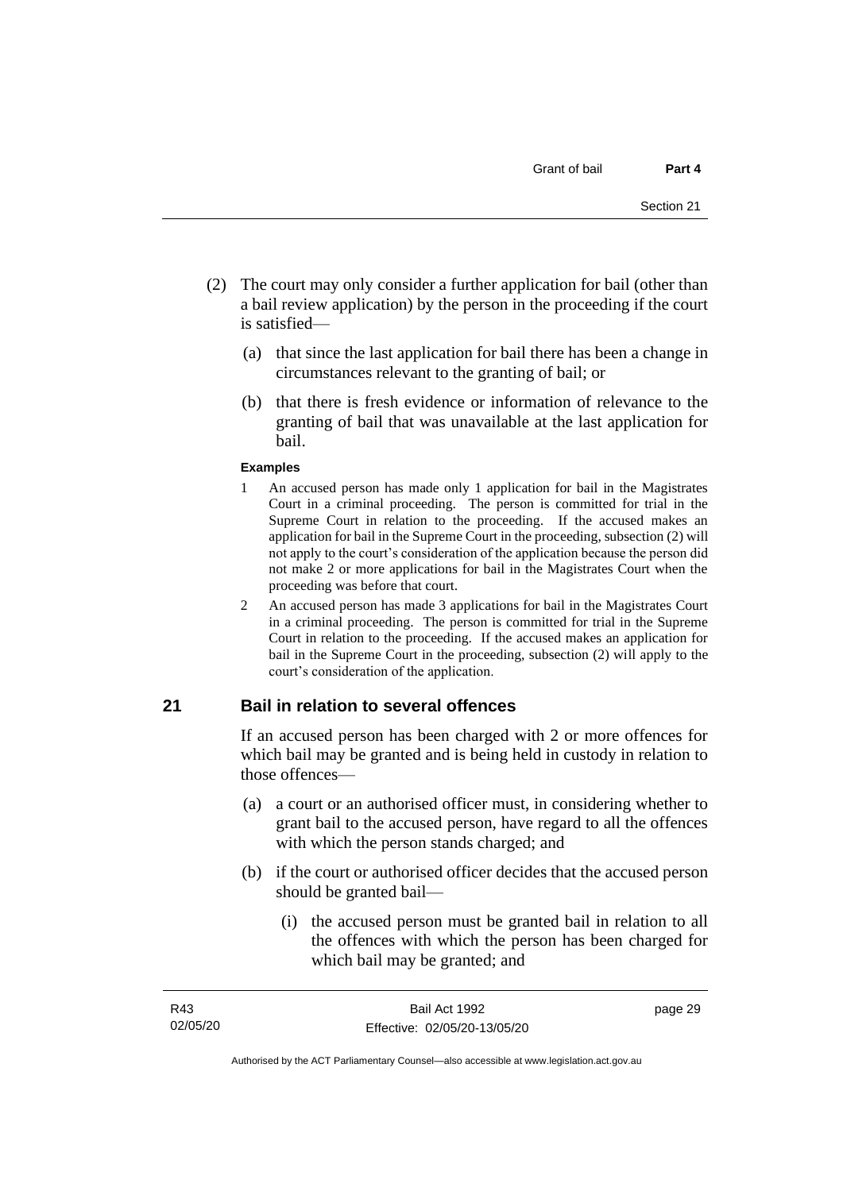(2) The court may only consider a further application for bail (other than a bail review application) by the person in the proceeding if the court is satisfied—

(a) that since the last application for bail there has been a change in circumstances relevant to the granting of bail; or

(b) that there is fresh evidence or information of relevance to the granting of bail that was unavailable at the last application for bail.

**Examples**

1 An accused person has made only 1 application for bail in the Magistrates Court in a criminal proceeding. The person is committed for trial in the Supreme Court in relation to the proceeding. If the accused makes an application for bail in the Supreme Court in the proceeding, subsection (2) will not apply to the court's consideration of the application because the person did not make 2 or more applications for bail in the Magistrates Court when the proceeding was before that court.

2 An accused person has made 3 applications for bail in the Magistrates Court in a criminal proceeding. The person is committed for trial in the Supreme Court in relation to the proceeding. If the accused makes an application for bail in the Supreme Court in the proceeding, subsection (2) will apply to the court's consideration of the application.

## 21 Bail in relation to several offences

If an accused person has been charged with 2 or more offences for which bail may be granted and is being held in custody in relation to those offences—

(a) a court or an authorised officer must, in considering whether to grant bail to the accused person, have regard to all the offences with which the person stands charged; and

(b) if the court or authorised officer decides that the accused person should be granted bail—

(i) the accused person must be granted bail in relation to all the offences with which the person has been charged for which bail may be granted; and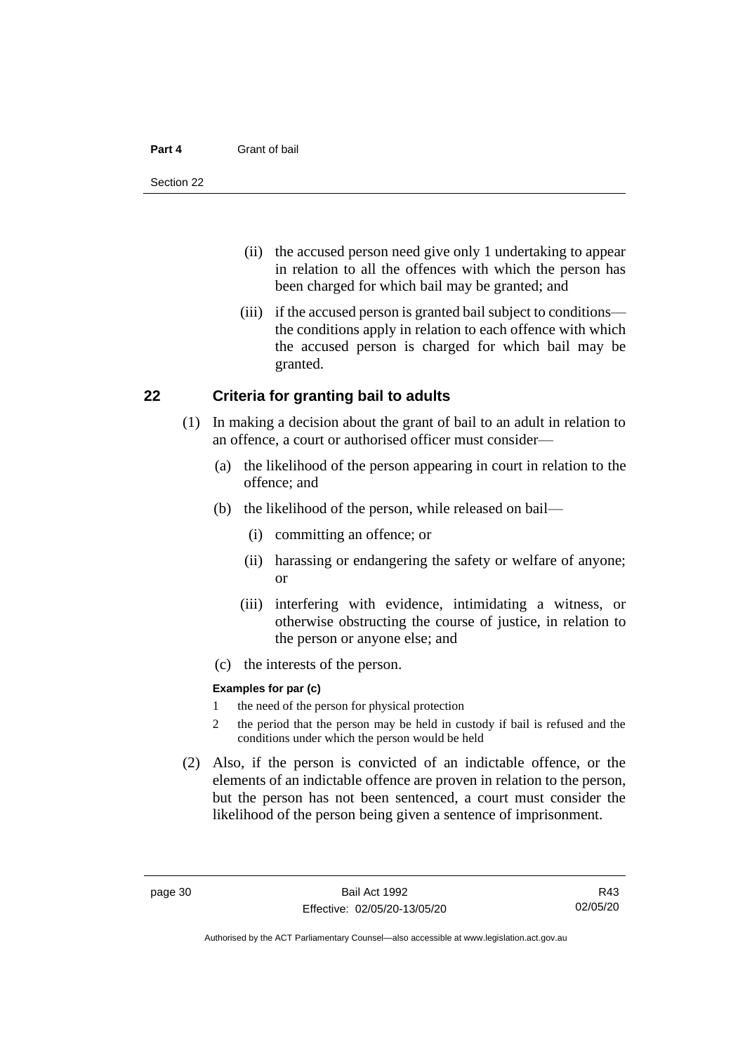(ii) the accused person need give only 1 undertaking to appear in relation to all the offences with which the person has been charged for which bail may be granted; and

(iii) if the accused person is granted bail subject to conditions—the conditions apply in relation to each offence with which the accused person is charged for which bail may be granted.

## 22 Criteria for granting bail to adults

(1) In making a decision about the grant of bail to an adult in relation to an offence, a court or authorised officer must consider—

(a) the likelihood of the person appearing in court in relation to the offence; and

(b) the likelihood of the person, while released on bail—

(i) committing an offence; or

(ii) harassing or endangering the safety or welfare of anyone; or

(iii) interfering with evidence, intimidating a witness, or otherwise obstructing the course of justice, in relation to the person or anyone else; and

(c) the interests of the person.

**Examples for par (c)**

1 the need of the person for physical protection

2 the period that the person may be held in custody if bail is refused and the conditions under which the person would be held

(2) Also, if the person is convicted of an indictable offence, or the elements of an indictable offence are proven in relation to the person, but the person has not been sentenced, a court must consider the likelihood of the person being given a sentence of imprisonment.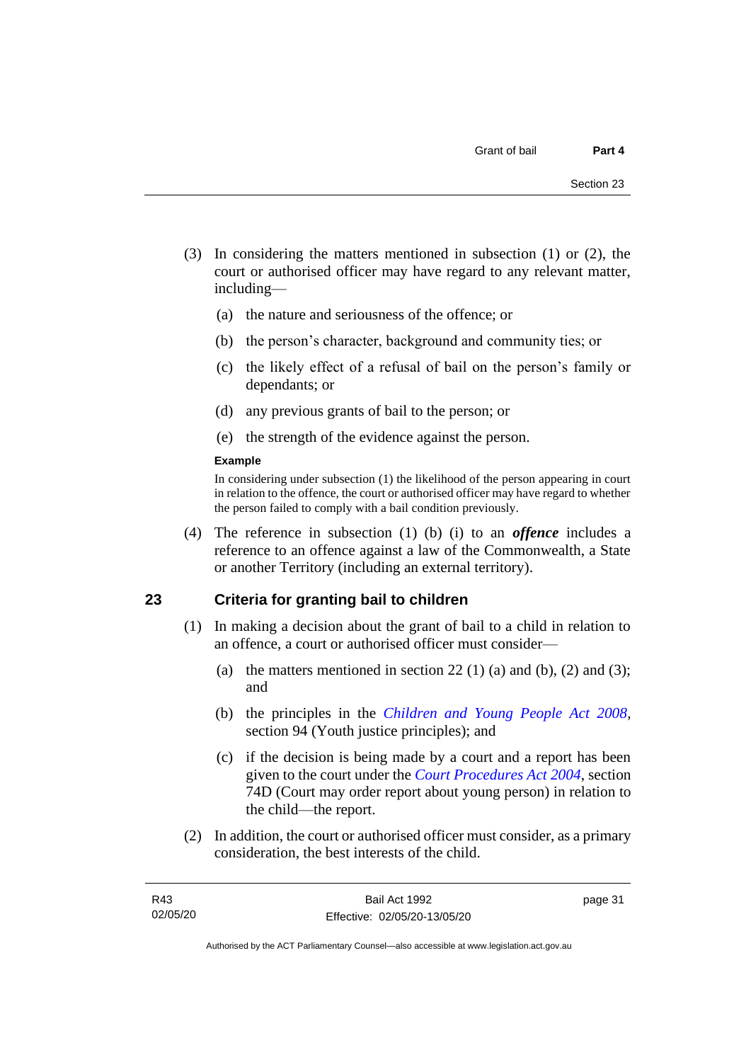(3) In considering the matters mentioned in subsection (1) or (2), the court or authorised officer may have regard to any relevant matter, including—

(a) the nature and seriousness of the offence; or

(b) the person's character, background and community ties; or

(c) the likely effect of a refusal of bail on the person's family or dependants; or

(d) any previous grants of bail to the person; or

(e) the strength of the evidence against the person.

**Example**

In considering under subsection (1) the likelihood of the person appearing in court in relation to the offence, the court or authorised officer may have regard to whether the person failed to comply with a bail condition previously.

(4) The reference in subsection (1) (b) (i) to an ***offence*** includes a reference to an offence against a law of the Commonwealth, a State or another Territory (including an external territory).

## 23 Criteria for granting bail to children

(1) In making a decision about the grant of bail to a child in relation to an offence, a court or authorised officer must consider—

(a) the matters mentioned in section 22 (1) (a) and (b), (2) and (3); and

(b) the principles in the *Children and Young People Act 2008*, section 94 (Youth justice principles); and

(c) if the decision is being made by a court and a report has been given to the court under the *Court Procedures Act 2004*, section 74D (Court may order report about young person) in relation to the child—the report.

(2) In addition, the court or authorised officer must consider, as a primary consideration, the best interests of the child.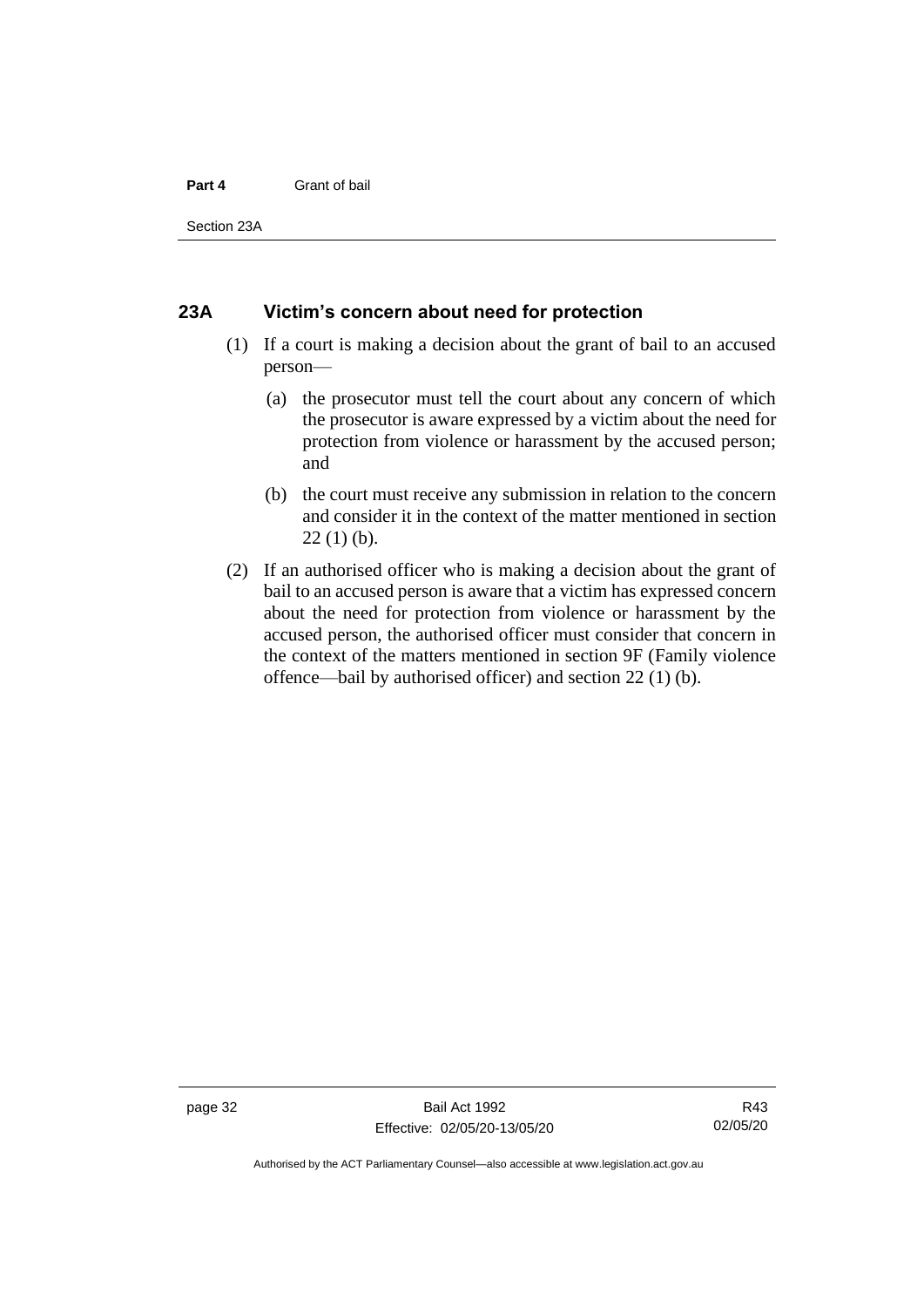## 23A Victim's concern about need for protection

(1) If a court is making a decision about the grant of bail to an accused person—

(a) the prosecutor must tell the court about any concern of which the prosecutor is aware expressed by a victim about the need for protection from violence or harassment by the accused person; and

(b) the court must receive any submission in relation to the concern and consider it in the context of the matter mentioned in section 22 (1) (b).

(2) If an authorised officer who is making a decision about the grant of bail to an accused person is aware that a victim has expressed concern about the need for protection from violence or harassment by the accused person, the authorised officer must consider that concern in the context of the matters mentioned in section 9F (Family violence offence—bail by authorised officer) and section 22 (1) (b).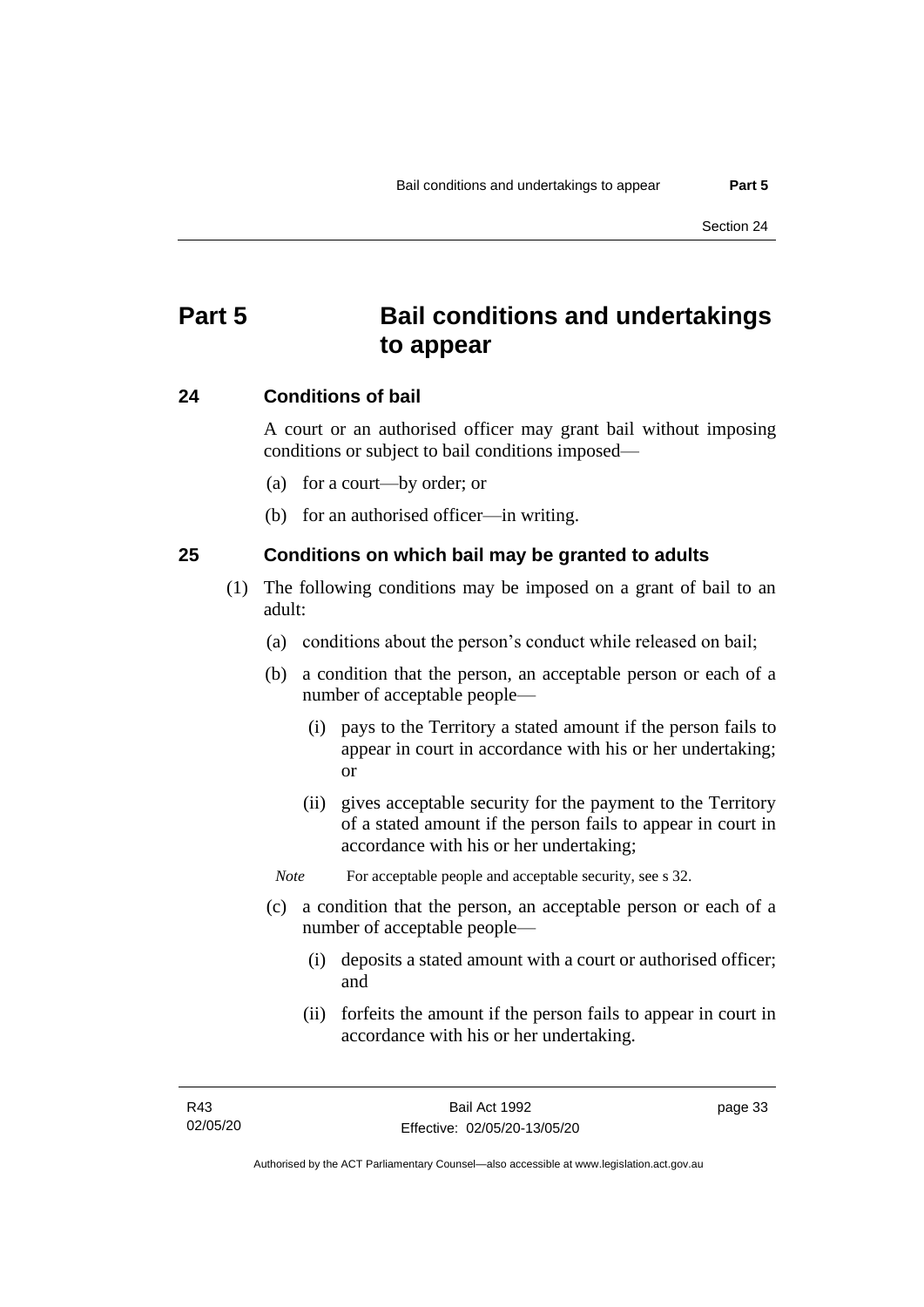# Part 5 Bail conditions and undertakings to appear

## 24 Conditions of bail

A court or an authorised officer may grant bail without imposing conditions or subject to bail conditions imposed—

(a) for a court—by order; or

(b) for an authorised officer—in writing.

## 25 Conditions on which bail may be granted to adults

(1) The following conditions may be imposed on a grant of bail to an adult:

(a) conditions about the person's conduct while released on bail;

(b) a condition that the person, an acceptable person or each of a number of acceptable people—

(i) pays to the Territory a stated amount if the person fails to appear in court in accordance with his or her undertaking; or

(ii) gives acceptable security for the payment to the Territory of a stated amount if the person fails to appear in court in accordance with his or her undertaking;

*Note* For acceptable people and acceptable security, see s 32.

(c) a condition that the person, an acceptable person or each of a number of acceptable people—

(i) deposits a stated amount with a court or authorised officer; and

(ii) forfeits the amount if the person fails to appear in court in accordance with his or her undertaking.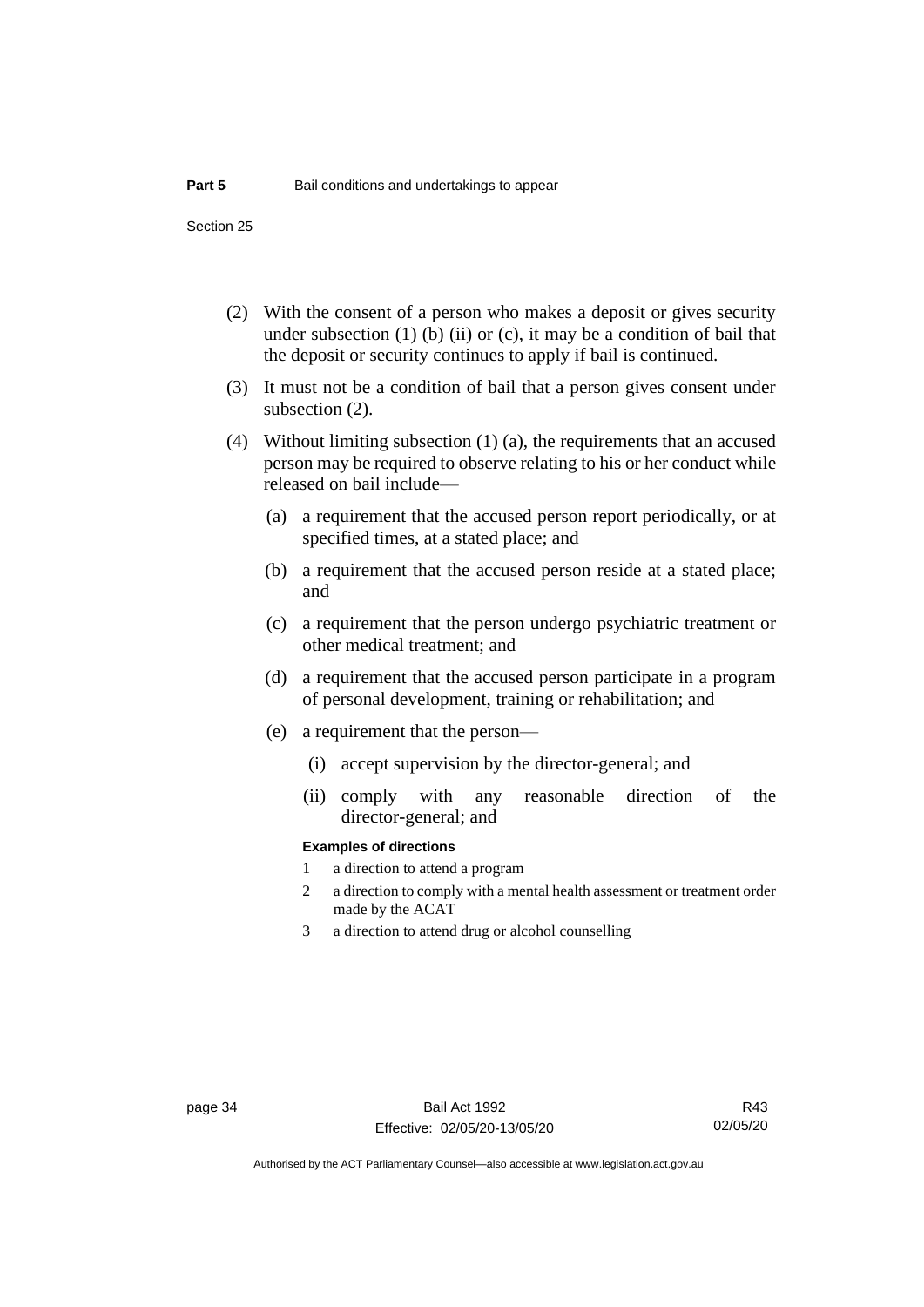(2) With the consent of a person who makes a deposit or gives security under subsection (1) (b) (ii) or (c), it may be a condition of bail that the deposit or security continues to apply if bail is continued.

(3) It must not be a condition of bail that a person gives consent under subsection (2).

(4) Without limiting subsection (1) (a), the requirements that an accused person may be required to observe relating to his or her conduct while released on bail include—

(a) a requirement that the accused person report periodically, or at specified times, at a stated place; and

(b) a requirement that the accused person reside at a stated place; and

(c) a requirement that the person undergo psychiatric treatment or other medical treatment; and

(d) a requirement that the accused person participate in a program of personal development, training or rehabilitation; and

(e) a requirement that the person—

(i) accept supervision by the director-general; and

(ii) comply with any reasonable direction of the director-general; and

**Examples of directions**

1 a direction to attend a program

2 a direction to comply with a mental health assessment or treatment order made by the ACAT

3 a direction to attend drug or alcohol counselling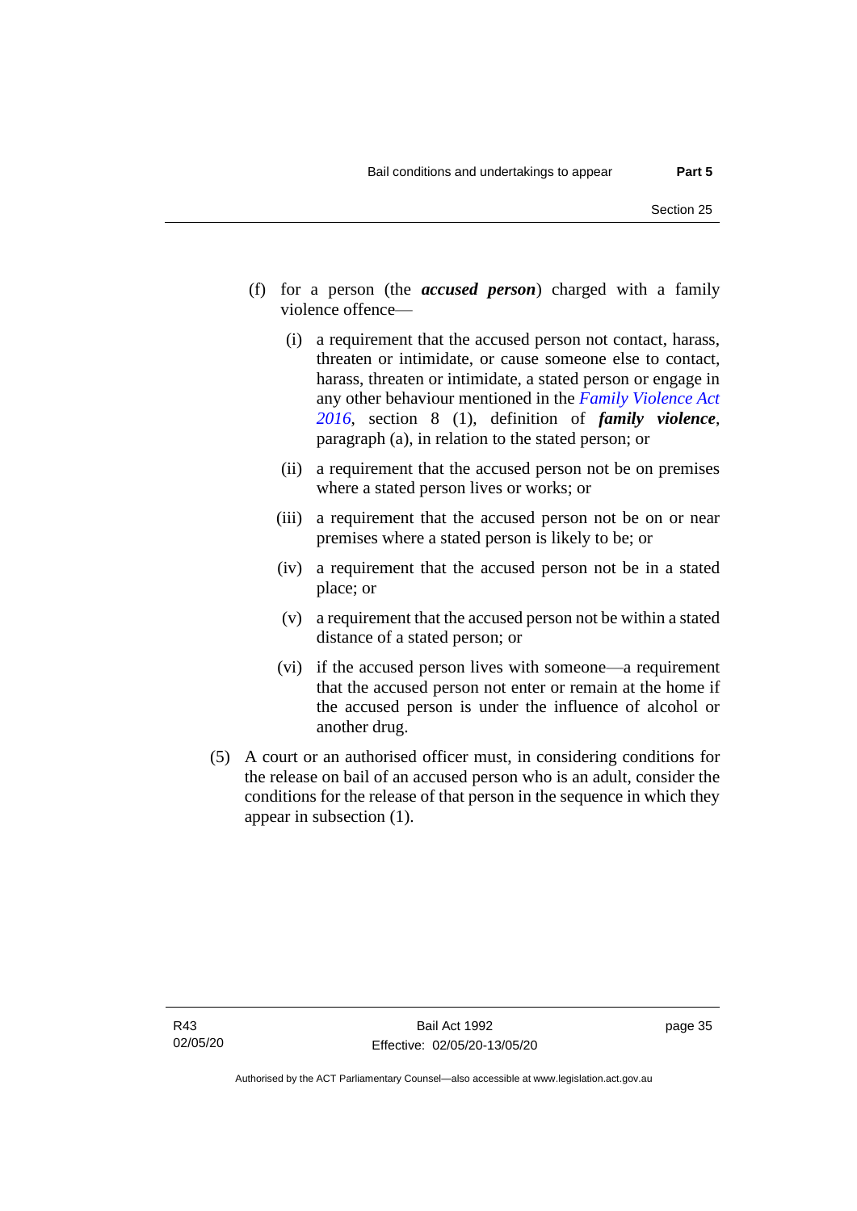(f) for a person (the ***accused person***) charged with a family violence offence—

   (i) a requirement that the accused person not contact, harass, threaten or intimidate, or cause someone else to contact, harass, threaten or intimidate, a stated person or engage in any other behaviour mentioned in the *Family Violence Act 2016*, section 8 (1), definition of ***family violence***, paragraph (a), in relation to the stated person; or

   (ii) a requirement that the accused person not be on premises where a stated person lives or works; or

   (iii) a requirement that the accused person not be on or near premises where a stated person is likely to be; or

   (iv) a requirement that the accused person not be in a stated place; or

   (v) a requirement that the accused person not be within a stated distance of a stated person; or

   (vi) if the accused person lives with someone—a requirement that the accused person not enter or remain at the home if the accused person is under the influence of alcohol or another drug.

(5) A court or an authorised officer must, in considering conditions for the release on bail of an accused person who is an adult, consider the conditions for the release of that person in the sequence in which they appear in subsection (1).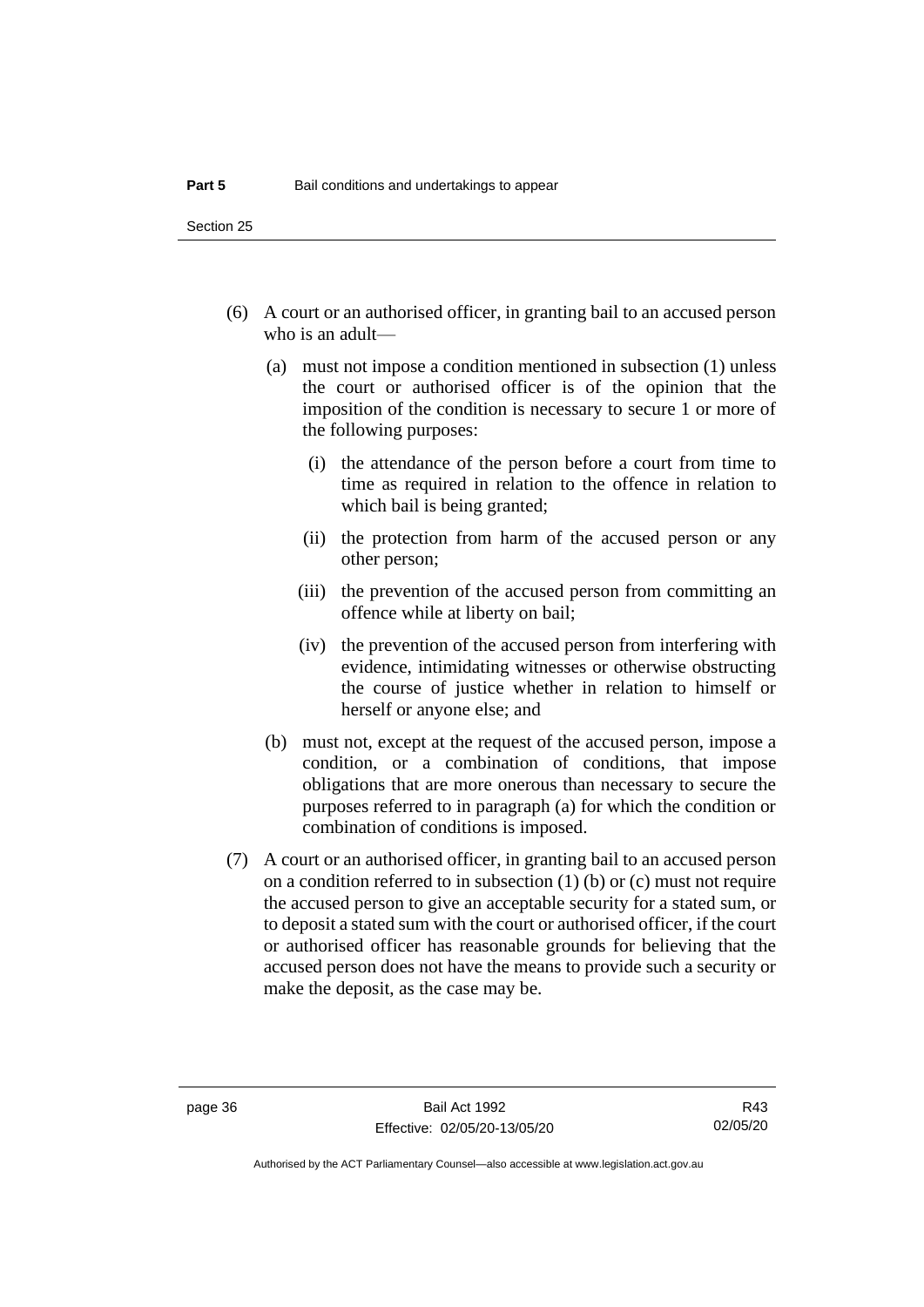(6) A court or an authorised officer, in granting bail to an accused person who is an adult—

  (a) must not impose a condition mentioned in subsection (1) unless the court or authorised officer is of the opinion that the imposition of the condition is necessary to secure 1 or more of the following purposes:

    (i) the attendance of the person before a court from time to time as required in relation to the offence in relation to which bail is being granted;

    (ii) the protection from harm of the accused person or any other person;

    (iii) the prevention of the accused person from committing an offence while at liberty on bail;

    (iv) the prevention of the accused person from interfering with evidence, intimidating witnesses or otherwise obstructing the course of justice whether in relation to himself or herself or anyone else; and

  (b) must not, except at the request of the accused person, impose a condition, or a combination of conditions, that impose obligations that are more onerous than necessary to secure the purposes referred to in paragraph (a) for which the condition or combination of conditions is imposed.

(7) A court or an authorised officer, in granting bail to an accused person on a condition referred to in subsection (1) (b) or (c) must not require the accused person to give an acceptable security for a stated sum, or to deposit a stated sum with the court or authorised officer, if the court or authorised officer has reasonable grounds for believing that the accused person does not have the means to provide such a security or make the deposit, as the case may be.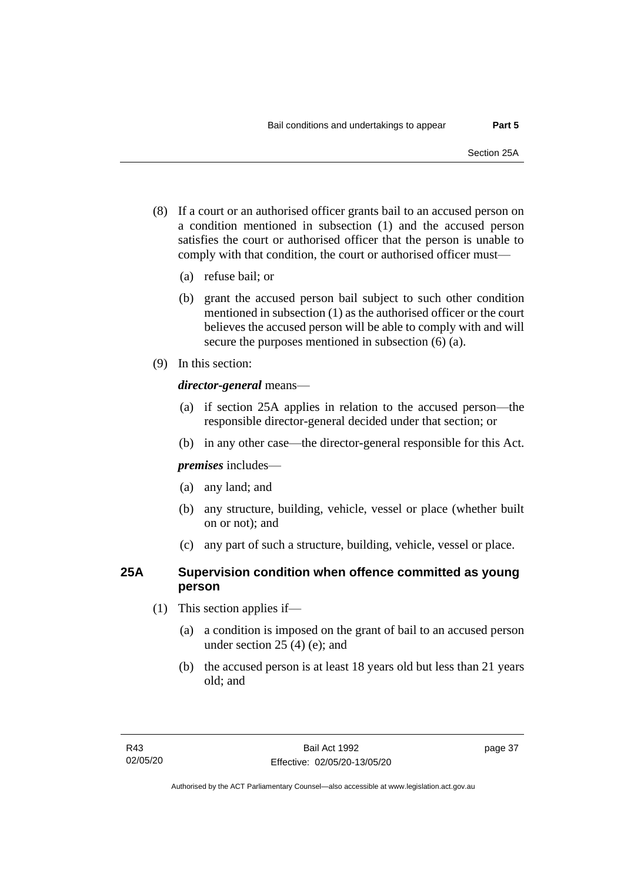(8) If a court or an authorised officer grants bail to an accused person on a condition mentioned in subsection (1) and the accused person satisfies the court or authorised officer that the person is unable to comply with that condition, the court or authorised officer must—

  (a) refuse bail; or

  (b) grant the accused person bail subject to such other condition mentioned in subsection (1) as the authorised officer or the court believes the accused person will be able to comply with and will secure the purposes mentioned in subsection (6) (a).

(9) In this section:

***director-general*** means—

  (a) if section 25A applies in relation to the accused person—the responsible director-general decided under that section; or

  (b) in any other case—the director-general responsible for this Act.

***premises*** includes—

  (a) any land; and

  (b) any structure, building, vehicle, vessel or place (whether built on or not); and

  (c) any part of such a structure, building, vehicle, vessel or place.

## 25A Supervision condition when offence committed as young person

(1) This section applies if—

  (a) a condition is imposed on the grant of bail to an accused person under section 25 (4) (e); and

  (b) the accused person is at least 18 years old but less than 21 years old; and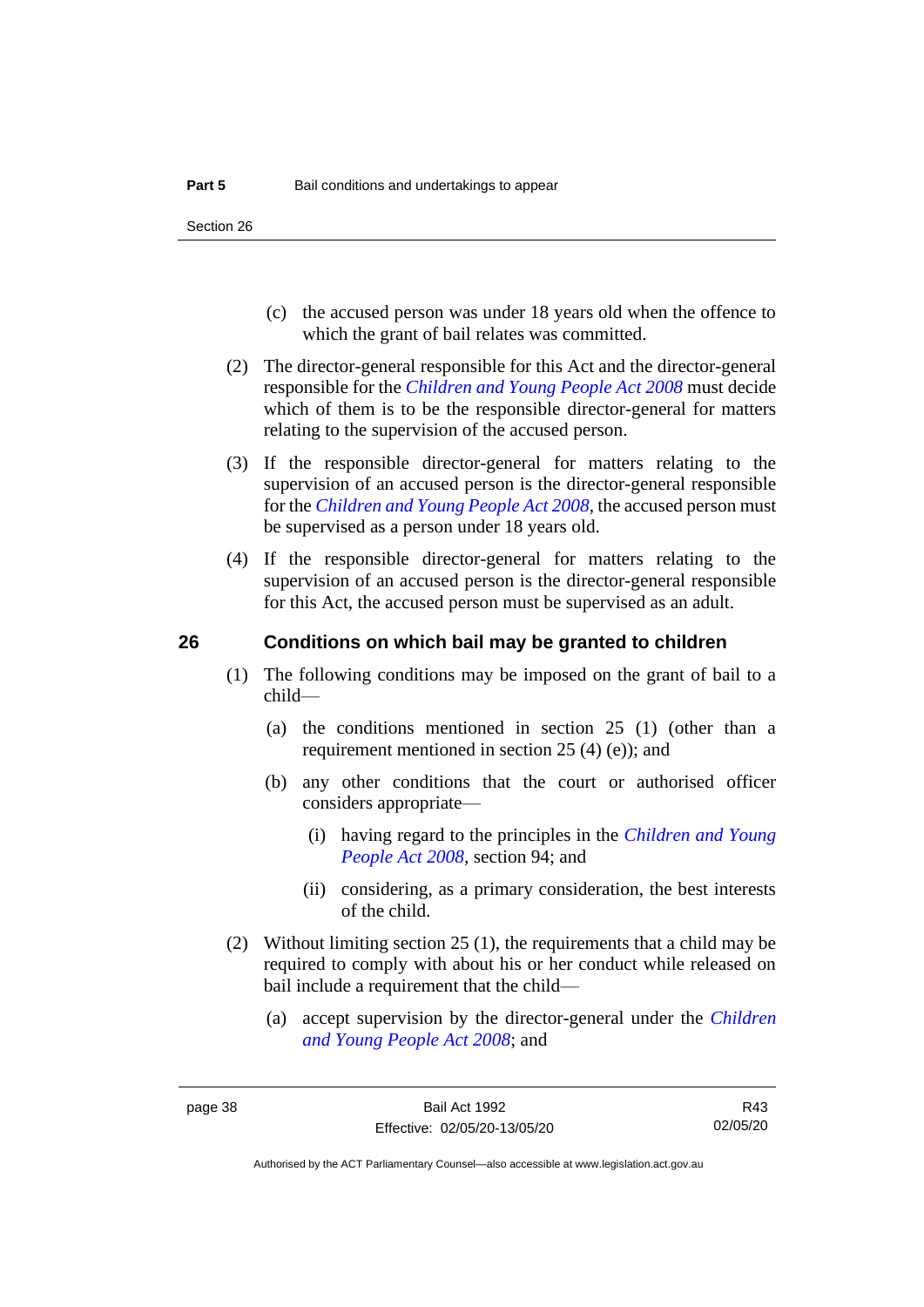(c) the accused person was under 18 years old when the offence to which the grant of bail relates was committed.

(2) The director-general responsible for this Act and the director-general responsible for the *Children and Young People Act 2008* must decide which of them is to be the responsible director-general for matters relating to the supervision of the accused person.

(3) If the responsible director-general for matters relating to the supervision of an accused person is the director-general responsible for the *Children and Young People Act 2008*, the accused person must be supervised as a person under 18 years old.

(4) If the responsible director-general for matters relating to the supervision of an accused person is the director-general responsible for this Act, the accused person must be supervised as an adult.

## 26 Conditions on which bail may be granted to children

(1) The following conditions may be imposed on the grant of bail to a child—

(a) the conditions mentioned in section 25 (1) (other than a requirement mentioned in section 25 (4) (e)); and

(b) any other conditions that the court or authorised officer considers appropriate—

(i) having regard to the principles in the *Children and Young People Act 2008*, section 94; and

(ii) considering, as a primary consideration, the best interests of the child.

(2) Without limiting section 25 (1), the requirements that a child may be required to comply with about his or her conduct while released on bail include a requirement that the child—

(a) accept supervision by the director-general under the *Children and Young People Act 2008*; and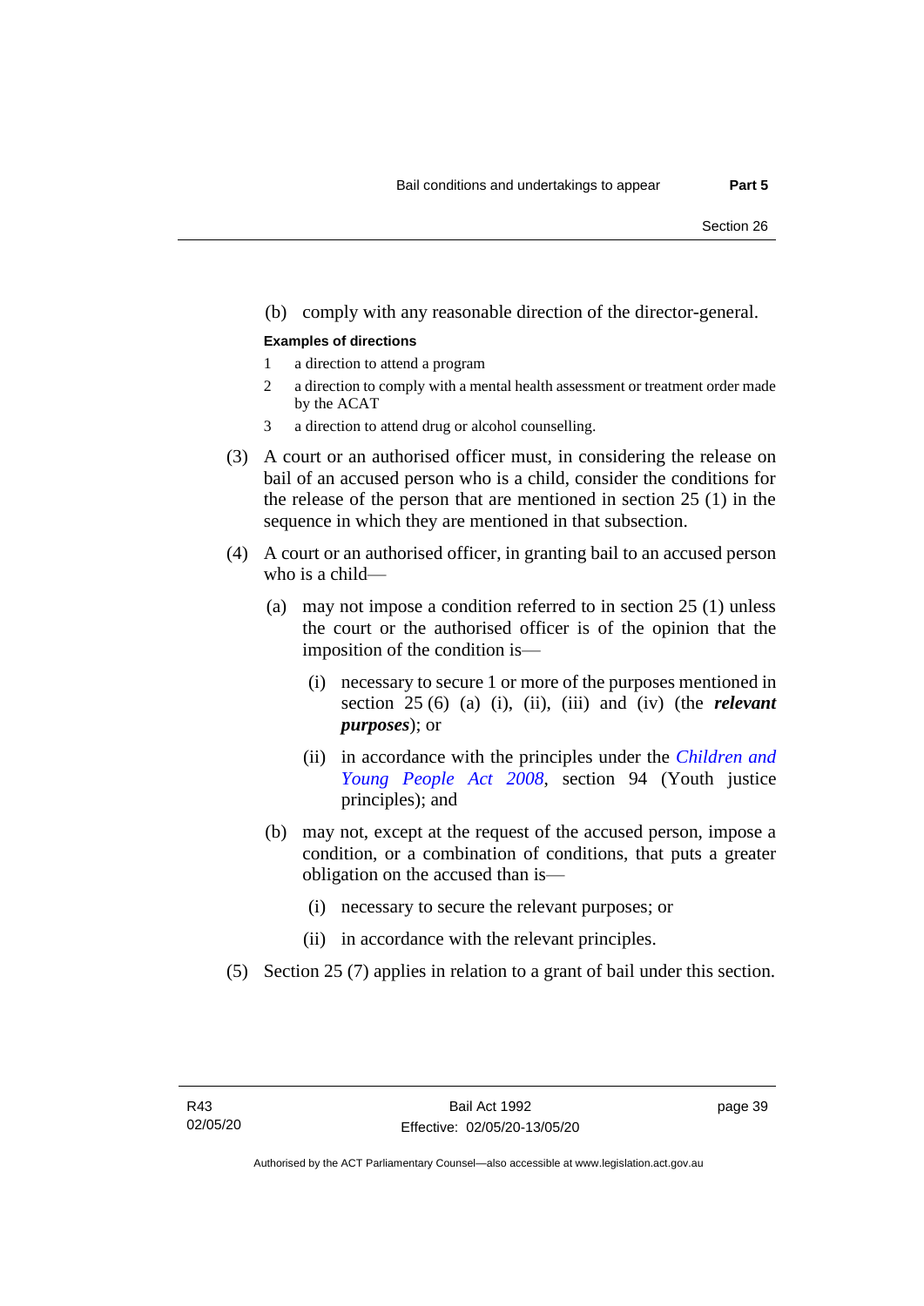(b) comply with any reasonable direction of the director-general.

**Examples of directions**

1 a direction to attend a program

2 a direction to comply with a mental health assessment or treatment order made by the ACAT

3 a direction to attend drug or alcohol counselling.

(3) A court or an authorised officer must, in considering the release on bail of an accused person who is a child, consider the conditions for the release of the person that are mentioned in section 25 (1) in the sequence in which they are mentioned in that subsection.

(4) A court or an authorised officer, in granting bail to an accused person who is a child—

(a) may not impose a condition referred to in section 25 (1) unless the court or the authorised officer is of the opinion that the imposition of the condition is—

(i) necessary to secure 1 or more of the purposes mentioned in section 25 (6) (a) (i), (ii), (iii) and (iv) (the ***relevant purposes***); or

(ii) in accordance with the principles under the *Children and Young People Act 2008*, section 94 (Youth justice principles); and

(b) may not, except at the request of the accused person, impose a condition, or a combination of conditions, that puts a greater obligation on the accused than is—

(i) necessary to secure the relevant purposes; or

(ii) in accordance with the relevant principles.

(5) Section 25 (7) applies in relation to a grant of bail under this section.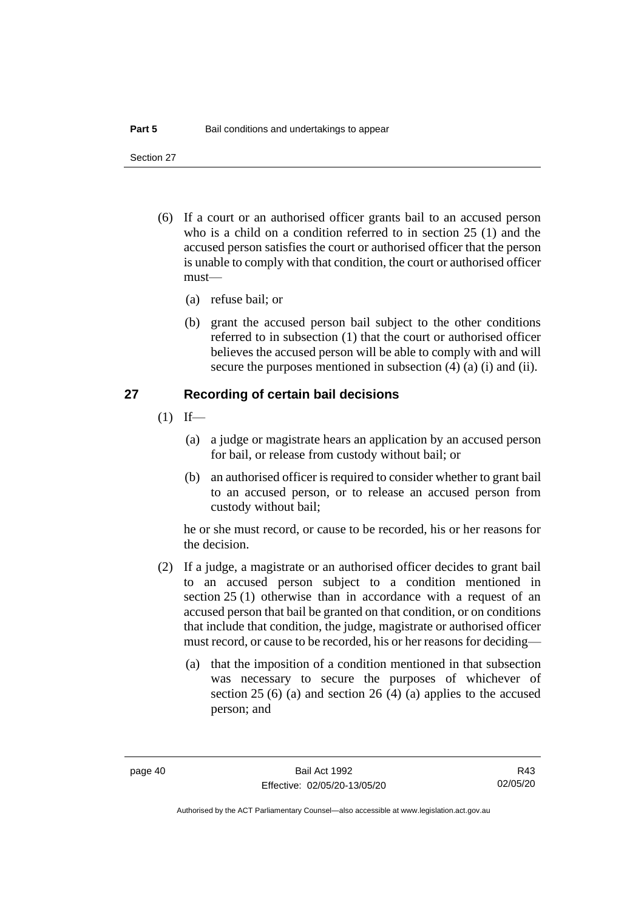(6) If a court or an authorised officer grants bail to an accused person who is a child on a condition referred to in section 25 (1) and the accused person satisfies the court or authorised officer that the person is unable to comply with that condition, the court or authorised officer must—

   (a) refuse bail; or

   (b) grant the accused person bail subject to the other conditions referred to in subsection (1) that the court or authorised officer believes the accused person will be able to comply with and will secure the purposes mentioned in subsection (4) (a) (i) and (ii).

## 27 Recording of certain bail decisions

(1) If—

   (a) a judge or magistrate hears an application by an accused person for bail, or release from custody without bail; or

   (b) an authorised officer is required to consider whether to grant bail to an accused person, or to release an accused person from custody without bail;

   he or she must record, or cause to be recorded, his or her reasons for the decision.

(2) If a judge, a magistrate or an authorised officer decides to grant bail to an accused person subject to a condition mentioned in section 25 (1) otherwise than in accordance with a request of an accused person that bail be granted on that condition, or on conditions that include that condition, the judge, magistrate or authorised officer must record, or cause to be recorded, his or her reasons for deciding—

   (a) that the imposition of a condition mentioned in that subsection was necessary to secure the purposes of whichever of section 25 (6) (a) and section 26 (4) (a) applies to the accused person; and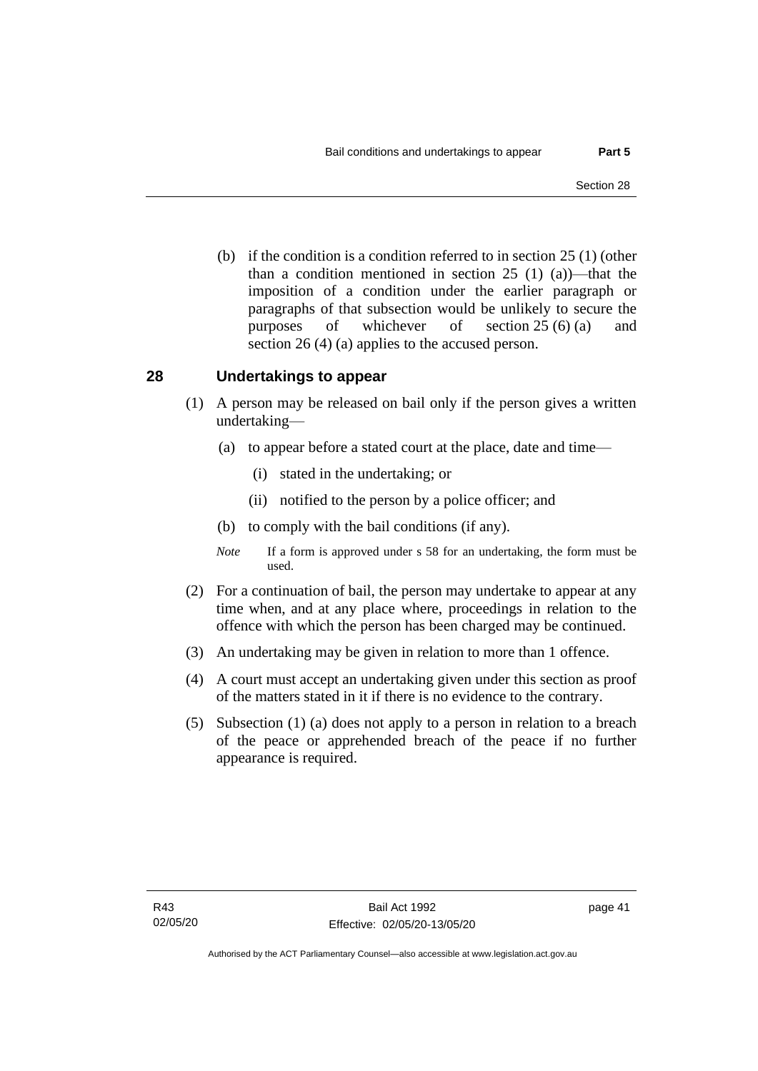(b) if the condition is a condition referred to in section 25 (1) (other than a condition mentioned in section 25 (1) (a))—that the imposition of a condition under the earlier paragraph or paragraphs of that subsection would be unlikely to secure the purposes of whichever of section 25 (6) (a) and section 26 (4) (a) applies to the accused person.

## 28 Undertakings to appear

(1) A person may be released on bail only if the person gives a written undertaking—

(a) to appear before a stated court at the place, date and time—

(i) stated in the undertaking; or

(ii) notified to the person by a police officer; and

(b) to comply with the bail conditions (if any).

*Note* If a form is approved under s 58 for an undertaking, the form must be used.

(2) For a continuation of bail, the person may undertake to appear at any time when, and at any place where, proceedings in relation to the offence with which the person has been charged may be continued.

(3) An undertaking may be given in relation to more than 1 offence.

(4) A court must accept an undertaking given under this section as proof of the matters stated in it if there is no evidence to the contrary.

(5) Subsection (1) (a) does not apply to a person in relation to a breach of the peace or apprehended breach of the peace if no further appearance is required.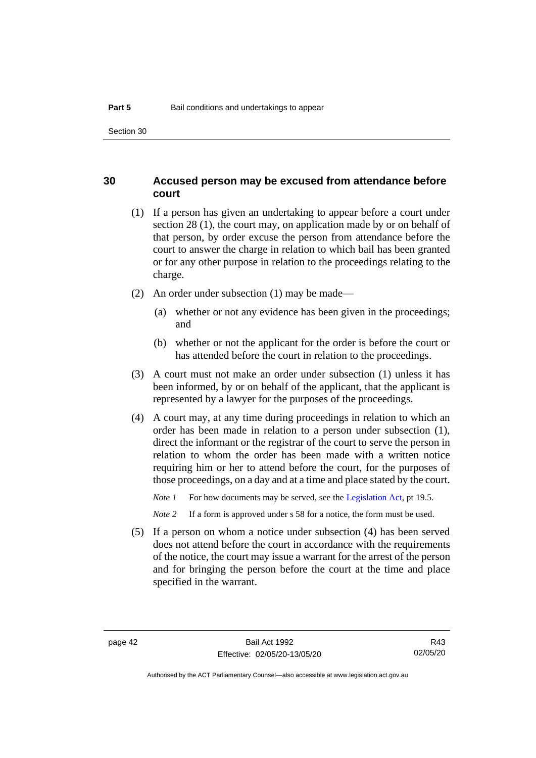### 30 Accused person may be excused from attendance before court

(1) If a person has given an undertaking to appear before a court under section 28 (1), the court may, on application made by or on behalf of that person, by order excuse the person from attendance before the court to answer the charge in relation to which bail has been granted or for any other purpose in relation to the proceedings relating to the charge.

(2) An order under subsection (1) may be made—

(a) whether or not any evidence has been given in the proceedings; and

(b) whether or not the applicant for the order is before the court or has attended before the court in relation to the proceedings.

(3) A court must not make an order under subsection (1) unless it has been informed, by or on behalf of the applicant, that the applicant is represented by a lawyer for the purposes of the proceedings.

(4) A court may, at any time during proceedings in relation to which an order has been made in relation to a person under subsection (1), direct the informant or the registrar of the court to serve the person in relation to whom the order has been made with a written notice requiring him or her to attend before the court, for the purposes of those proceedings, on a day and at a time and place stated by the court.

*Note 1* For how documents may be served, see the Legislation Act, pt 19.5.

*Note 2* If a form is approved under s 58 for a notice, the form must be used.

(5) If a person on whom a notice under subsection (4) has been served does not attend before the court in accordance with the requirements of the notice, the court may issue a warrant for the arrest of the person and for bringing the person before the court at the time and place specified in the warrant.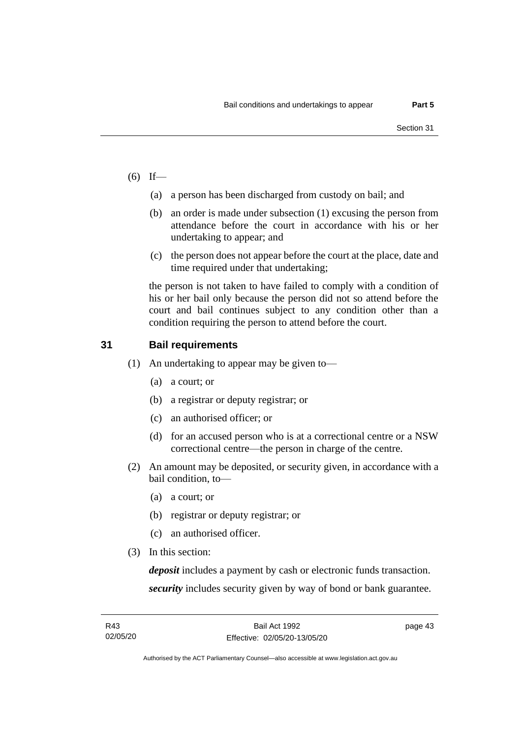(6) If—

  (a) a person has been discharged from custody on bail; and

  (b) an order is made under subsection (1) excusing the person from attendance before the court in accordance with his or her undertaking to appear; and

  (c) the person does not appear before the court at the place, date and time required under that undertaking;

  the person is not taken to have failed to comply with a condition of his or her bail only because the person did not so attend before the court and bail continues subject to any condition other than a condition requiring the person to attend before the court.

## 31 Bail requirements

(1) An undertaking to appear may be given to—

  (a) a court; or

  (b) a registrar or deputy registrar; or

  (c) an authorised officer; or

  (d) for an accused person who is at a correctional centre or a NSW correctional centre—the person in charge of the centre.

(2) An amount may be deposited, or security given, in accordance with a bail condition, to—

  (a) a court; or

  (b) registrar or deputy registrar; or

  (c) an authorised officer.

(3) In this section:

  ***deposit*** includes a payment by cash or electronic funds transaction.

  ***security*** includes security given by way of bond or bank guarantee.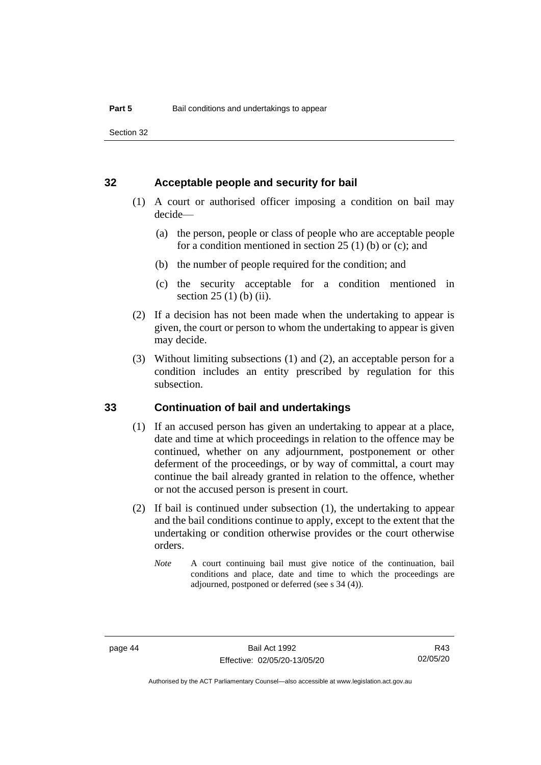## 32 Acceptable people and security for bail

(1) A court or authorised officer imposing a condition on bail may decide—

(a) the person, people or class of people who are acceptable people for a condition mentioned in section 25 (1) (b) or (c); and

(b) the number of people required for the condition; and

(c) the security acceptable for a condition mentioned in section 25 (1) (b) (ii).

(2) If a decision has not been made when the undertaking to appear is given, the court or person to whom the undertaking to appear is given may decide.

(3) Without limiting subsections (1) and (2), an acceptable person for a condition includes an entity prescribed by regulation for this subsection.

## 33 Continuation of bail and undertakings

(1) If an accused person has given an undertaking to appear at a place, date and time at which proceedings in relation to the offence may be continued, whether on any adjournment, postponement or other deferment of the proceedings, or by way of committal, a court may continue the bail already granted in relation to the offence, whether or not the accused person is present in court.

(2) If bail is continued under subsection (1), the undertaking to appear and the bail conditions continue to apply, except to the extent that the undertaking or condition otherwise provides or the court otherwise orders.

*Note* A court continuing bail must give notice of the continuation, bail conditions and place, date and time to which the proceedings are adjourned, postponed or deferred (see s 34 (4)).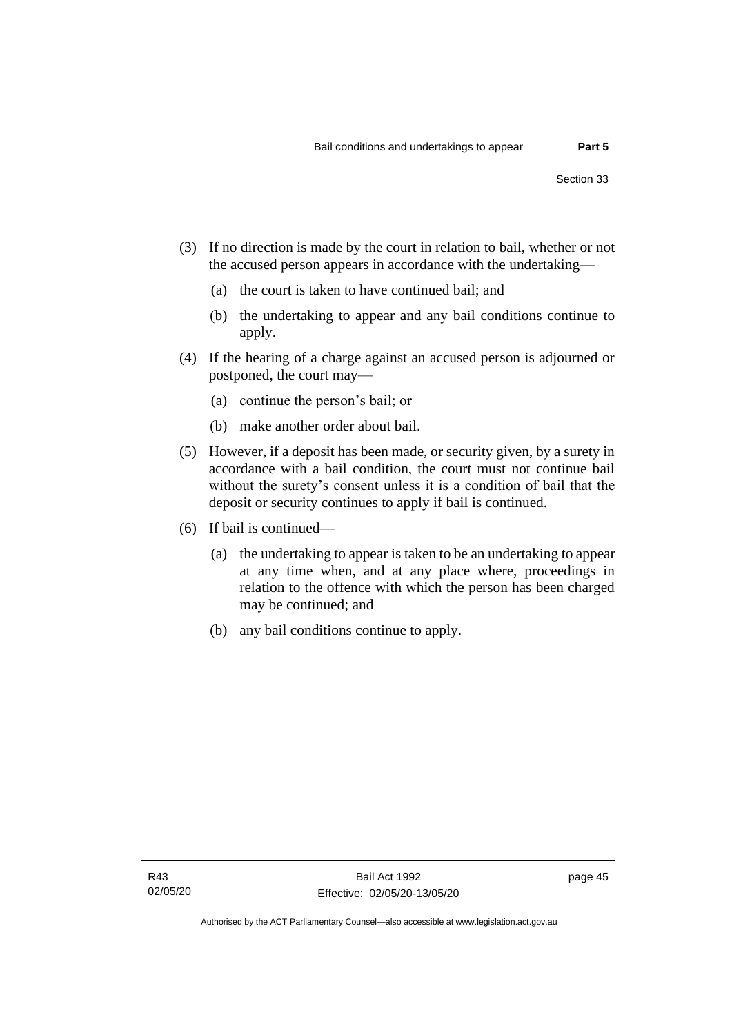(3) If no direction is made by the court in relation to bail, whether or not the accused person appears in accordance with the undertaking—

   (a) the court is taken to have continued bail; and

   (b) the undertaking to appear and any bail conditions continue to apply.

(4) If the hearing of a charge against an accused person is adjourned or postponed, the court may—

   (a) continue the person's bail; or

   (b) make another order about bail.

(5) However, if a deposit has been made, or security given, by a surety in accordance with a bail condition, the court must not continue bail without the surety's consent unless it is a condition of bail that the deposit or security continues to apply if bail is continued.

(6) If bail is continued—

   (a) the undertaking to appear is taken to be an undertaking to appear at any time when, and at any place where, proceedings in relation to the offence with which the person has been charged may be continued; and

   (b) any bail conditions continue to apply.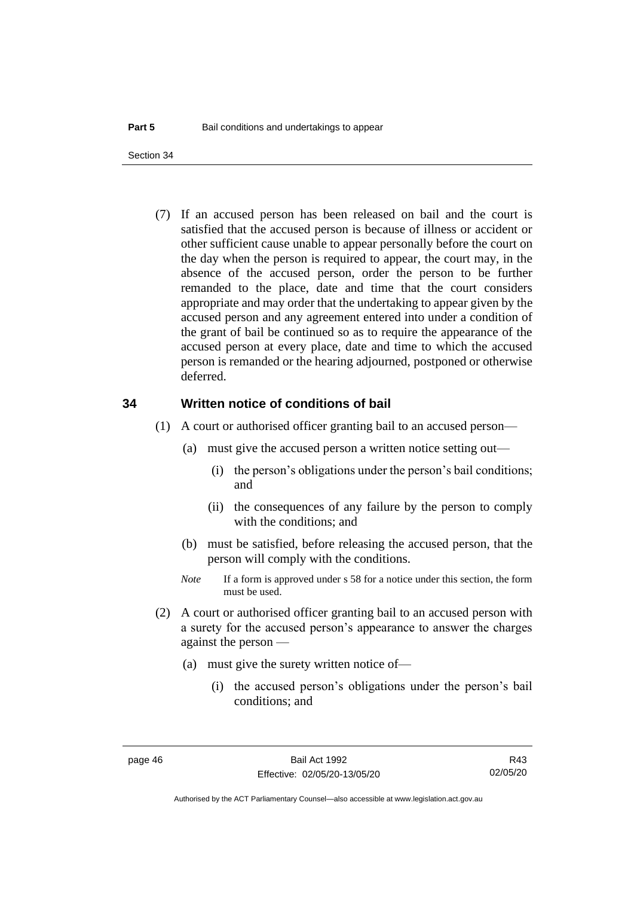(7) If an accused person has been released on bail and the court is satisfied that the accused person is because of illness or accident or other sufficient cause unable to appear personally before the court on the day when the person is required to appear, the court may, in the absence of the accused person, order the person to be further remanded to the place, date and time that the court considers appropriate and may order that the undertaking to appear given by the accused person and any agreement entered into under a condition of the grant of bail be continued so as to require the appearance of the accused person at every place, date and time to which the accused person is remanded or the hearing adjourned, postponed or otherwise deferred.

## 34 Written notice of conditions of bail

(1) A court or authorised officer granting bail to an accused person—

(a) must give the accused person a written notice setting out—

(i) the person's obligations under the person's bail conditions; and

(ii) the consequences of any failure by the person to comply with the conditions; and

(b) must be satisfied, before releasing the accused person, that the person will comply with the conditions.

*Note* If a form is approved under s 58 for a notice under this section, the form must be used.

(2) A court or authorised officer granting bail to an accused person with a surety for the accused person's appearance to answer the charges against the person —

(a) must give the surety written notice of—

(i) the accused person's obligations under the person's bail conditions; and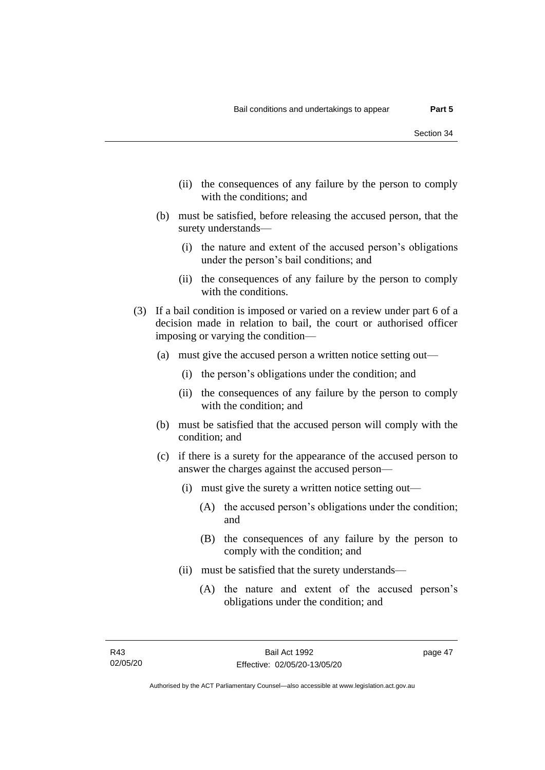(ii) the consequences of any failure by the person to comply with the conditions; and

(b) must be satisfied, before releasing the accused person, that the surety understands—

(i) the nature and extent of the accused person's obligations under the person's bail conditions; and

(ii) the consequences of any failure by the person to comply with the conditions.

(3) If a bail condition is imposed or varied on a review under part 6 of a decision made in relation to bail, the court or authorised officer imposing or varying the condition—

(a) must give the accused person a written notice setting out—

(i) the person's obligations under the condition; and

(ii) the consequences of any failure by the person to comply with the condition; and

(b) must be satisfied that the accused person will comply with the condition; and

(c) if there is a surety for the appearance of the accused person to answer the charges against the accused person—

(i) must give the surety a written notice setting out—

(A) the accused person's obligations under the condition; and

(B) the consequences of any failure by the person to comply with the condition; and

(ii) must be satisfied that the surety understands—

(A) the nature and extent of the accused person's obligations under the condition; and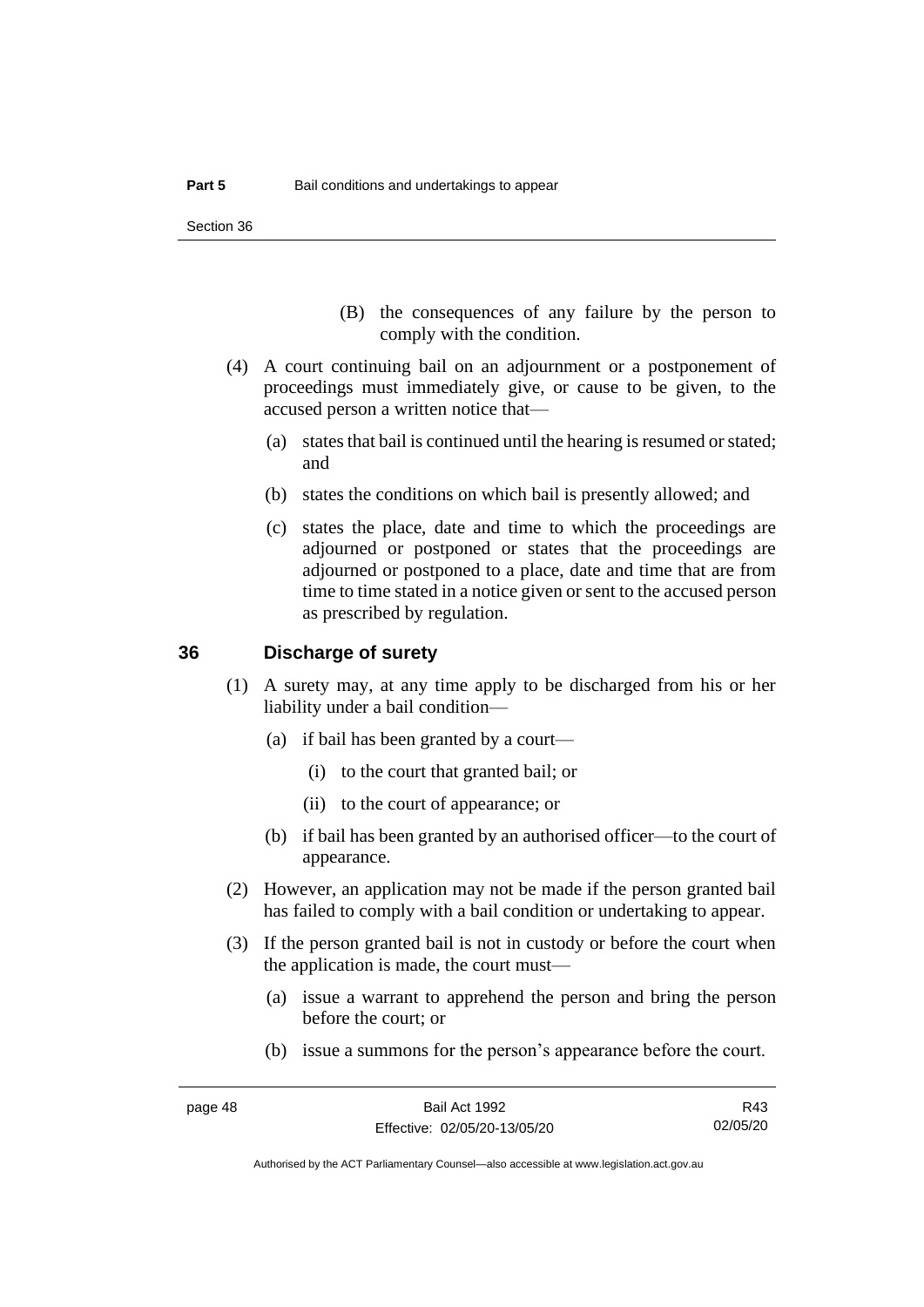(B) the consequences of any failure by the person to comply with the condition.

(4) A court continuing bail on an adjournment or a postponement of proceedings must immediately give, or cause to be given, to the accused person a written notice that—

(a) states that bail is continued until the hearing is resumed or stated; and

(b) states the conditions on which bail is presently allowed; and

(c) states the place, date and time to which the proceedings are adjourned or postponed or states that the proceedings are adjourned or postponed to a place, date and time that are from time to time stated in a notice given or sent to the accused person as prescribed by regulation.

## 36 Discharge of surety

(1) A surety may, at any time apply to be discharged from his or her liability under a bail condition—

(a) if bail has been granted by a court—

(i) to the court that granted bail; or

(ii) to the court of appearance; or

(b) if bail has been granted by an authorised officer—to the court of appearance.

(2) However, an application may not be made if the person granted bail has failed to comply with a bail condition or undertaking to appear.

(3) If the person granted bail is not in custody or before the court when the application is made, the court must—

(a) issue a warrant to apprehend the person and bring the person before the court; or

(b) issue a summons for the person's appearance before the court.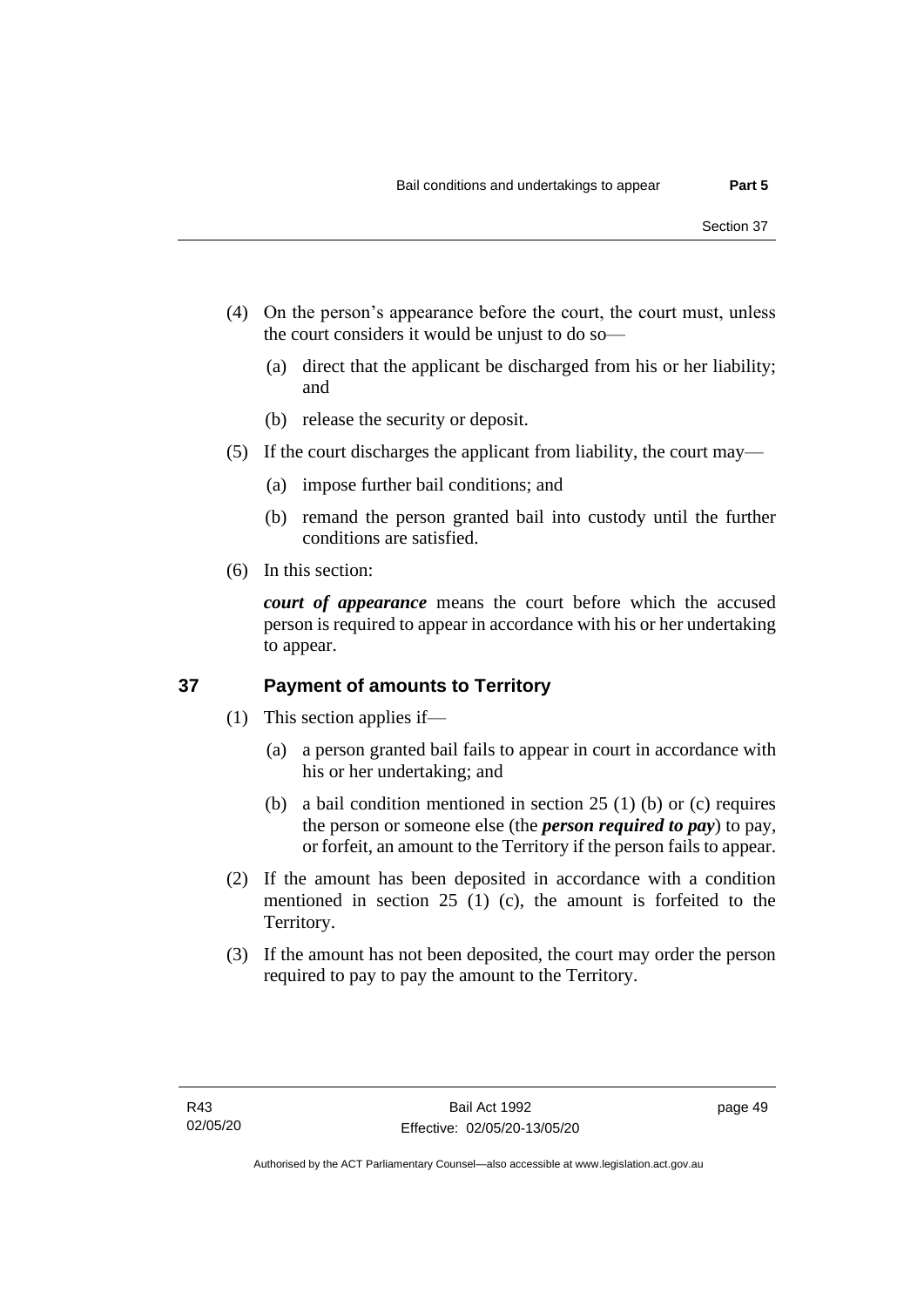(4) On the person's appearance before the court, the court must, unless the court considers it would be unjust to do so—

(a) direct that the applicant be discharged from his or her liability; and

(b) release the security or deposit.

(5) If the court discharges the applicant from liability, the court may—

(a) impose further bail conditions; and

(b) remand the person granted bail into custody until the further conditions are satisfied.

(6) In this section:

***court of appearance*** means the court before which the accused person is required to appear in accordance with his or her undertaking to appear.

## 37 Payment of amounts to Territory

(1) This section applies if—

(a) a person granted bail fails to appear in court in accordance with his or her undertaking; and

(b) a bail condition mentioned in section 25 (1) (b) or (c) requires the person or someone else (the ***person required to pay***) to pay, or forfeit, an amount to the Territory if the person fails to appear.

(2) If the amount has been deposited in accordance with a condition mentioned in section 25 (1) (c), the amount is forfeited to the Territory.

(3) If the amount has not been deposited, the court may order the person required to pay to pay the amount to the Territory.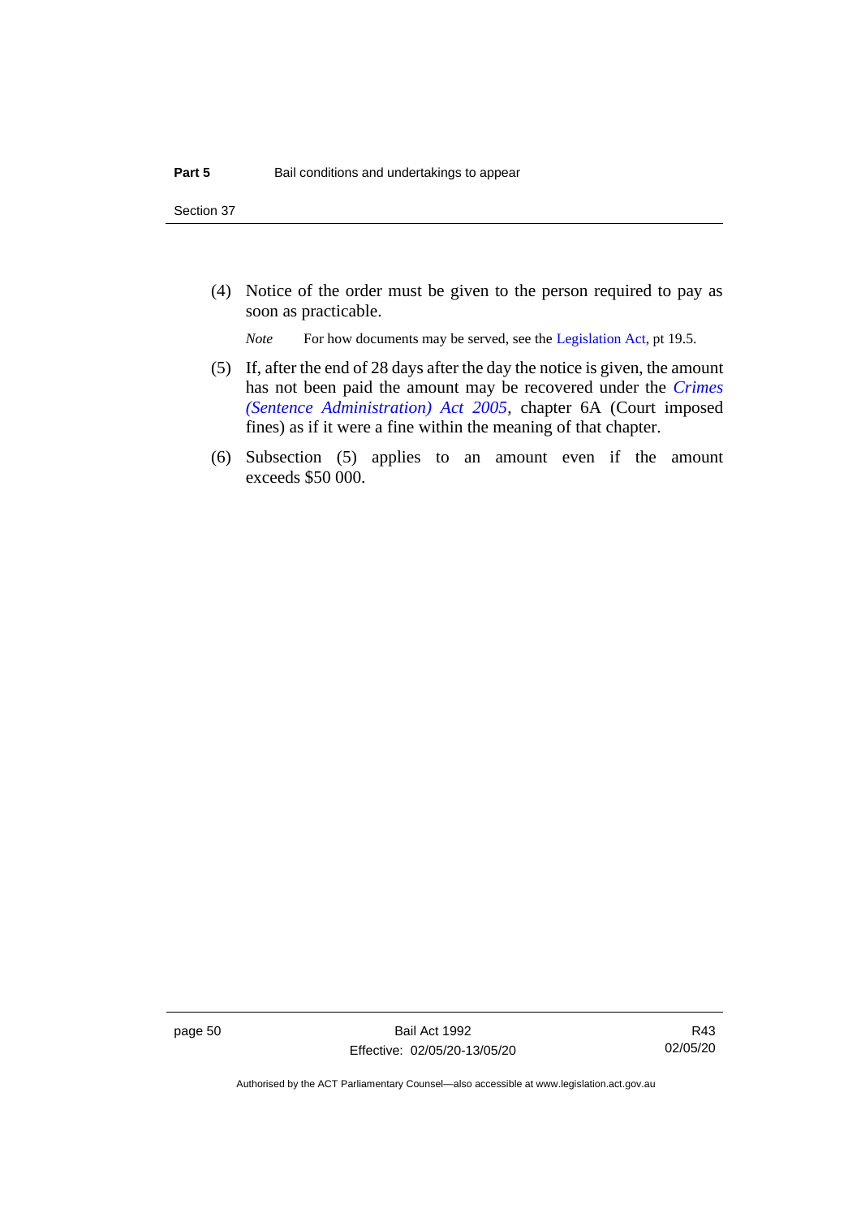(4) Notice of the order must be given to the person required to pay as soon as practicable.

*Note* For how documents may be served, see the Legislation Act, pt 19.5.

(5) If, after the end of 28 days after the day the notice is given, the amount has not been paid the amount may be recovered under the *Crimes (Sentence Administration) Act 2005*, chapter 6A (Court imposed fines) as if it were a fine within the meaning of that chapter.

(6) Subsection (5) applies to an amount even if the amount exceeds $50 000.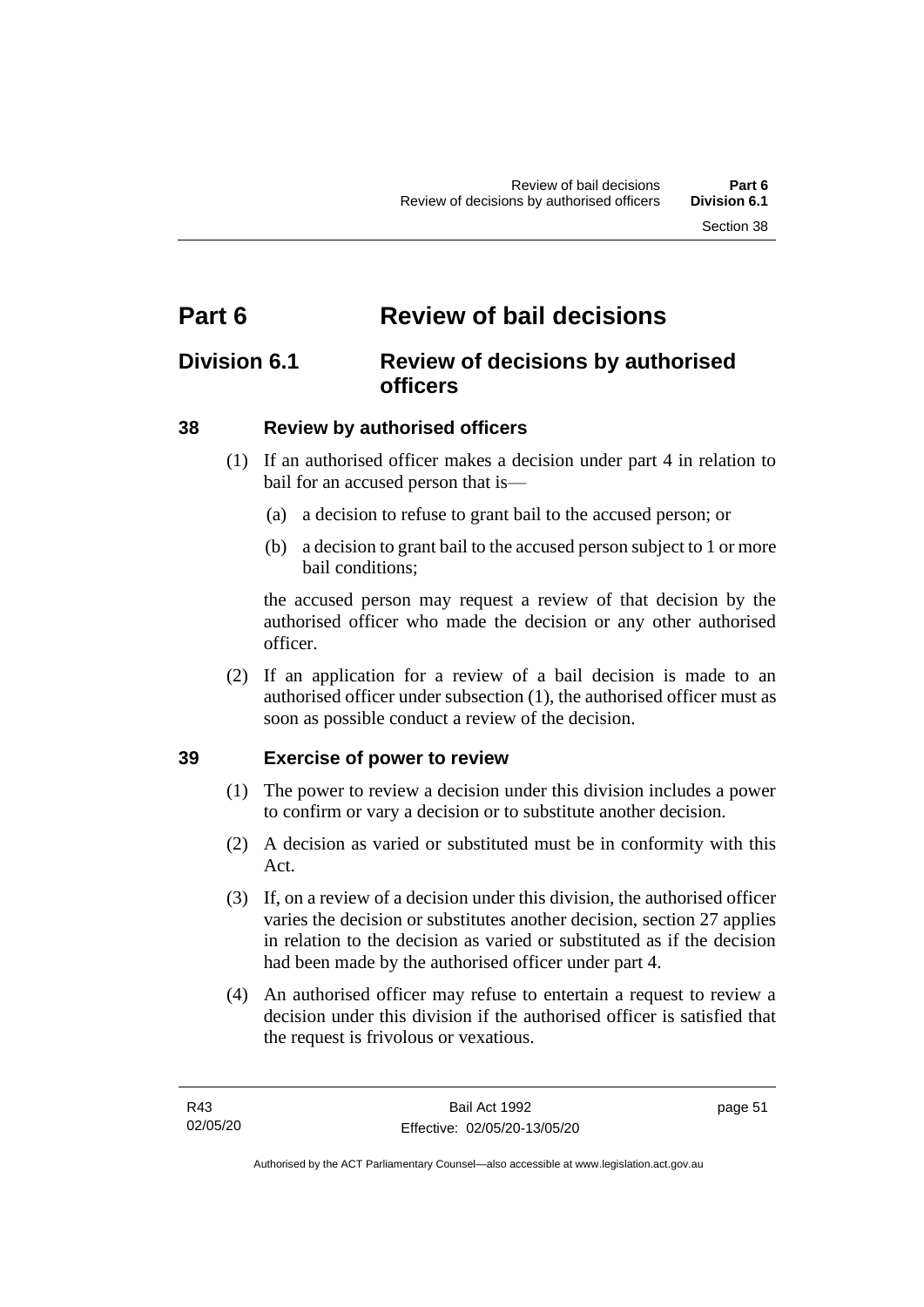# Part 6 Review of bail decisions

## Division 6.1 Review of decisions by authorised officers

### 38 Review by authorised officers

(1) If an authorised officer makes a decision under part 4 in relation to bail for an accused person that is—

(a) a decision to refuse to grant bail to the accused person; or

(b) a decision to grant bail to the accused person subject to 1 or more bail conditions;

the accused person may request a review of that decision by the authorised officer who made the decision or any other authorised officer.

(2) If an application for a review of a bail decision is made to an authorised officer under subsection (1), the authorised officer must as soon as possible conduct a review of the decision.

### 39 Exercise of power to review

(1) The power to review a decision under this division includes a power to confirm or vary a decision or to substitute another decision.

(2) A decision as varied or substituted must be in conformity with this Act.

(3) If, on a review of a decision under this division, the authorised officer varies the decision or substitutes another decision, section 27 applies in relation to the decision as varied or substituted as if the decision had been made by the authorised officer under part 4.

(4) An authorised officer may refuse to entertain a request to review a decision under this division if the authorised officer is satisfied that the request is frivolous or vexatious.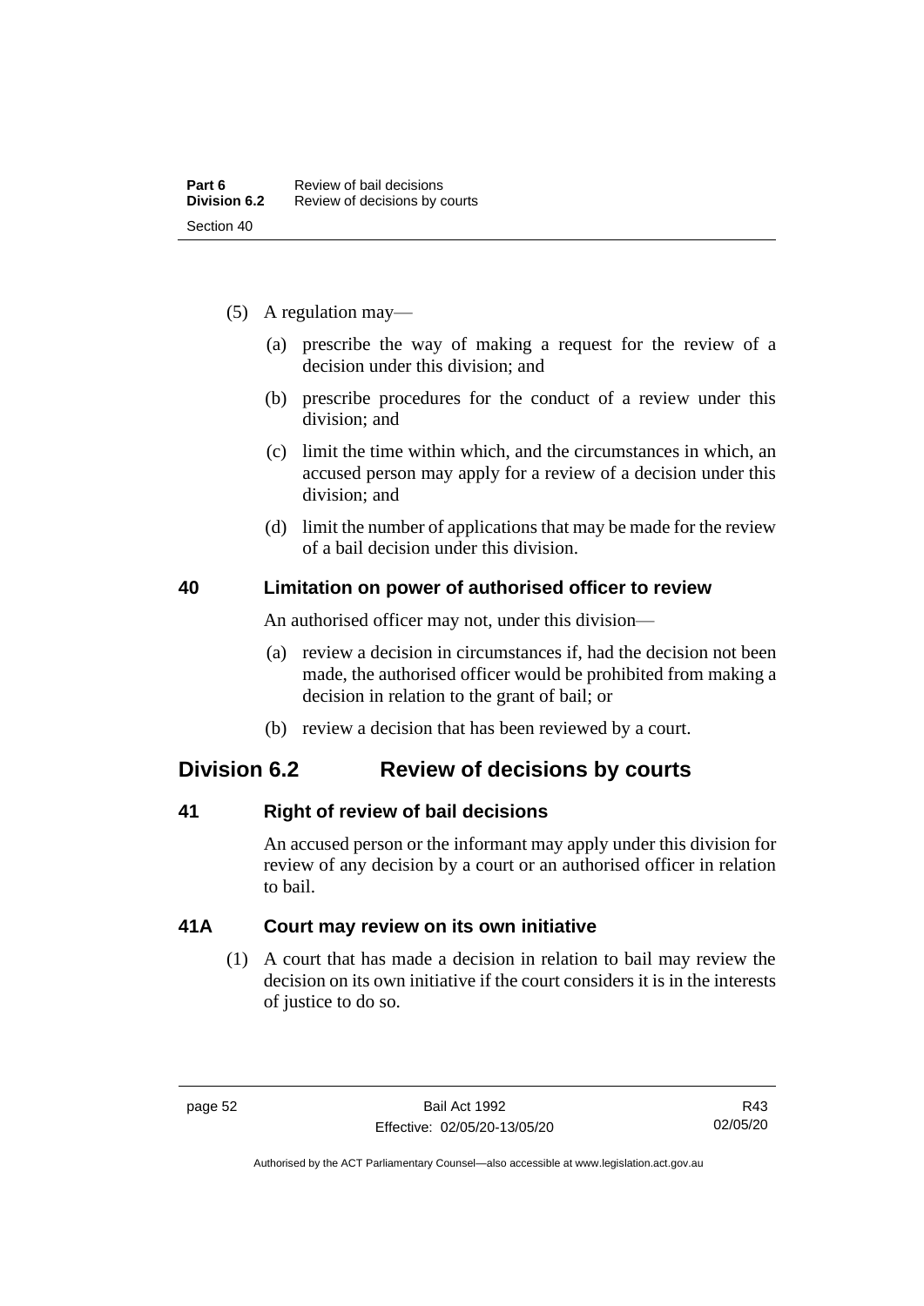(5) A regulation may—

(a) prescribe the way of making a request for the review of a decision under this division; and

(b) prescribe procedures for the conduct of a review under this division; and

(c) limit the time within which, and the circumstances in which, an accused person may apply for a review of a decision under this division; and

(d) limit the number of applications that may be made for the review of a bail decision under this division.

### 40 Limitation on power of authorised officer to review

An authorised officer may not, under this division—

(a) review a decision in circumstances if, had the decision not been made, the authorised officer would be prohibited from making a decision in relation to the grant of bail; or

(b) review a decision that has been reviewed by a court.

## Division 6.2 Review of decisions by courts

### 41 Right of review of bail decisions

An accused person or the informant may apply under this division for review of any decision by a court or an authorised officer in relation to bail.

### 41A Court may review on its own initiative

(1) A court that has made a decision in relation to bail may review the decision on its own initiative if the court considers it is in the interests of justice to do so.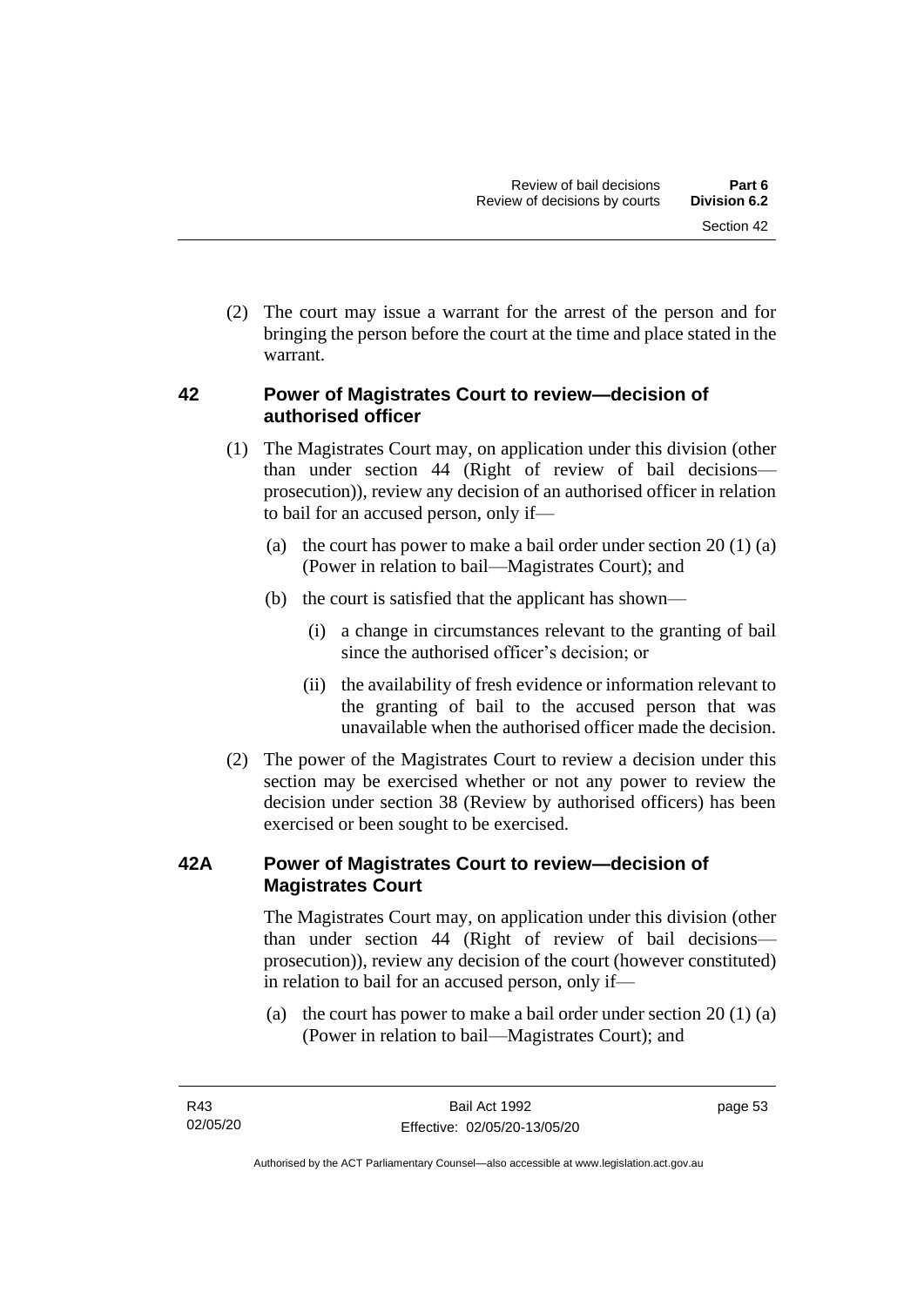(2) The court may issue a warrant for the arrest of the person and for bringing the person before the court at the time and place stated in the warrant.

## 42 Power of Magistrates Court to review—decision of authorised officer

(1) The Magistrates Court may, on application under this division (other than under section 44 (Right of review of bail decisions—prosecution)), review any decision of an authorised officer in relation to bail for an accused person, only if—

(a) the court has power to make a bail order under section 20 (1) (a) (Power in relation to bail—Magistrates Court); and

(b) the court is satisfied that the applicant has shown—

(i) a change in circumstances relevant to the granting of bail since the authorised officer's decision; or

(ii) the availability of fresh evidence or information relevant to the granting of bail to the accused person that was unavailable when the authorised officer made the decision.

(2) The power of the Magistrates Court to review a decision under this section may be exercised whether or not any power to review the decision under section 38 (Review by authorised officers) has been exercised or been sought to be exercised.

## 42A Power of Magistrates Court to review—decision of Magistrates Court

The Magistrates Court may, on application under this division (other than under section 44 (Right of review of bail decisions—prosecution)), review any decision of the court (however constituted) in relation to bail for an accused person, only if—

(a) the court has power to make a bail order under section 20 (1) (a) (Power in relation to bail—Magistrates Court); and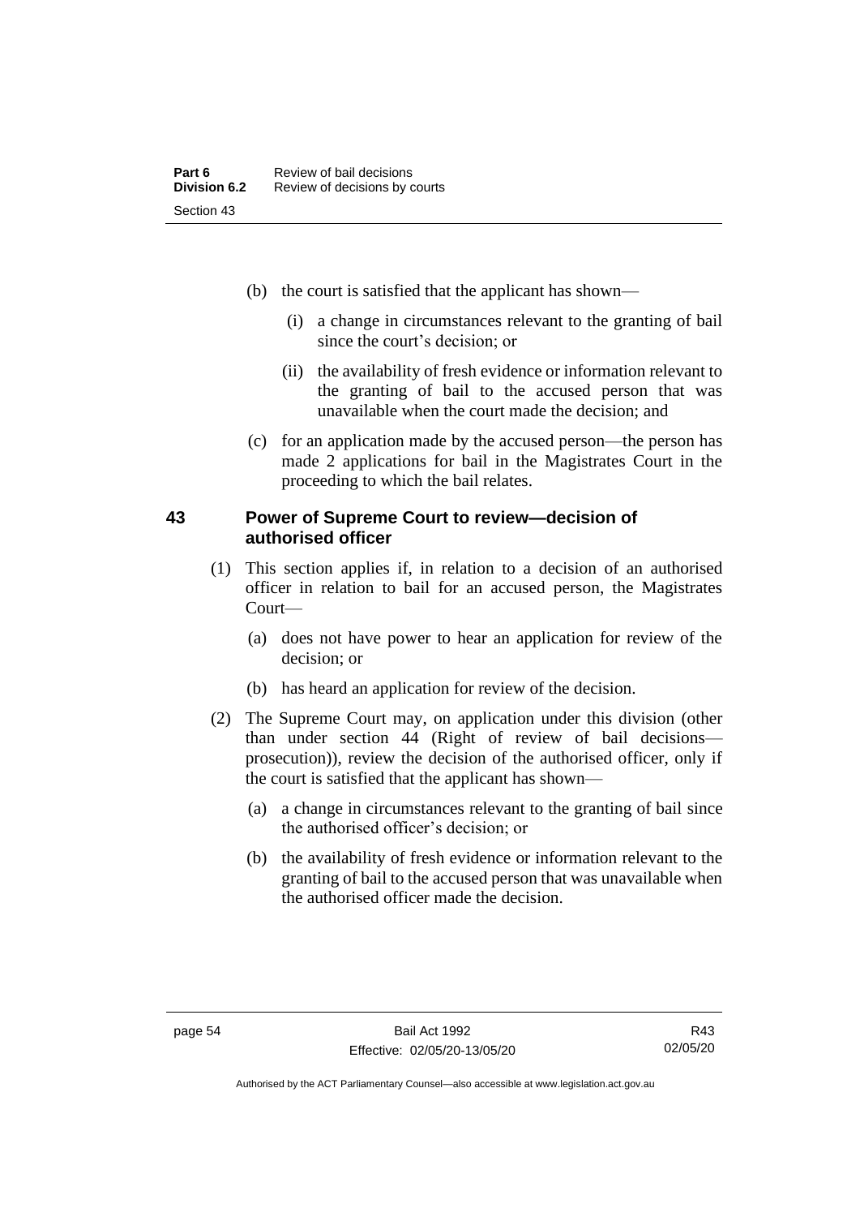(b) the court is satisfied that the applicant has shown—

(i) a change in circumstances relevant to the granting of bail since the court's decision; or

(ii) the availability of fresh evidence or information relevant to the granting of bail to the accused person that was unavailable when the court made the decision; and

(c) for an application made by the accused person—the person has made 2 applications for bail in the Magistrates Court in the proceeding to which the bail relates.

## 43 Power of Supreme Court to review—decision of authorised officer

(1) This section applies if, in relation to a decision of an authorised officer in relation to bail for an accused person, the Magistrates Court—

(a) does not have power to hear an application for review of the decision; or

(b) has heard an application for review of the decision.

(2) The Supreme Court may, on application under this division (other than under section 44 (Right of review of bail decisions—prosecution)), review the decision of the authorised officer, only if the court is satisfied that the applicant has shown—

(a) a change in circumstances relevant to the granting of bail since the authorised officer's decision; or

(b) the availability of fresh evidence or information relevant to the granting of bail to the accused person that was unavailable when the authorised officer made the decision.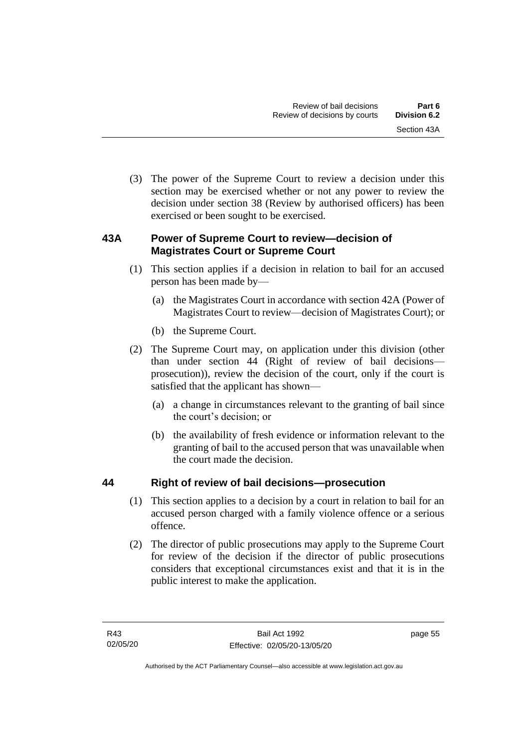(3) The power of the Supreme Court to review a decision under this section may be exercised whether or not any power to review the decision under section 38 (Review by authorised officers) has been exercised or been sought to be exercised.

## 43A Power of Supreme Court to review—decision of Magistrates Court or Supreme Court

(1) This section applies if a decision in relation to bail for an accused person has been made by—

- (a) the Magistrates Court in accordance with section 42A (Power of Magistrates Court to review—decision of Magistrates Court); or
- (b) the Supreme Court.

(2) The Supreme Court may, on application under this division (other than under section 44 (Right of review of bail decisions—prosecution)), review the decision of the court, only if the court is satisfied that the applicant has shown—

- (a) a change in circumstances relevant to the granting of bail since the court's decision; or
- (b) the availability of fresh evidence or information relevant to the granting of bail to the accused person that was unavailable when the court made the decision.

## 44 Right of review of bail decisions—prosecution

(1) This section applies to a decision by a court in relation to bail for an accused person charged with a family violence offence or a serious offence.

(2) The director of public prosecutions may apply to the Supreme Court for review of the decision if the director of public prosecutions considers that exceptional circumstances exist and that it is in the public interest to make the application.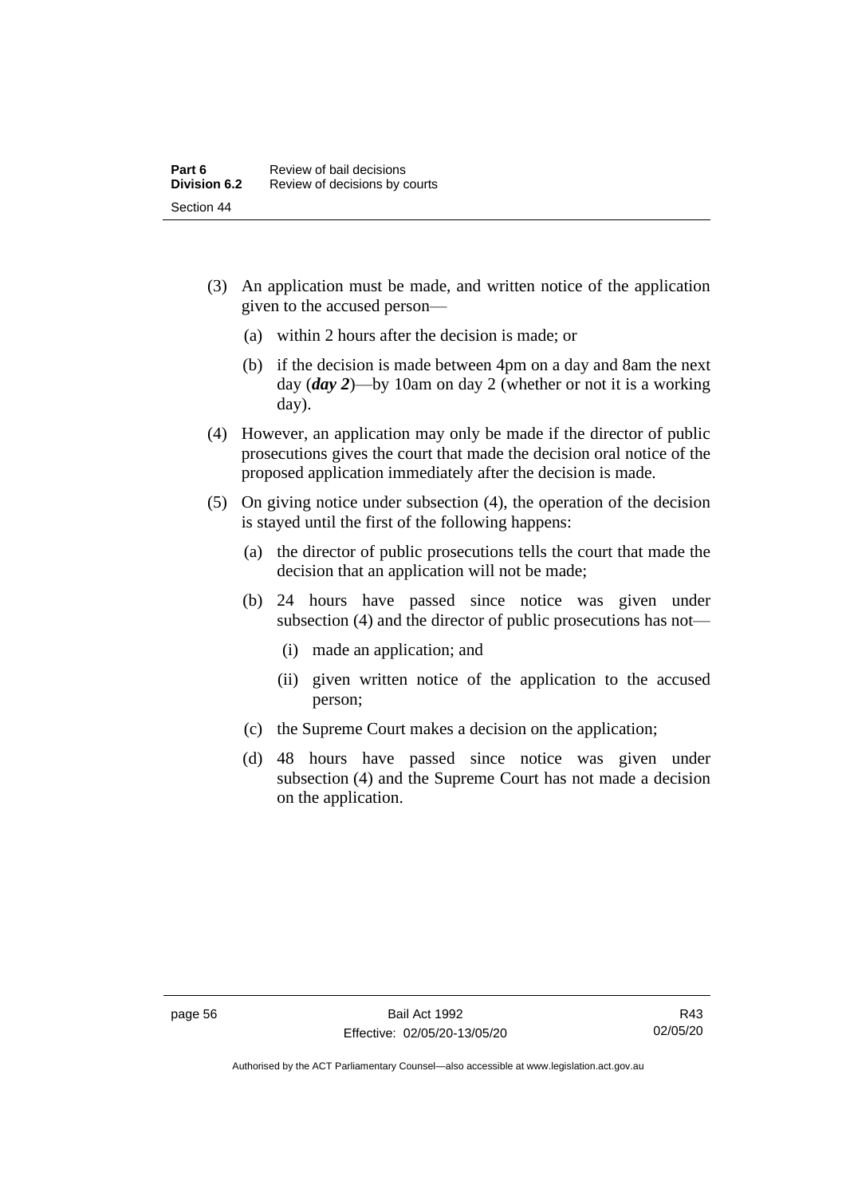(3) An application must be made, and written notice of the application given to the accused person—

  (a) within 2 hours after the decision is made; or

  (b) if the decision is made between 4pm on a day and 8am the next day (***day 2***)—by 10am on day 2 (whether or not it is a working day).

(4) However, an application may only be made if the director of public prosecutions gives the court that made the decision oral notice of the proposed application immediately after the decision is made.

(5) On giving notice under subsection (4), the operation of the decision is stayed until the first of the following happens:

  (a) the director of public prosecutions tells the court that made the decision that an application will not be made;

  (b) 24 hours have passed since notice was given under subsection (4) and the director of public prosecutions has not—

    (i) made an application; and

    (ii) given written notice of the application to the accused person;

  (c) the Supreme Court makes a decision on the application;

  (d) 48 hours have passed since notice was given under subsection (4) and the Supreme Court has not made a decision on the application.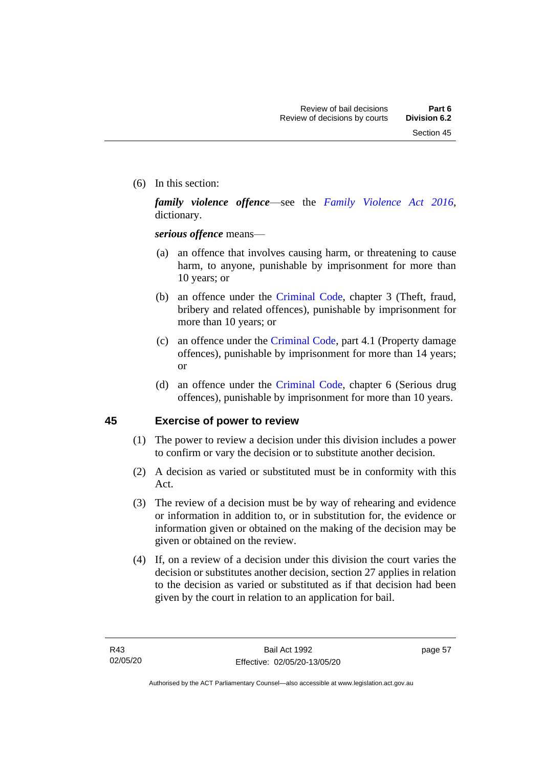(6) In this section:

***family violence offence***—see the *Family Violence Act 2016*, dictionary.

***serious offence*** means—

(a) an offence that involves causing harm, or threatening to cause harm, to anyone, punishable by imprisonment for more than 10 years; or

(b) an offence under the Criminal Code, chapter 3 (Theft, fraud, bribery and related offences), punishable by imprisonment for more than 10 years; or

(c) an offence under the Criminal Code, part 4.1 (Property damage offences), punishable by imprisonment for more than 14 years; or

(d) an offence under the Criminal Code, chapter 6 (Serious drug offences), punishable by imprisonment for more than 10 years.

## 45 Exercise of power to review

(1) The power to review a decision under this division includes a power to confirm or vary the decision or to substitute another decision.

(2) A decision as varied or substituted must be in conformity with this Act.

(3) The review of a decision must be by way of rehearing and evidence or information in addition to, or in substitution for, the evidence or information given or obtained on the making of the decision may be given or obtained on the review.

(4) If, on a review of a decision under this division the court varies the decision or substitutes another decision, section 27 applies in relation to the decision as varied or substituted as if that decision had been given by the court in relation to an application for bail.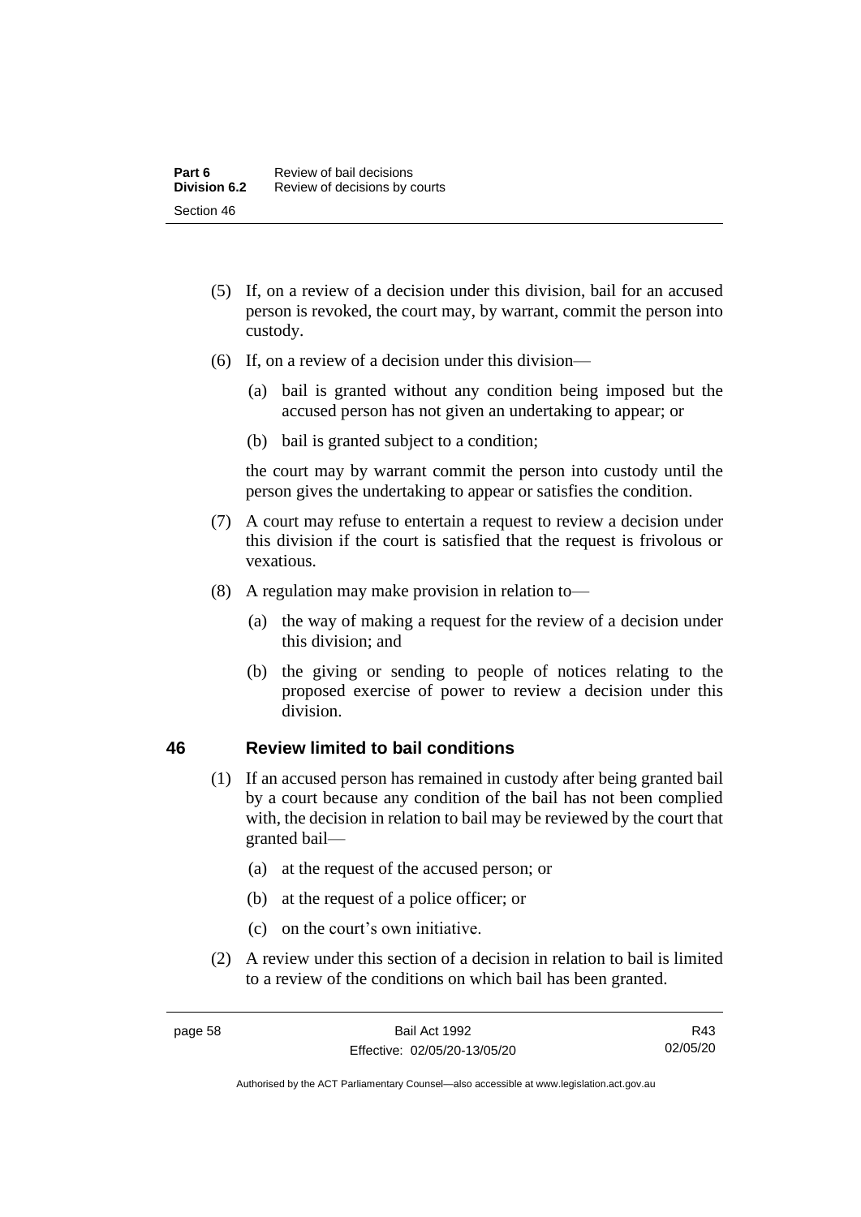(5) If, on a review of a decision under this division, bail for an accused person is revoked, the court may, by warrant, commit the person into custody.

(6) If, on a review of a decision under this division—

(a) bail is granted without any condition being imposed but the accused person has not given an undertaking to appear; or

(b) bail is granted subject to a condition;

the court may by warrant commit the person into custody until the person gives the undertaking to appear or satisfies the condition.

(7) A court may refuse to entertain a request to review a decision under this division if the court is satisfied that the request is frivolous or vexatious.

(8) A regulation may make provision in relation to—

(a) the way of making a request for the review of a decision under this division; and

(b) the giving or sending to people of notices relating to the proposed exercise of power to review a decision under this division.

## 46 Review limited to bail conditions

(1) If an accused person has remained in custody after being granted bail by a court because any condition of the bail has not been complied with, the decision in relation to bail may be reviewed by the court that granted bail—

(a) at the request of the accused person; or

(b) at the request of a police officer; or

(c) on the court's own initiative.

(2) A review under this section of a decision in relation to bail is limited to a review of the conditions on which bail has been granted.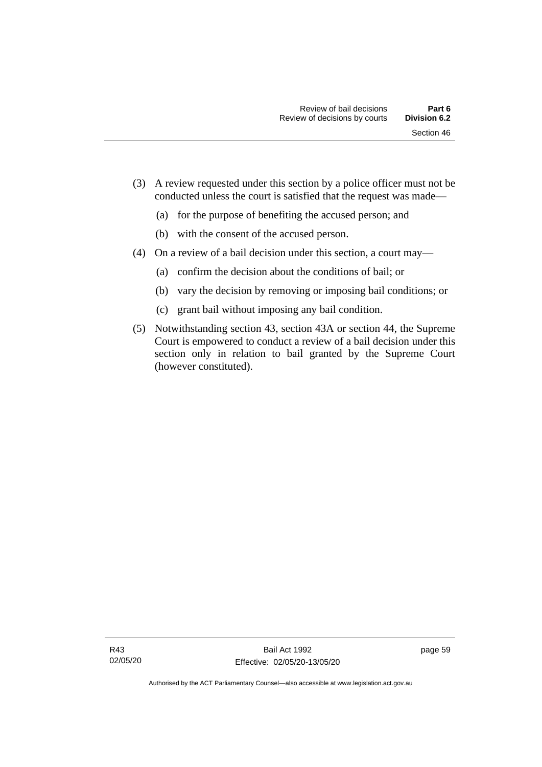(3) A review requested under this section by a police officer must not be conducted unless the court is satisfied that the request was made—

(a) for the purpose of benefiting the accused person; and

(b) with the consent of the accused person.

(4) On a review of a bail decision under this section, a court may—

(a) confirm the decision about the conditions of bail; or

(b) vary the decision by removing or imposing bail conditions; or

(c) grant bail without imposing any bail condition.

(5) Notwithstanding section 43, section 43A or section 44, the Supreme Court is empowered to conduct a review of a bail decision under this section only in relation to bail granted by the Supreme Court (however constituted).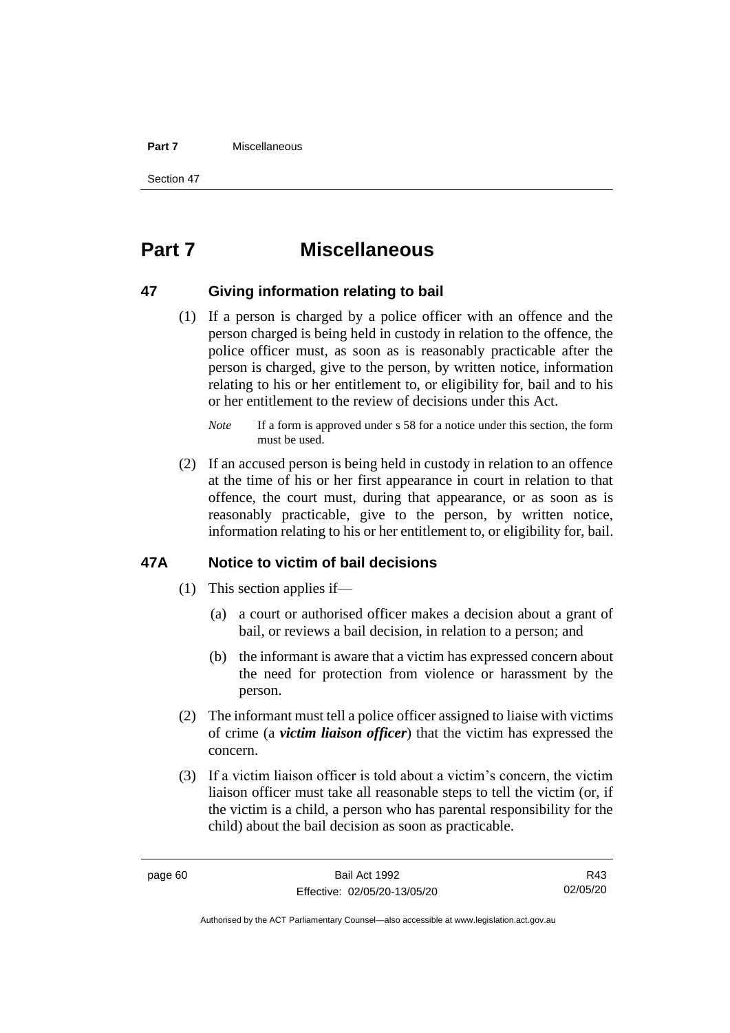# Part 7 Miscellaneous

## 47 Giving information relating to bail

(1) If a person is charged by a police officer with an offence and the person charged is being held in custody in relation to the offence, the police officer must, as soon as is reasonably practicable after the person is charged, give to the person, by written notice, information relating to his or her entitlement to, or eligibility for, bail and to his or her entitlement to the review of decisions under this Act.

*Note* If a form is approved under s 58 for a notice under this section, the form must be used.

(2) If an accused person is being held in custody in relation to an offence at the time of his or her first appearance in court in relation to that offence, the court must, during that appearance, or as soon as is reasonably practicable, give to the person, by written notice, information relating to his or her entitlement to, or eligibility for, bail.

## 47A Notice to victim of bail decisions

(1) This section applies if—

(a) a court or authorised officer makes a decision about a grant of bail, or reviews a bail decision, in relation to a person; and

(b) the informant is aware that a victim has expressed concern about the need for protection from violence or harassment by the person.

(2) The informant must tell a police officer assigned to liaise with victims of crime (a ***victim liaison officer***) that the victim has expressed the concern.

(3) If a victim liaison officer is told about a victim's concern, the victim liaison officer must take all reasonable steps to tell the victim (or, if the victim is a child, a person who has parental responsibility for the child) about the bail decision as soon as practicable.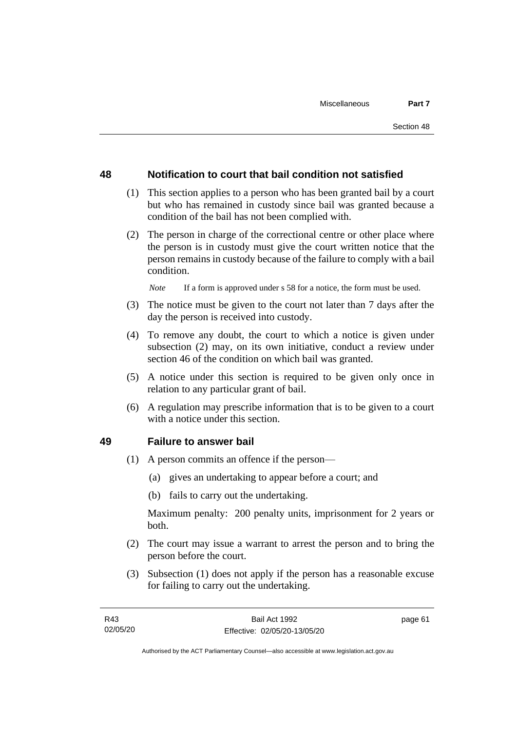## 48 Notification to court that bail condition not satisfied

(1) This section applies to a person who has been granted bail by a court but who has remained in custody since bail was granted because a condition of the bail has not been complied with.

(2) The person in charge of the correctional centre or other place where the person is in custody must give the court written notice that the person remains in custody because of the failure to comply with a bail condition.

*Note* If a form is approved under s 58 for a notice, the form must be used.

(3) The notice must be given to the court not later than 7 days after the day the person is received into custody.

(4) To remove any doubt, the court to which a notice is given under subsection (2) may, on its own initiative, conduct a review under section 46 of the condition on which bail was granted.

(5) A notice under this section is required to be given only once in relation to any particular grant of bail.

(6) A regulation may prescribe information that is to be given to a court with a notice under this section.

## 49 Failure to answer bail

(1) A person commits an offence if the person—

(a) gives an undertaking to appear before a court; and

(b) fails to carry out the undertaking.

Maximum penalty: 200 penalty units, imprisonment for 2 years or both.

(2) The court may issue a warrant to arrest the person and to bring the person before the court.

(3) Subsection (1) does not apply if the person has a reasonable excuse for failing to carry out the undertaking.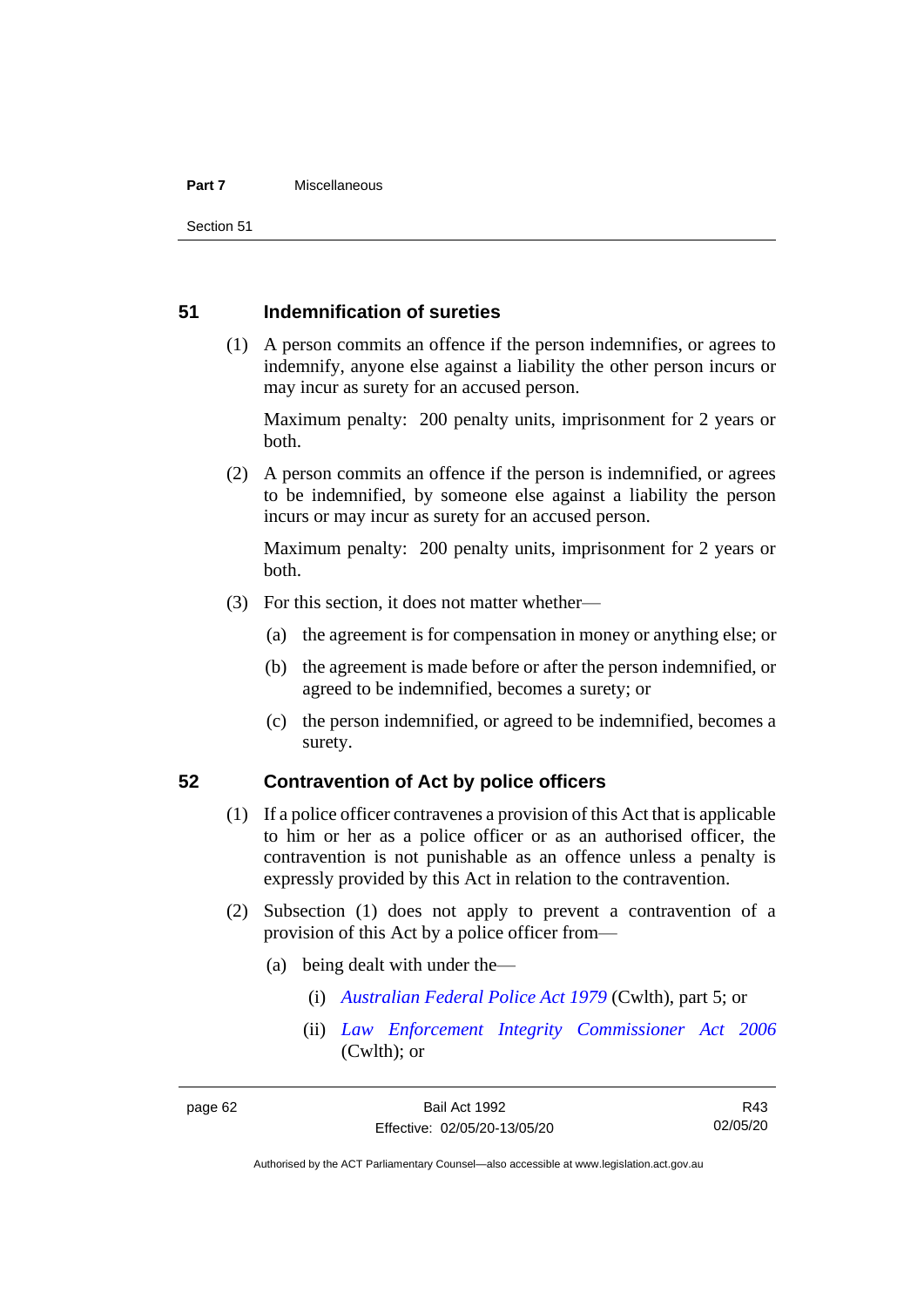### 51 Indemnification of sureties

(1) A person commits an offence if the person indemnifies, or agrees to indemnify, anyone else against a liability the other person incurs or may incur as surety for an accused person.

Maximum penalty: 200 penalty units, imprisonment for 2 years or both.

(2) A person commits an offence if the person is indemnified, or agrees to be indemnified, by someone else against a liability the person incurs or may incur as surety for an accused person.

Maximum penalty: 200 penalty units, imprisonment for 2 years or both.

(3) For this section, it does not matter whether—

(a) the agreement is for compensation in money or anything else; or

(b) the agreement is made before or after the person indemnified, or agreed to be indemnified, becomes a surety; or

(c) the person indemnified, or agreed to be indemnified, becomes a surety.

### 52 Contravention of Act by police officers

(1) If a police officer contravenes a provision of this Act that is applicable to him or her as a police officer or as an authorised officer, the contravention is not punishable as an offence unless a penalty is expressly provided by this Act in relation to the contravention.

(2) Subsection (1) does not apply to prevent a contravention of a provision of this Act by a police officer from—

(a) being dealt with under the—

(i) *Australian Federal Police Act 1979* (Cwlth), part 5; or

(ii) *Law Enforcement Integrity Commissioner Act 2006* (Cwlth); or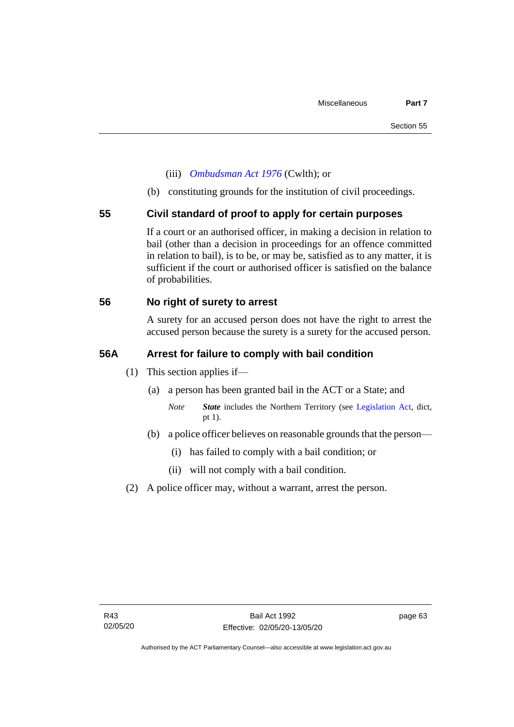(iii) *Ombudsman Act 1976* (Cwlth); or

(b) constituting grounds for the institution of civil proceedings.

## 55 Civil standard of proof to apply for certain purposes

If a court or an authorised officer, in making a decision in relation to bail (other than a decision in proceedings for an offence committed in relation to bail), is to be, or may be, satisfied as to any matter, it is sufficient if the court or authorised officer is satisfied on the balance of probabilities.

## 56 No right of surety to arrest

A surety for an accused person does not have the right to arrest the accused person because the surety is a surety for the accused person.

## 56A Arrest for failure to comply with bail condition

(1) This section applies if—

(a) a person has been granted bail in the ACT or a State; and

*Note* ***State*** includes the Northern Territory (see Legislation Act, dict, pt 1).

(b) a police officer believes on reasonable grounds that the person—

(i) has failed to comply with a bail condition; or

(ii) will not comply with a bail condition.

(2) A police officer may, without a warrant, arrest the person.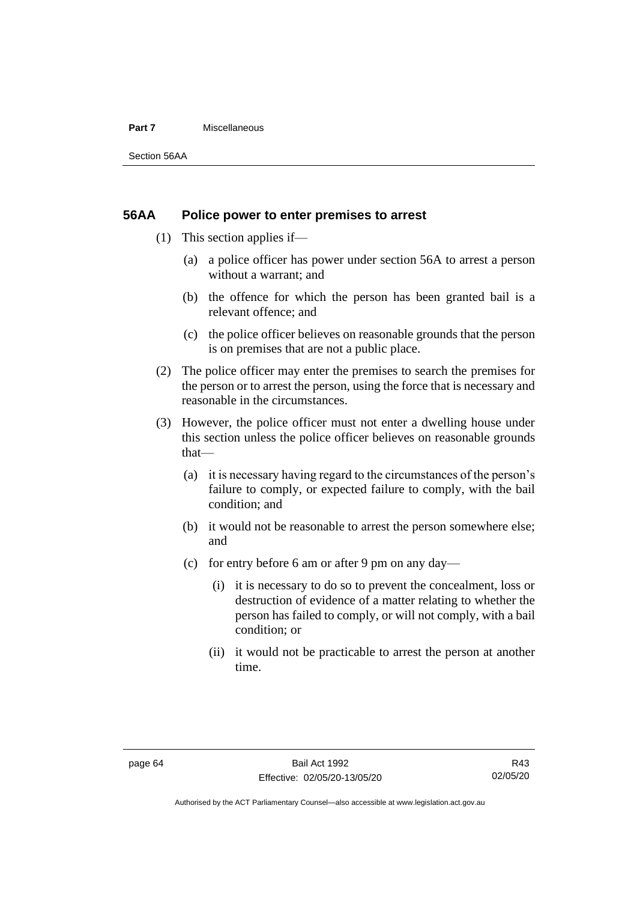## 56AA Police power to enter premises to arrest

(1) This section applies if—

(a) a police officer has power under section 56A to arrest a person without a warrant; and

(b) the offence for which the person has been granted bail is a relevant offence; and

(c) the police officer believes on reasonable grounds that the person is on premises that are not a public place.

(2) The police officer may enter the premises to search the premises for the person or to arrest the person, using the force that is necessary and reasonable in the circumstances.

(3) However, the police officer must not enter a dwelling house under this section unless the police officer believes on reasonable grounds that—

(a) it is necessary having regard to the circumstances of the person's failure to comply, or expected failure to comply, with the bail condition; and

(b) it would not be reasonable to arrest the person somewhere else; and

(c) for entry before 6 am or after 9 pm on any day—

(i) it is necessary to do so to prevent the concealment, loss or destruction of evidence of a matter relating to whether the person has failed to comply, or will not comply, with a bail condition; or

(ii) it would not be practicable to arrest the person at another time.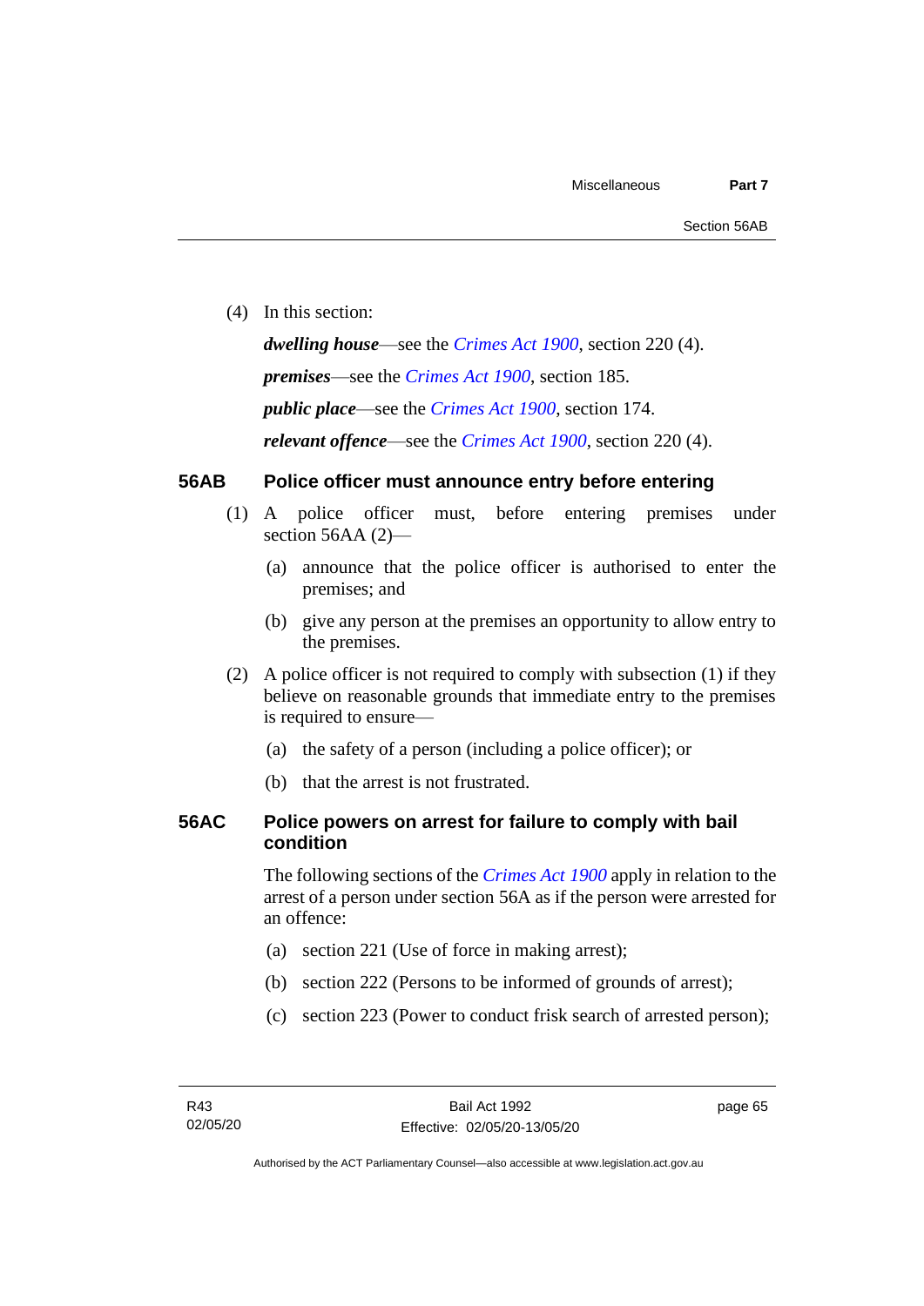(4) In this section:

***dwelling house***—see the *Crimes Act 1900*, section 220 (4).

***premises***—see the *Crimes Act 1900*, section 185.

***public place***—see the *Crimes Act 1900*, section 174.

***relevant offence***—see the *Crimes Act 1900*, section 220 (4).

## 56AB Police officer must announce entry before entering

(1) A police officer must, before entering premises under section 56AA (2)—

(a) announce that the police officer is authorised to enter the premises; and

(b) give any person at the premises an opportunity to allow entry to the premises.

(2) A police officer is not required to comply with subsection (1) if they believe on reasonable grounds that immediate entry to the premises is required to ensure—

(a) the safety of a person (including a police officer); or

(b) that the arrest is not frustrated.

## 56AC Police powers on arrest for failure to comply with bail condition

The following sections of the *Crimes Act 1900* apply in relation to the arrest of a person under section 56A as if the person were arrested for an offence:

(a) section 221 (Use of force in making arrest);

(b) section 222 (Persons to be informed of grounds of arrest);

(c) section 223 (Power to conduct frisk search of arrested person);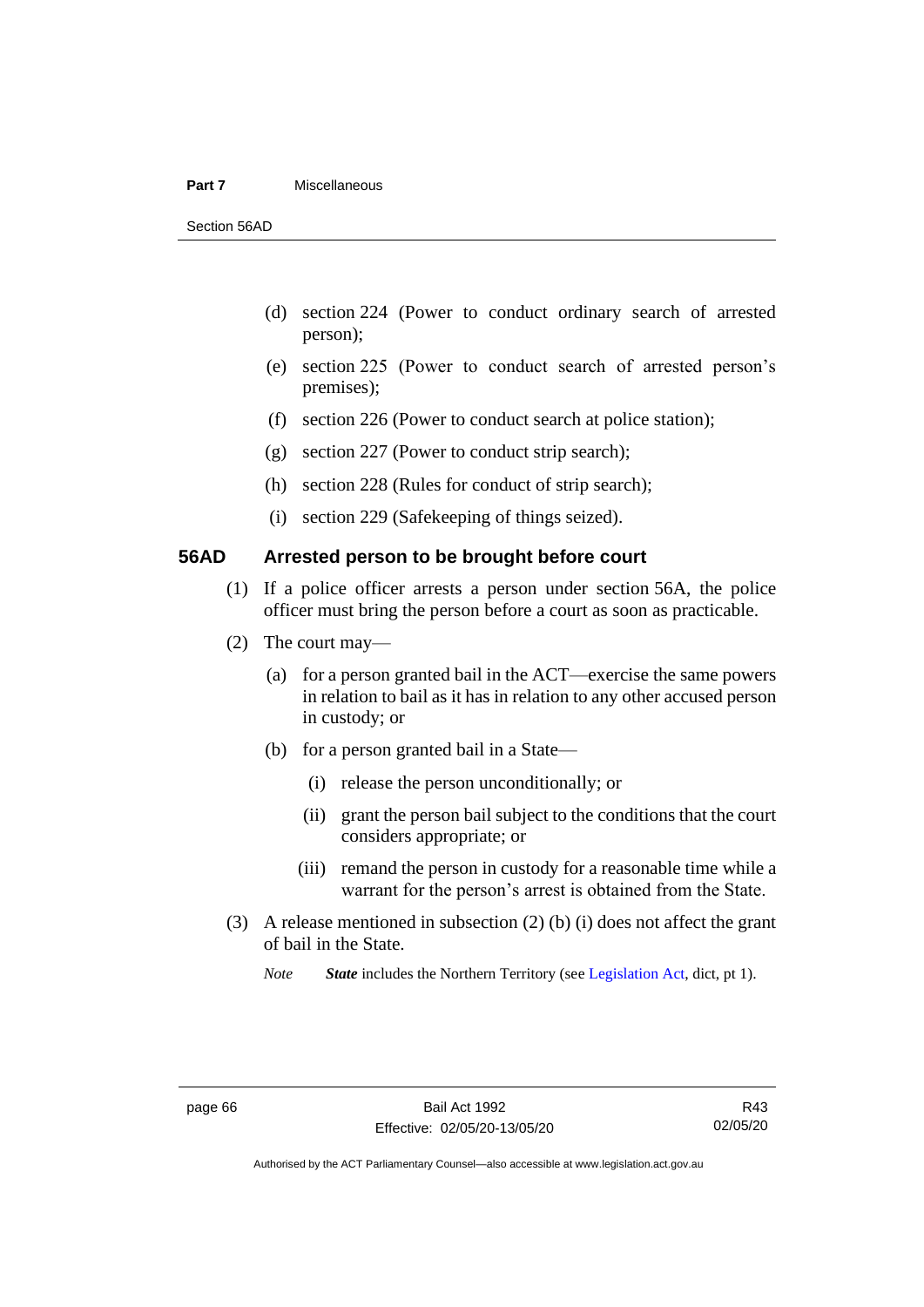(d) section 224 (Power to conduct ordinary search of arrested person);

(e) section 225 (Power to conduct search of arrested person's premises);

(f) section 226 (Power to conduct search at police station);

(g) section 227 (Power to conduct strip search);

(h) section 228 (Rules for conduct of strip search);

(i) section 229 (Safekeeping of things seized).

### 56AD Arrested person to be brought before court

(1) If a police officer arrests a person under section 56A, the police officer must bring the person before a court as soon as practicable.

(2) The court may—

(a) for a person granted bail in the ACT—exercise the same powers in relation to bail as it has in relation to any other accused person in custody; or

(b) for a person granted bail in a State—

(i) release the person unconditionally; or

(ii) grant the person bail subject to the conditions that the court considers appropriate; or

(iii) remand the person in custody for a reasonable time while a warrant for the person's arrest is obtained from the State.

(3) A release mentioned in subsection (2) (b) (i) does not affect the grant of bail in the State.

*Note* ***State*** includes the Northern Territory (see Legislation Act, dict, pt 1).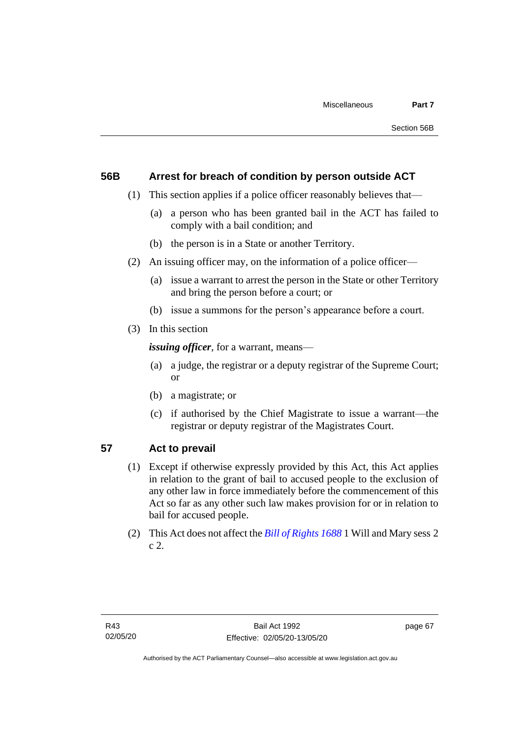## 56B Arrest for breach of condition by person outside ACT

(1) This section applies if a police officer reasonably believes that—

(a) a person who has been granted bail in the ACT has failed to comply with a bail condition; and

(b) the person is in a State or another Territory.

(2) An issuing officer may, on the information of a police officer—

(a) issue a warrant to arrest the person in the State or other Territory and bring the person before a court; or

(b) issue a summons for the person's appearance before a court.

(3) In this section

***issuing officer***, for a warrant, means—

(a) a judge, the registrar or a deputy registrar of the Supreme Court; or

(b) a magistrate; or

(c) if authorised by the Chief Magistrate to issue a warrant—the registrar or deputy registrar of the Magistrates Court.

## 57 Act to prevail

(1) Except if otherwise expressly provided by this Act, this Act applies in relation to the grant of bail to accused people to the exclusion of any other law in force immediately before the commencement of this Act so far as any other such law makes provision for or in relation to bail for accused people.

(2) This Act does not affect the *Bill of Rights 1688* 1 Will and Mary sess 2 c 2.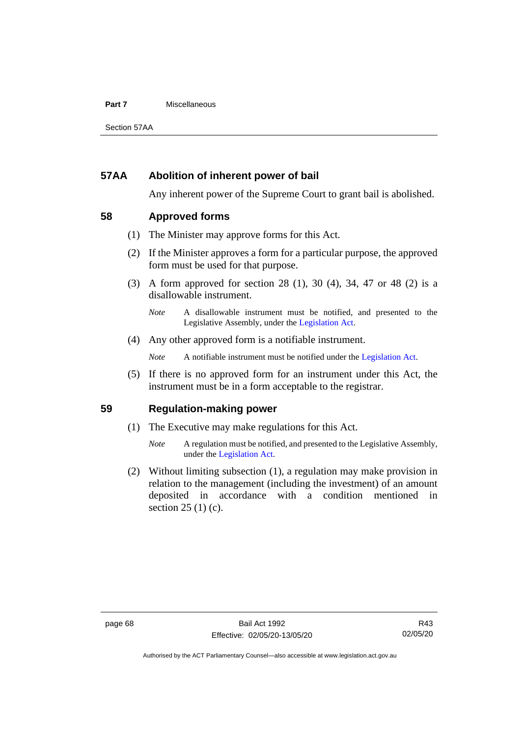### 57AA Abolition of inherent power of bail

Any inherent power of the Supreme Court to grant bail is abolished.

### 58 Approved forms

(1) The Minister may approve forms for this Act.

(2) If the Minister approves a form for a particular purpose, the approved form must be used for that purpose.

(3) A form approved for section 28 (1), 30 (4), 34, 47 or 48 (2) is a disallowable instrument.

*Note* A disallowable instrument must be notified, and presented to the Legislative Assembly, under the Legislation Act.

(4) Any other approved form is a notifiable instrument.

*Note* A notifiable instrument must be notified under the Legislation Act.

(5) If there is no approved form for an instrument under this Act, the instrument must be in a form acceptable to the registrar.

### 59 Regulation-making power

(1) The Executive may make regulations for this Act.

*Note* A regulation must be notified, and presented to the Legislative Assembly, under the Legislation Act.

(2) Without limiting subsection (1), a regulation may make provision in relation to the management (including the investment) of an amount deposited in accordance with a condition mentioned in section 25 (1) (c).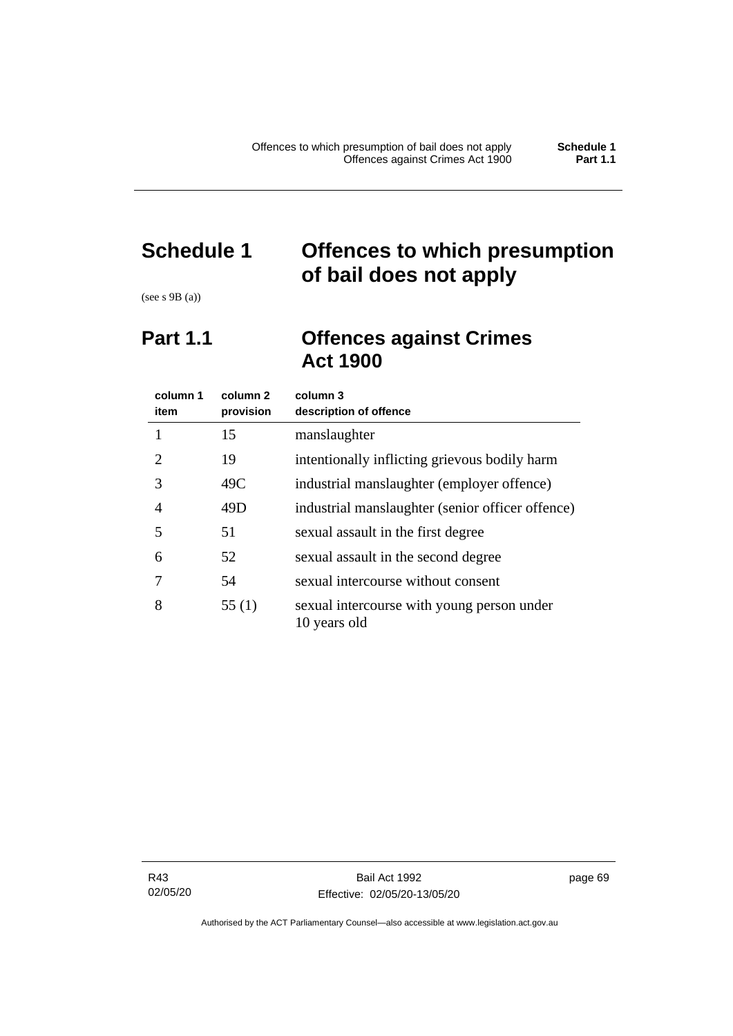# Schedule 1 Offences to which presumption of bail does not apply

(see s 9B (a))

## Part 1.1 Offences against Crimes Act 1900

| column 1 item | column 2 provision | column 3 description of offence |
|---|---|---|
| 1 | 15 | manslaughter |
| 2 | 19 | intentionally inflicting grievous bodily harm |
| 3 | 49C | industrial manslaughter (employer offence) |
| 4 | 49D | industrial manslaughter (senior officer offence) |
| 5 | 51 | sexual assault in the first degree |
| 6 | 52 | sexual assault in the second degree |
| 7 | 54 | sexual intercourse without consent |
| 8 | 55 (1) | sexual intercourse with young person under 10 years old |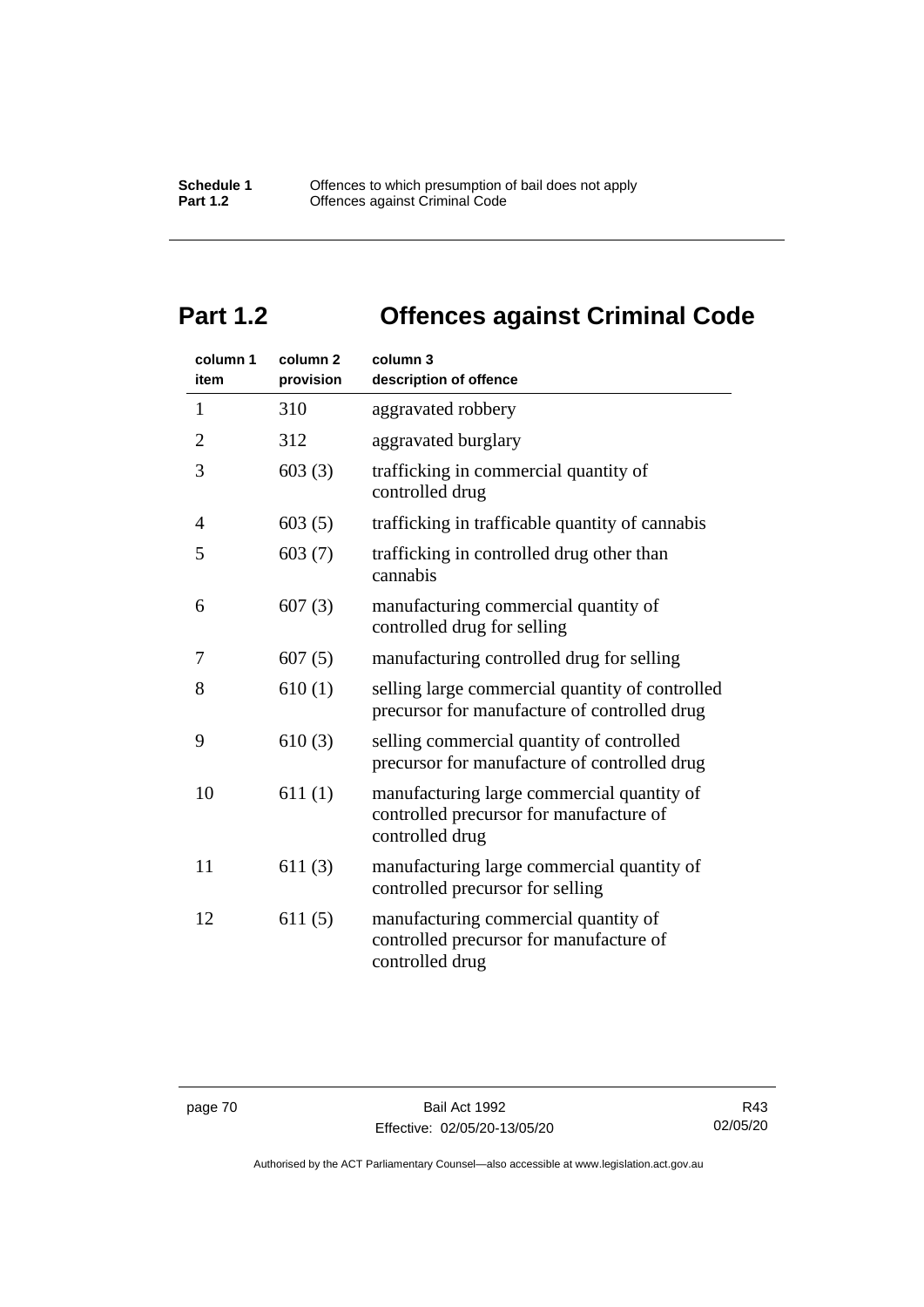## Part 1.2 Offences against Criminal Code

| column 1 item | column 2 provision | column 3 description of offence |
|---|---|---|
| 1 | 310 | aggravated robbery |
| 2 | 312 | aggravated burglary |
| 3 | 603 (3) | trafficking in commercial quantity of controlled drug |
| 4 | 603 (5) | trafficking in trafficable quantity of cannabis |
| 5 | 603 (7) | trafficking in controlled drug other than cannabis |
| 6 | 607 (3) | manufacturing commercial quantity of controlled drug for selling |
| 7 | 607 (5) | manufacturing controlled drug for selling |
| 8 | 610 (1) | selling large commercial quantity of controlled precursor for manufacture of controlled drug |
| 9 | 610 (3) | selling commercial quantity of controlled precursor for manufacture of controlled drug |
| 10 | 611 (1) | manufacturing large commercial quantity of controlled precursor for manufacture of controlled drug |
| 11 | 611 (3) | manufacturing large commercial quantity of controlled precursor for selling |
| 12 | 611 (5) | manufacturing commercial quantity of controlled precursor for manufacture of controlled drug |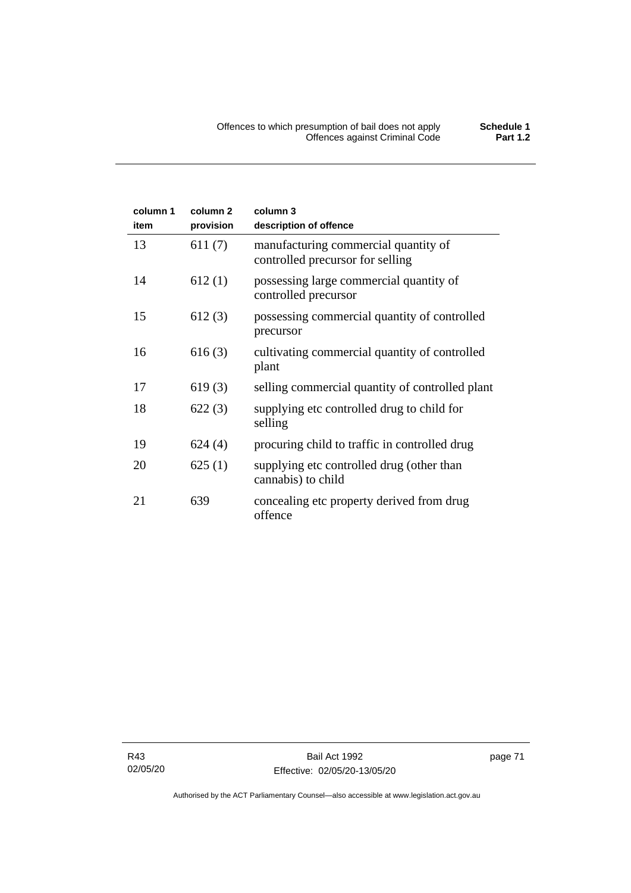| column 1 item | column 2 provision | column 3 description of offence |
|---|---|---|
| 13 | 611 (7) | manufacturing commercial quantity of controlled precursor for selling |
| 14 | 612 (1) | possessing large commercial quantity of controlled precursor |
| 15 | 612 (3) | possessing commercial quantity of controlled precursor |
| 16 | 616 (3) | cultivating commercial quantity of controlled plant |
| 17 | 619 (3) | selling commercial quantity of controlled plant |
| 18 | 622 (3) | supplying etc controlled drug to child for selling |
| 19 | 624 (4) | procuring child to traffic in controlled drug |
| 20 | 625 (1) | supplying etc controlled drug (other than cannabis) to child |
| 21 | 639 | concealing etc property derived from drug offence |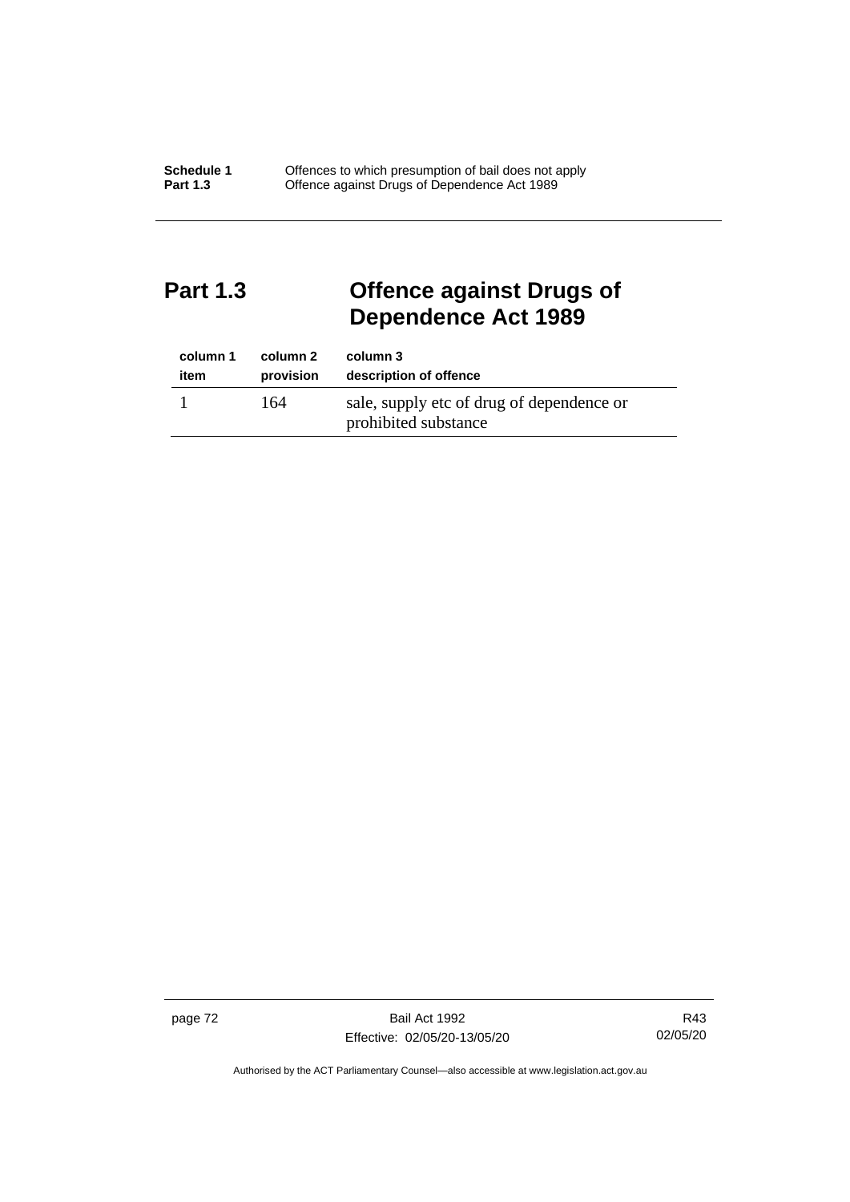## Part 1.3 Offence against Drugs of Dependence Act 1989

| column 1<br>item | column 2<br>provision | column 3<br>description of offence |
|---|---|---|
| 1 | 164 | sale, supply etc of drug of dependence or prohibited substance |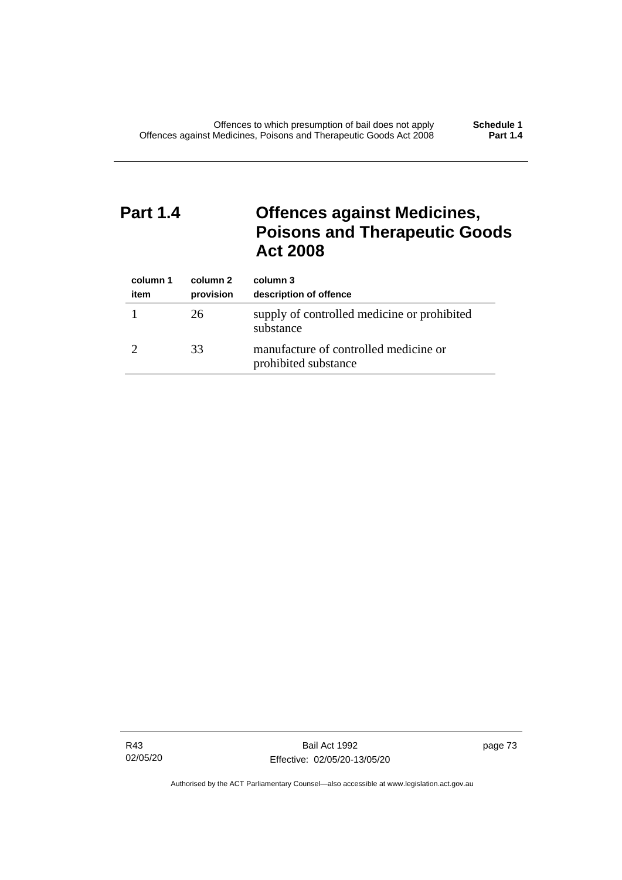## Part 1.4 Offences against Medicines, Poisons and Therapeutic Goods Act 2008

| column 1 item | column 2 provision | column 3 description of offence |
|---|---|---|
| 1 | 26 | supply of controlled medicine or prohibited substance |
| 2 | 33 | manufacture of controlled medicine or prohibited substance |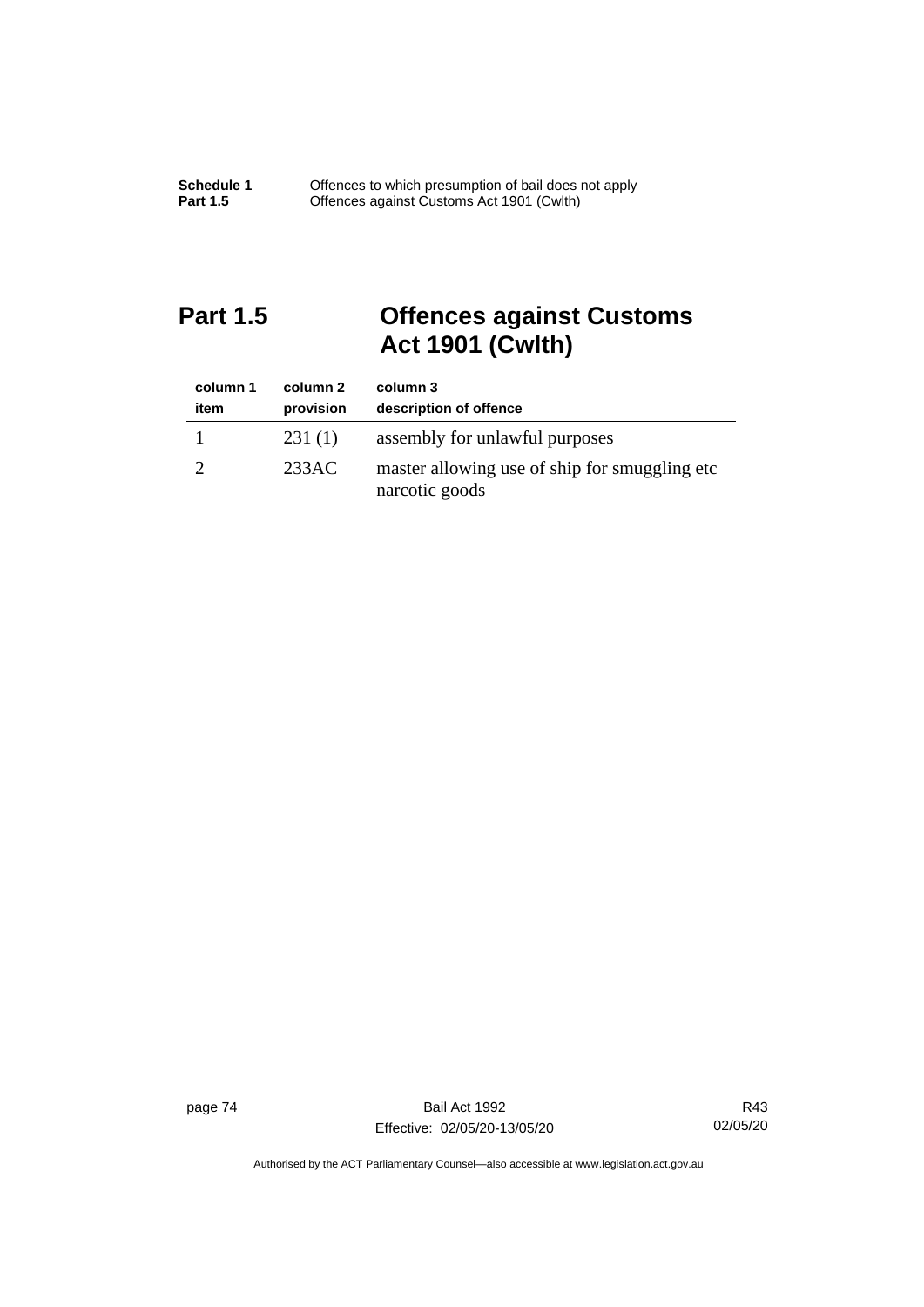# Part 1.5 Offences against Customs Act 1901 (Cwlth)

| column 1<br>item | column 2<br>provision | column 3<br>description of offence |
|---|---|---|
| 1 | 231 (1) | assembly for unlawful purposes |
| 2 | 233AC | master allowing use of ship for smuggling etc narcotic goods |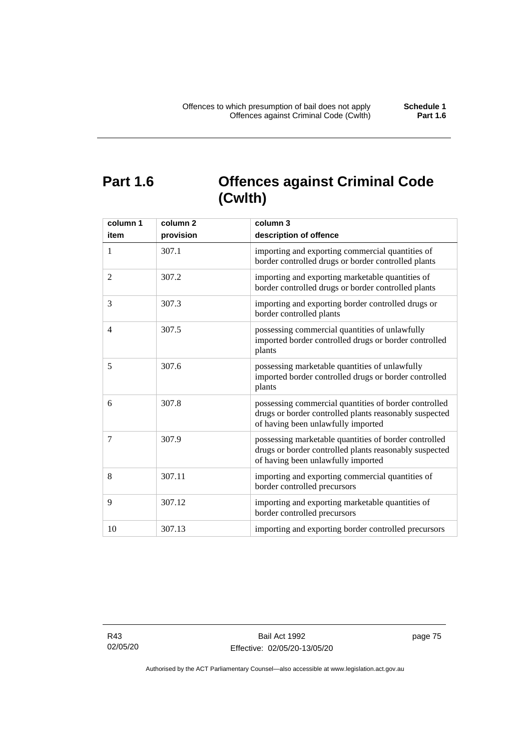## Part 1.6 Offences against Criminal Code (Cwlth)

| column 1<br>item | column 2<br>provision | column 3<br>description of offence |
|---|---|---|
| 1 | 307.1 | importing and exporting commercial quantities of border controlled drugs or border controlled plants |
| 2 | 307.2 | importing and exporting marketable quantities of border controlled drugs or border controlled plants |
| 3 | 307.3 | importing and exporting border controlled drugs or border controlled plants |
| 4 | 307.5 | possessing commercial quantities of unlawfully imported border controlled drugs or border controlled plants |
| 5 | 307.6 | possessing marketable quantities of unlawfully imported border controlled drugs or border controlled plants |
| 6 | 307.8 | possessing commercial quantities of border controlled drugs or border controlled plants reasonably suspected of having been unlawfully imported |
| 7 | 307.9 | possessing marketable quantities of border controlled drugs or border controlled plants reasonably suspected of having been unlawfully imported |
| 8 | 307.11 | importing and exporting commercial quantities of border controlled precursors |
| 9 | 307.12 | importing and exporting marketable quantities of border controlled precursors |
| 10 | 307.13 | importing and exporting border controlled precursors |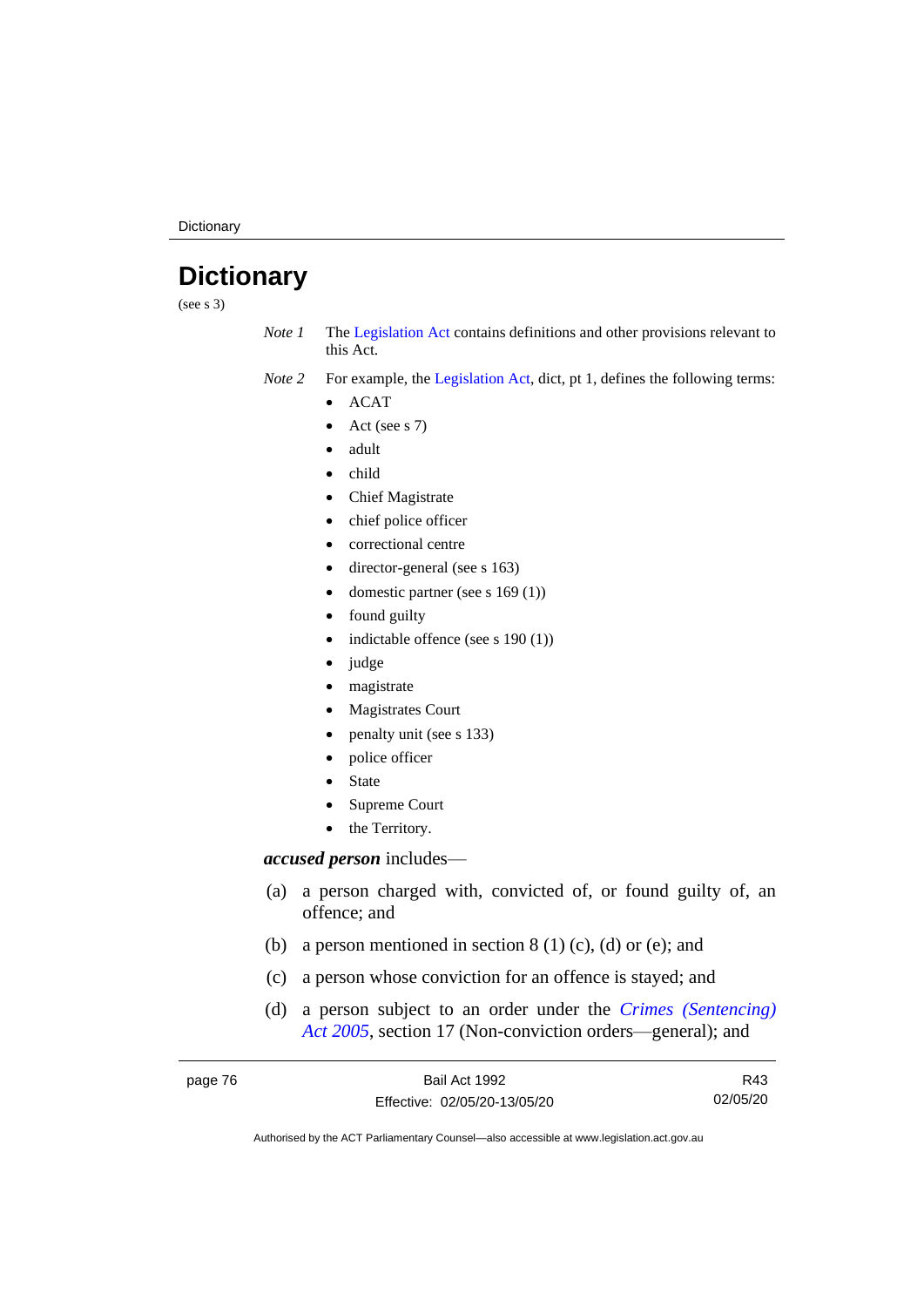# Dictionary

(see s 3)

*Note 1* The Legislation Act contains definitions and other provisions relevant to this Act.

*Note 2* For example, the Legislation Act, dict, pt 1, defines the following terms:

- ACAT
- Act (see s 7)
- adult
- child
- Chief Magistrate
- chief police officer
- correctional centre
- director-general (see s 163)
- domestic partner (see s 169 (1))
- found guilty
- indictable offence (see s 190 (1))
- judge
- magistrate
- Magistrates Court
- penalty unit (see s 133)
- police officer
- State
- Supreme Court
- the Territory.

***accused person*** includes—

(a) a person charged with, convicted of, or found guilty of, an offence; and

(b) a person mentioned in section 8 (1) (c), (d) or (e); and

(c) a person whose conviction for an offence is stayed; and

(d) a person subject to an order under the *Crimes (Sentencing) Act 2005*, section 17 (Non-conviction orders—general); and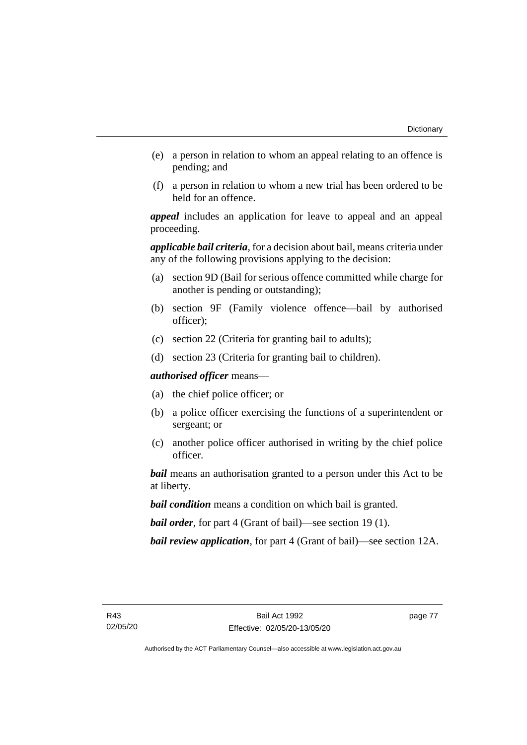(e) a person in relation to whom an appeal relating to an offence is pending; and

(f) a person in relation to whom a new trial has been ordered to be held for an offence.

***appeal*** includes an application for leave to appeal and an appeal proceeding.

***applicable bail criteria***, for a decision about bail, means criteria under any of the following provisions applying to the decision:

(a) section 9D (Bail for serious offence committed while charge for another is pending or outstanding);

(b) section 9F (Family violence offence—bail by authorised officer);

(c) section 22 (Criteria for granting bail to adults);

(d) section 23 (Criteria for granting bail to children).

***authorised officer*** means—

(a) the chief police officer; or

(b) a police officer exercising the functions of a superintendent or sergeant; or

(c) another police officer authorised in writing by the chief police officer.

***bail*** means an authorisation granted to a person under this Act to be at liberty.

***bail condition*** means a condition on which bail is granted.

***bail order***, for part 4 (Grant of bail)—see section 19 (1).

***bail review application***, for part 4 (Grant of bail)—see section 12A.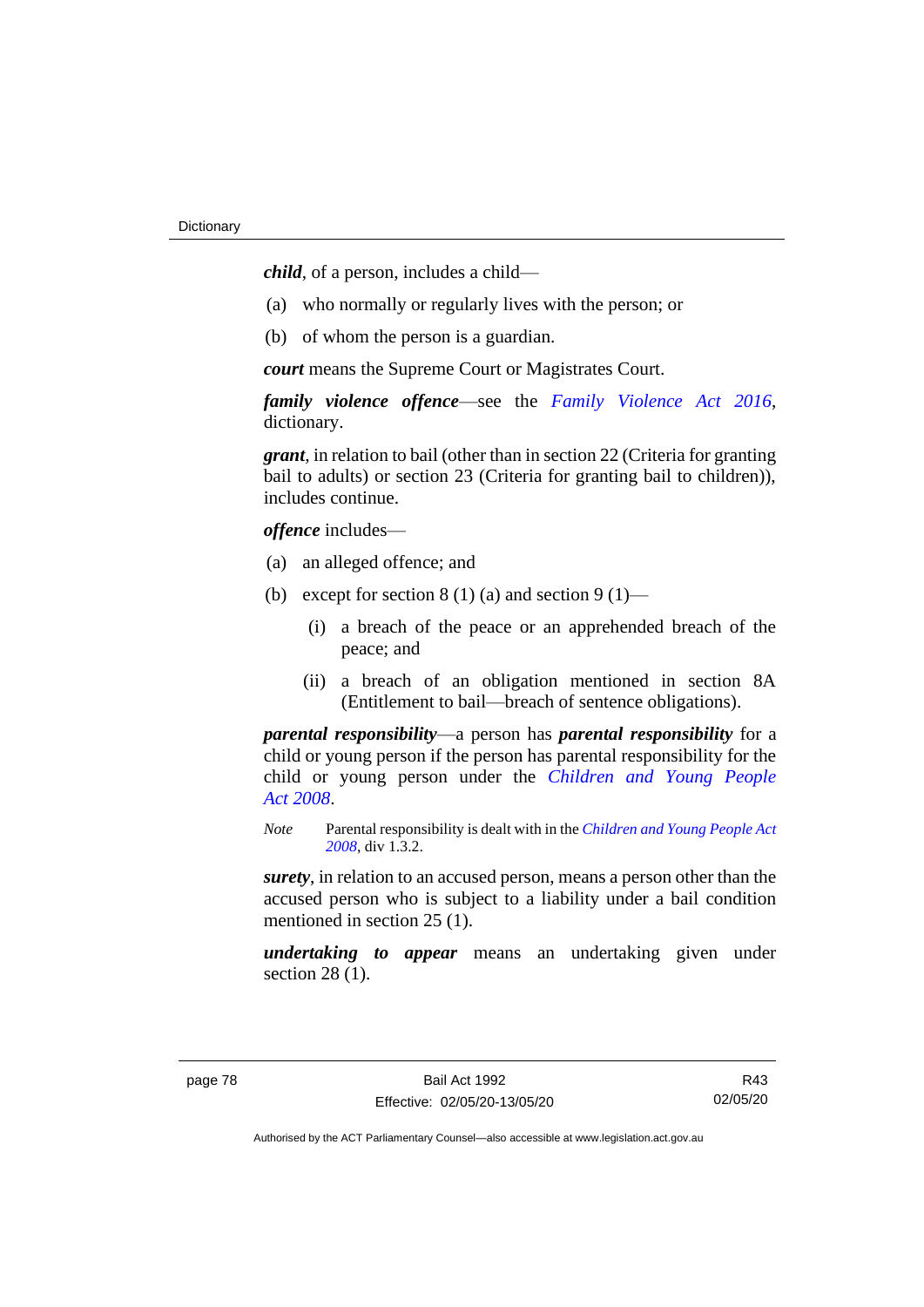***child***, of a person, includes a child—

(a) who normally or regularly lives with the person; or

(b) of whom the person is a guardian.

***court*** means the Supreme Court or Magistrates Court.

***family violence offence***—see the *Family Violence Act 2016*, dictionary.

***grant***, in relation to bail (other than in section 22 (Criteria for granting bail to adults) or section 23 (Criteria for granting bail to children)), includes continue.

***offence*** includes—

(a) an alleged offence; and

(b) except for section 8 (1) (a) and section 9 (1)—

  (i) a breach of the peace or an apprehended breach of the peace; and

  (ii) a breach of an obligation mentioned in section 8A (Entitlement to bail—breach of sentence obligations).

***parental responsibility***—a person has ***parental responsibility*** for a child or young person if the person has parental responsibility for the child or young person under the *Children and Young People Act 2008*.

*Note* Parental responsibility is dealt with in the *Children and Young People Act 2008*, div 1.3.2.

***surety***, in relation to an accused person, means a person other than the accused person who is subject to a liability under a bail condition mentioned in section 25 (1).

***undertaking to appear*** means an undertaking given under section 28 (1).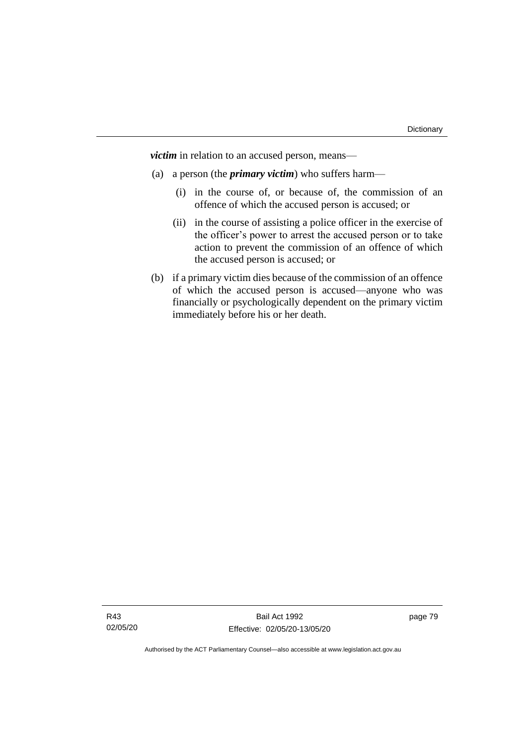***victim*** in relation to an accused person, means—

(a) a person (the ***primary victim***) who suffers harm—

(i) in the course of, or because of, the commission of an offence of which the accused person is accused; or

(ii) in the course of assisting a police officer in the exercise of the officer's power to arrest the accused person or to take action to prevent the commission of an offence of which the accused person is accused; or

(b) if a primary victim dies because of the commission of an offence of which the accused person is accused—anyone who was financially or psychologically dependent on the primary victim immediately before his or her death.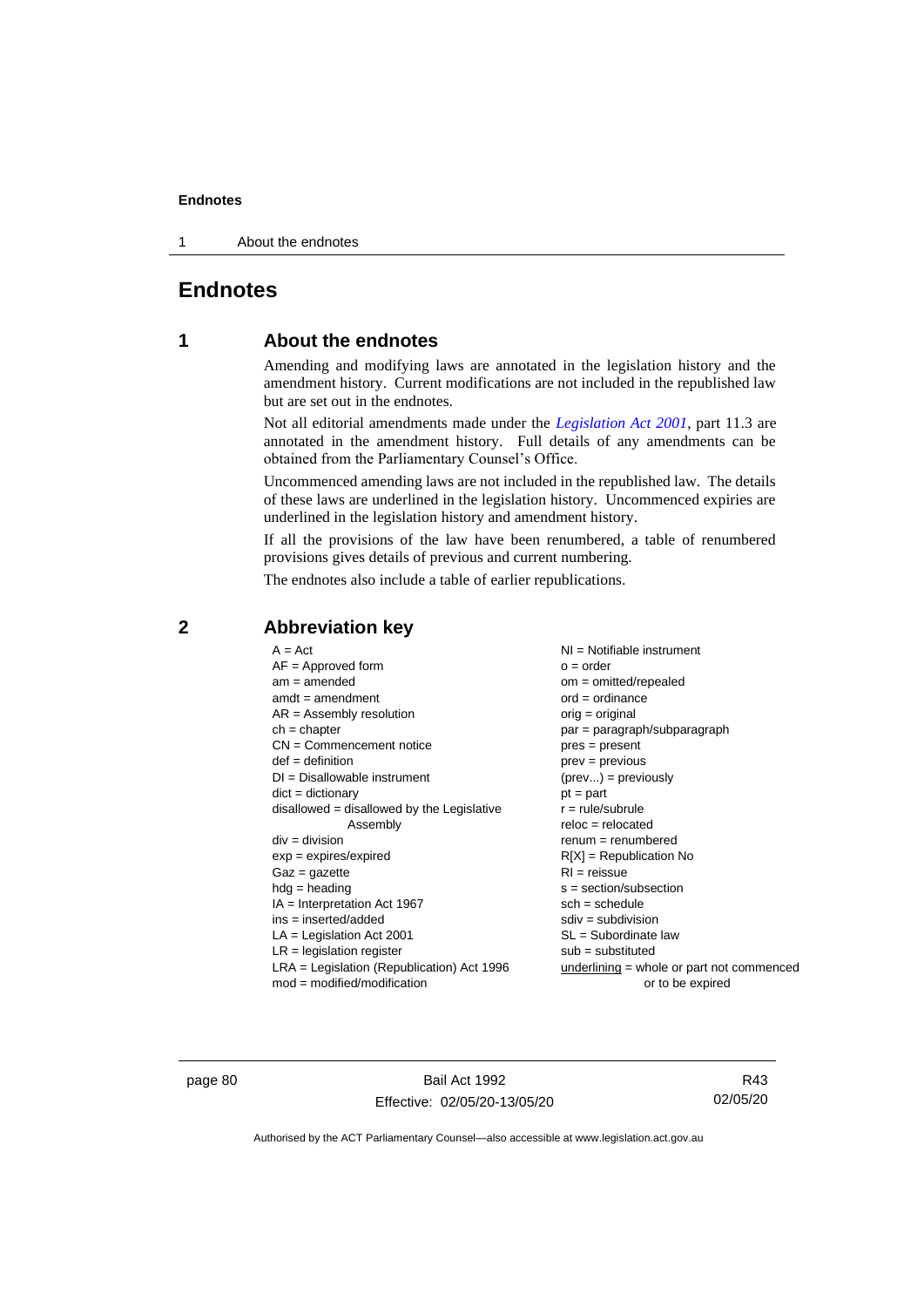# Endnotes

## 1 About the endnotes

Amending and modifying laws are annotated in the legislation history and the amendment history. Current modifications are not included in the republished law but are set out in the endnotes.

Not all editorial amendments made under the *Legislation Act 2001*, part 11.3 are annotated in the amendment history. Full details of any amendments can be obtained from the Parliamentary Counsel's Office.

Uncommenced amending laws are not included in the republished law. The details of these laws are underlined in the legislation history. Uncommenced expiries are underlined in the legislation history and amendment history.

If all the provisions of the law have been renumbered, a table of renumbered provisions gives details of previous and current numbering.

The endnotes also include a table of earlier republications.

## 2 Abbreviation key

| | |
|---|---|
| A = Act | NI = Notifiable instrument |
| AF = Approved form | o = order |
| am = amended | om = omitted/repealed |
| amdt = amendment | ord = ordinance |
| AR = Assembly resolution | orig = original |
| ch = chapter | par = paragraph/subparagraph |
| CN = Commencement notice | pres = present |
| def = definition | prev = previous |
| DI = Disallowable instrument | (prev...) = previously |
| dict = dictionary | pt = part |
| disallowed = disallowed by the Legislative Assembly | r = rule/subrule |
| div = division | reloc = relocated |
| exp = expires/expired | renum = renumbered |
| Gaz = gazette | R[X] = Republication No |
| hdg = heading | RI = reissue |
| IA = Interpretation Act 1967 | s = section/subsection |
| ins = inserted/added | sch = schedule |
| LA = Legislation Act 2001 | sdiv = subdivision |
| LR = legislation register | SL = Subordinate law |
| LRA = Legislation (Republication) Act 1996 | sub = substituted |
| mod = modified/modification | underlining = whole or part not commenced or to be expired |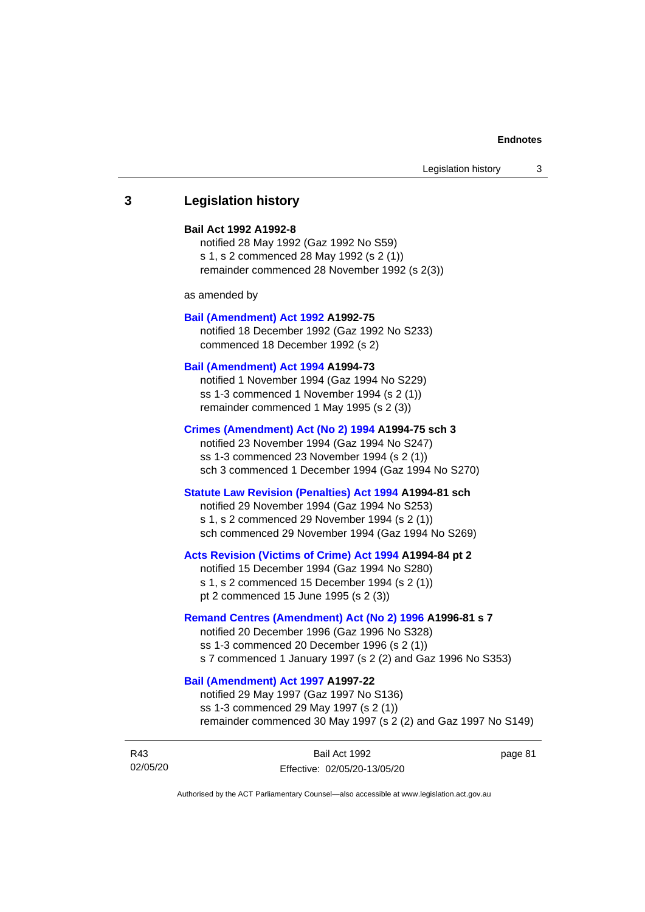## 3 Legislation history

**Bail Act 1992 A1992-8**
notified 28 May 1992 (Gaz 1992 No S59)
s 1, s 2 commenced 28 May 1992 (s 2 (1))
remainder commenced 28 November 1992 (s 2(3))

as amended by

**Bail (Amendment) Act 1992 A1992-75**
notified 18 December 1992 (Gaz 1992 No S233)
commenced 18 December 1992 (s 2)

**Bail (Amendment) Act 1994 A1994-73**
notified 1 November 1994 (Gaz 1994 No S229)
ss 1-3 commenced 1 November 1994 (s 2 (1))
remainder commenced 1 May 1995 (s 2 (3))

**Crimes (Amendment) Act (No 2) 1994 A1994-75 sch 3**
notified 23 November 1994 (Gaz 1994 No S247)
ss 1-3 commenced 23 November 1994 (s 2 (1))
sch 3 commenced 1 December 1994 (Gaz 1994 No S270)

**Statute Law Revision (Penalties) Act 1994 A1994-81 sch**
notified 29 November 1994 (Gaz 1994 No S253)
s 1, s 2 commenced 29 November 1994 (s 2 (1))
sch commenced 29 November 1994 (Gaz 1994 No S269)

**Acts Revision (Victims of Crime) Act 1994 A1994-84 pt 2**
notified 15 December 1994 (Gaz 1994 No S280)
s 1, s 2 commenced 15 December 1994 (s 2 (1))
pt 2 commenced 15 June 1995 (s 2 (3))

**Remand Centres (Amendment) Act (No 2) 1996 A1996-81 s 7**
notified 20 December 1996 (Gaz 1996 No S328)
ss 1-3 commenced 20 December 1996 (s 2 (1))
s 7 commenced 1 January 1997 (s 2 (2) and Gaz 1996 No S353)

**Bail (Amendment) Act 1997 A1997-22**
notified 29 May 1997 (Gaz 1997 No S136)
ss 1-3 commenced 29 May 1997 (s 2 (1))
remainder commenced 30 May 1997 (s 2 (2) and Gaz 1997 No S149)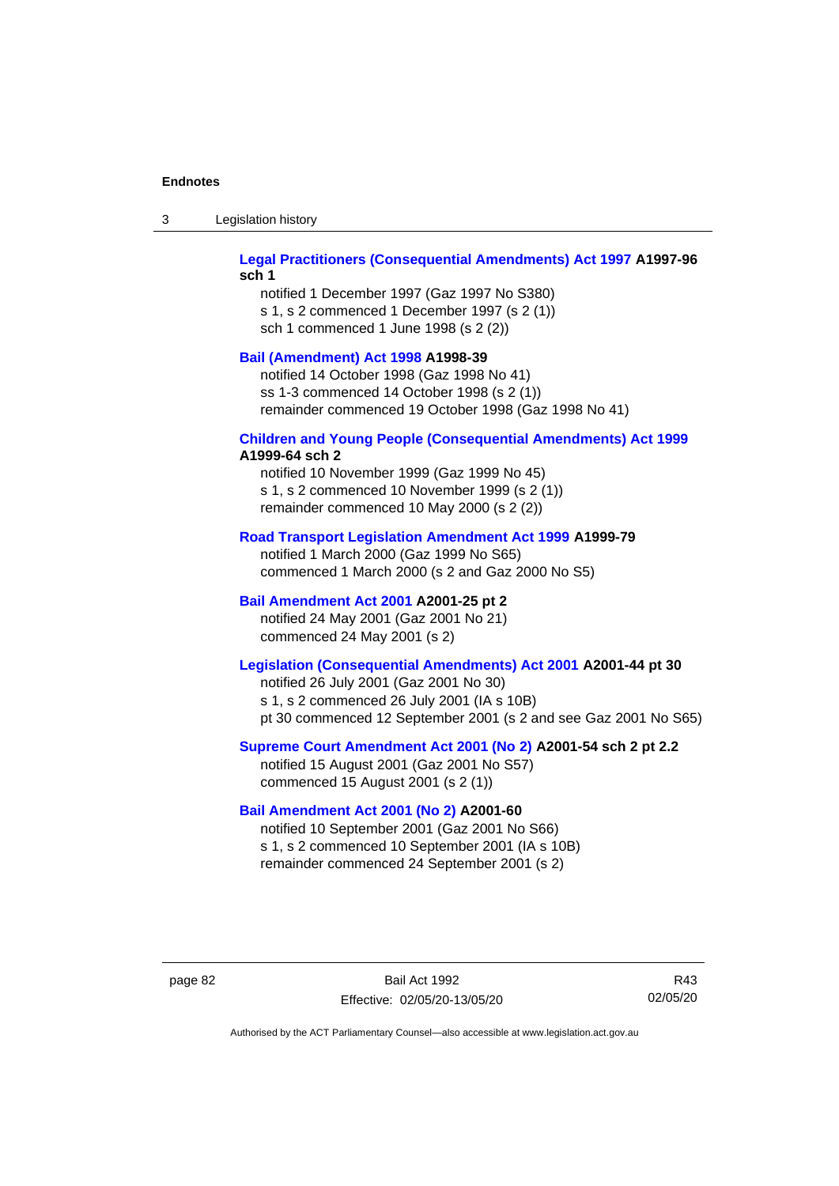**Legal Practitioners (Consequential Amendments) Act 1997 A1997-96 sch 1**

notified 1 December 1997 (Gaz 1997 No S380)
s 1, s 2 commenced 1 December 1997 (s 2 (1))
sch 1 commenced 1 June 1998 (s 2 (2))

**Bail (Amendment) Act 1998 A1998-39**

notified 14 October 1998 (Gaz 1998 No 41)
ss 1-3 commenced 14 October 1998 (s 2 (1))
remainder commenced 19 October 1998 (Gaz 1998 No 41)

**Children and Young People (Consequential Amendments) Act 1999 A1999-64 sch 2**

notified 10 November 1999 (Gaz 1999 No 45)
s 1, s 2 commenced 10 November 1999 (s 2 (1))
remainder commenced 10 May 2000 (s 2 (2))

**Road Transport Legislation Amendment Act 1999 A1999-79**

notified 1 March 2000 (Gaz 1999 No S65)
commenced 1 March 2000 (s 2 and Gaz 2000 No S5)

**Bail Amendment Act 2001 A2001-25 pt 2**

notified 24 May 2001 (Gaz 2001 No 21)
commenced 24 May 2001 (s 2)

**Legislation (Consequential Amendments) Act 2001 A2001-44 pt 30**

notified 26 July 2001 (Gaz 2001 No 30)
s 1, s 2 commenced 26 July 2001 (IA s 10B)
pt 30 commenced 12 September 2001 (s 2 and see Gaz 2001 No S65)

**Supreme Court Amendment Act 2001 (No 2) A2001-54 sch 2 pt 2.2**

notified 15 August 2001 (Gaz 2001 No S57)
commenced 15 August 2001 (s 2 (1))

**Bail Amendment Act 2001 (No 2) A2001-60**

notified 10 September 2001 (Gaz 2001 No S66)
s 1, s 2 commenced 10 September 2001 (IA s 10B)
remainder commenced 24 September 2001 (s 2)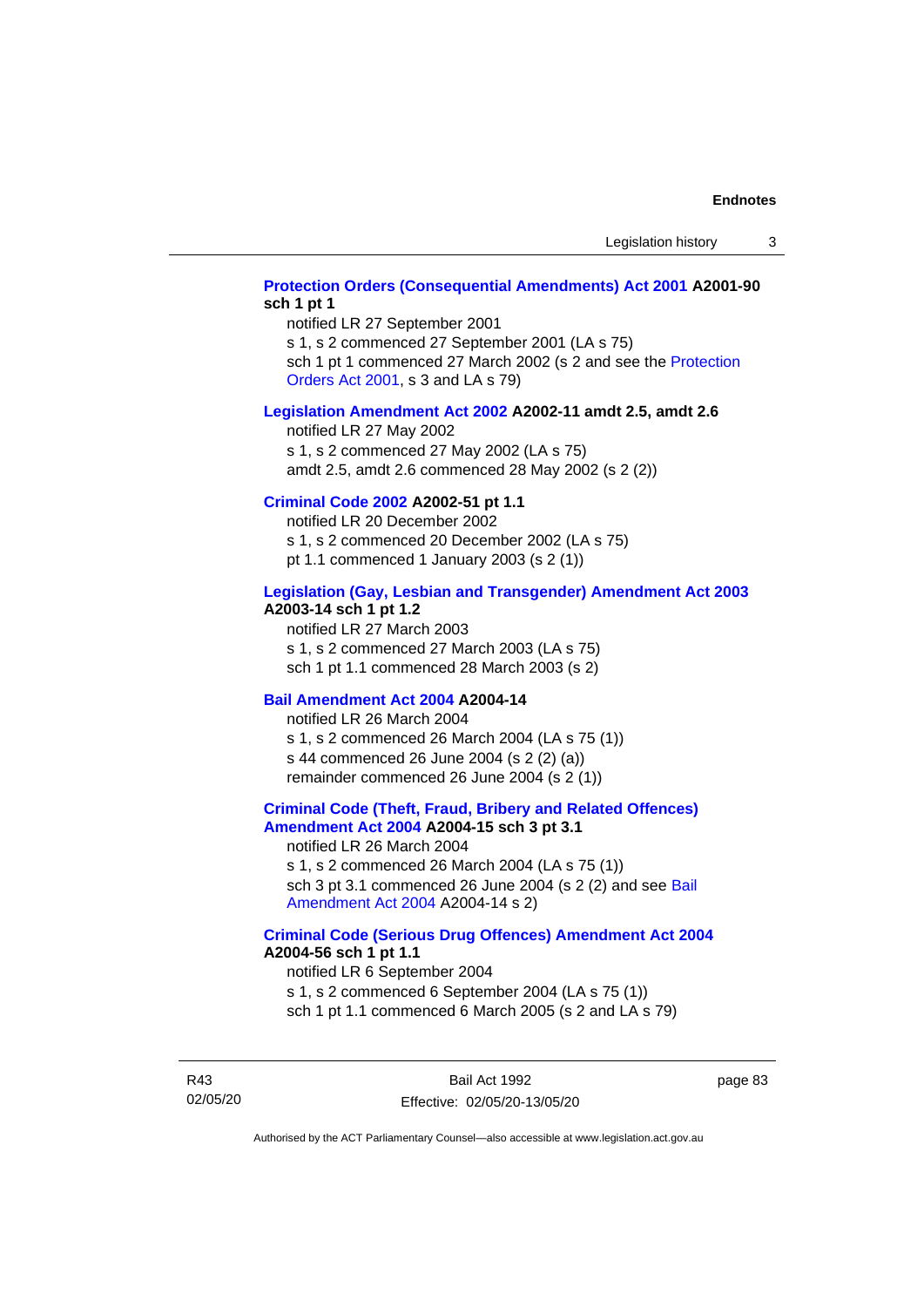**Protection Orders (Consequential Amendments) Act 2001 A2001-90 sch 1 pt 1**

notified LR 27 September 2001

s 1, s 2 commenced 27 September 2001 (LA s 75)

sch 1 pt 1 commenced 27 March 2002 (s 2 and see the Protection Orders Act 2001, s 3 and LA s 79)

**Legislation Amendment Act 2002 A2002-11 amdt 2.5, amdt 2.6**

notified LR 27 May 2002

s 1, s 2 commenced 27 May 2002 (LA s 75)

amdt 2.5, amdt 2.6 commenced 28 May 2002 (s 2 (2))

**Criminal Code 2002 A2002-51 pt 1.1**

notified LR 20 December 2002

s 1, s 2 commenced 20 December 2002 (LA s 75)

pt 1.1 commenced 1 January 2003 (s 2 (1))

**Legislation (Gay, Lesbian and Transgender) Amendment Act 2003 A2003-14 sch 1 pt 1.2**

notified LR 27 March 2003

s 1, s 2 commenced 27 March 2003 (LA s 75)

sch 1 pt 1.1 commenced 28 March 2003 (s 2)

**Bail Amendment Act 2004 A2004-14**

notified LR 26 March 2004

s 1, s 2 commenced 26 March 2004 (LA s 75 (1))

s 44 commenced 26 June 2004 (s 2 (2) (a))

remainder commenced 26 June 2004 (s 2 (1))

**Criminal Code (Theft, Fraud, Bribery and Related Offences) Amendment Act 2004 A2004-15 sch 3 pt 3.1**

notified LR 26 March 2004

s 1, s 2 commenced 26 March 2004 (LA s 75 (1))

sch 3 pt 3.1 commenced 26 June 2004 (s 2 (2) and see Bail Amendment Act 2004 A2004-14 s 2)

**Criminal Code (Serious Drug Offences) Amendment Act 2004 A2004-56 sch 1 pt 1.1**

notified LR 6 September 2004

s 1, s 2 commenced 6 September 2004 (LA s 75 (1))

sch 1 pt 1.1 commenced 6 March 2005 (s 2 and LA s 79)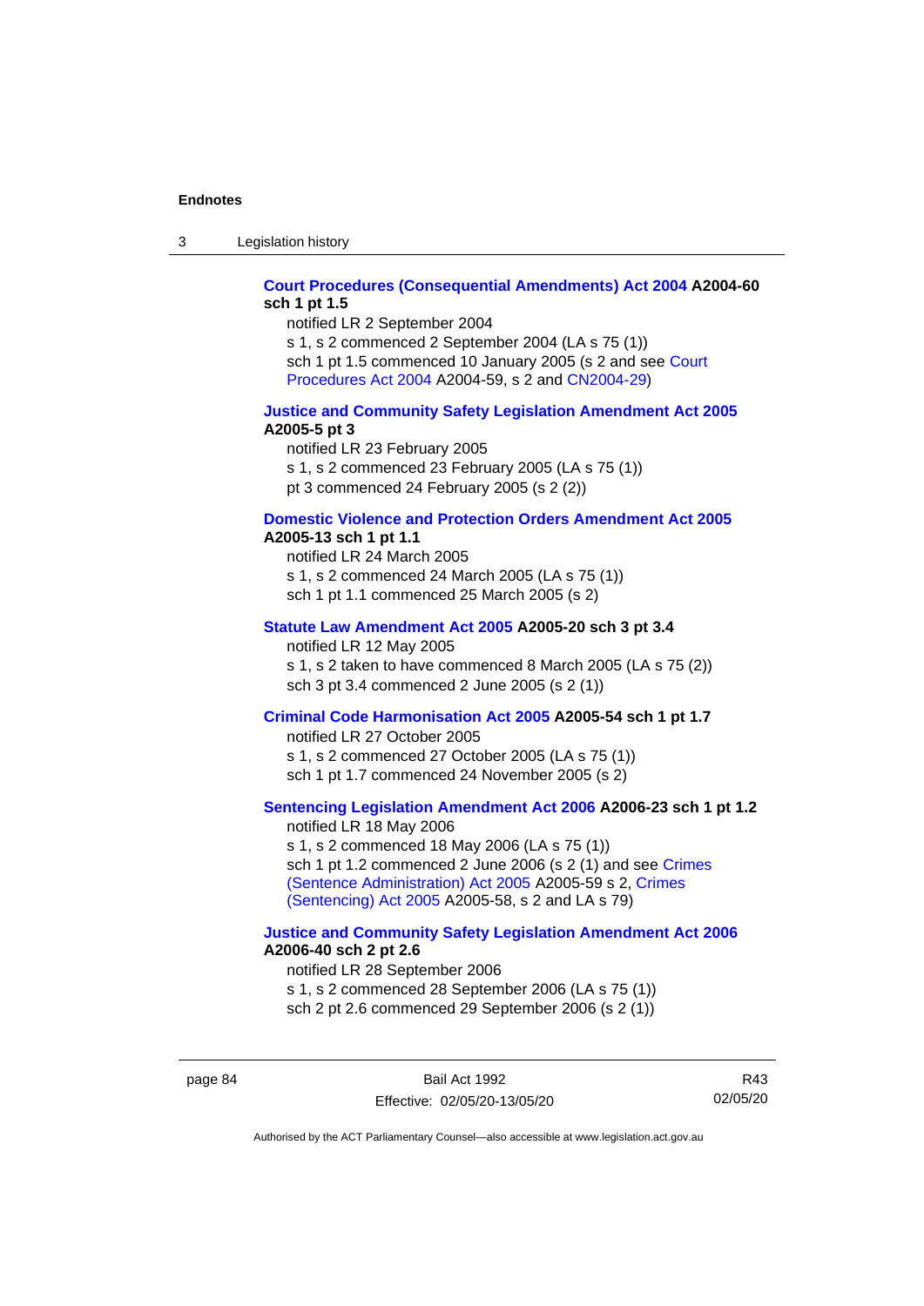**Court Procedures (Consequential Amendments) Act 2004 A2004-60 sch 1 pt 1.5**

notified LR 2 September 2004

s 1, s 2 commenced 2 September 2004 (LA s 75 (1))

sch 1 pt 1.5 commenced 10 January 2005 (s 2 and see Court Procedures Act 2004 A2004-59, s 2 and CN2004-29)

**Justice and Community Safety Legislation Amendment Act 2005 A2005-5 pt 3**

notified LR 23 February 2005

s 1, s 2 commenced 23 February 2005 (LA s 75 (1))

pt 3 commenced 24 February 2005 (s 2 (2))

**Domestic Violence and Protection Orders Amendment Act 2005 A2005-13 sch 1 pt 1.1**

notified LR 24 March 2005

s 1, s 2 commenced 24 March 2005 (LA s 75 (1))

sch 1 pt 1.1 commenced 25 March 2005 (s 2)

**Statute Law Amendment Act 2005 A2005-20 sch 3 pt 3.4**

notified LR 12 May 2005

s 1, s 2 taken to have commenced 8 March 2005 (LA s 75 (2))

sch 3 pt 3.4 commenced 2 June 2005 (s 2 (1))

**Criminal Code Harmonisation Act 2005 A2005-54 sch 1 pt 1.7**

notified LR 27 October 2005

s 1, s 2 commenced 27 October 2005 (LA s 75 (1))

sch 1 pt 1.7 commenced 24 November 2005 (s 2)

**Sentencing Legislation Amendment Act 2006 A2006-23 sch 1 pt 1.2**

notified LR 18 May 2006

s 1, s 2 commenced 18 May 2006 (LA s 75 (1))

sch 1 pt 1.2 commenced 2 June 2006 (s 2 (1) and see Crimes (Sentence Administration) Act 2005 A2005-59 s 2, Crimes (Sentencing) Act 2005 A2005-58, s 2 and LA s 79)

**Justice and Community Safety Legislation Amendment Act 2006 A2006-40 sch 2 pt 2.6**

notified LR 28 September 2006

s 1, s 2 commenced 28 September 2006 (LA s 75 (1))

sch 2 pt 2.6 commenced 29 September 2006 (s 2 (1))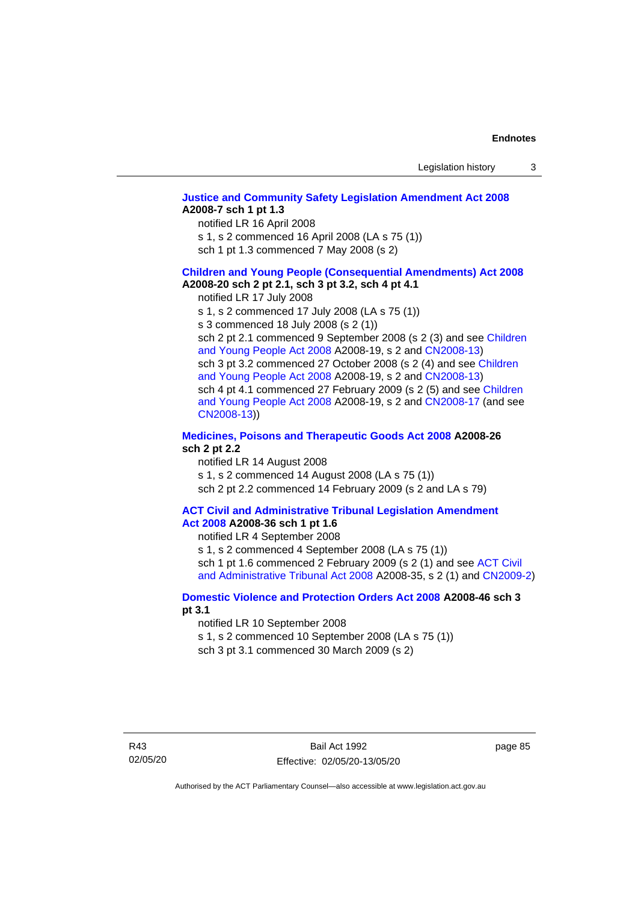**Justice and Community Safety Legislation Amendment Act 2008 A2008-7 sch 1 pt 1.3**

notified LR 16 April 2008
s 1, s 2 commenced 16 April 2008 (LA s 75 (1))
sch 1 pt 1.3 commenced 7 May 2008 (s 2)

**Children and Young People (Consequential Amendments) Act 2008 A2008-20 sch 2 pt 2.1, sch 3 pt 3.2, sch 4 pt 4.1**

notified LR 17 July 2008
s 1, s 2 commenced 17 July 2008 (LA s 75 (1))
s 3 commenced 18 July 2008 (s 2 (1))
sch 2 pt 2.1 commenced 9 September 2008 (s 2 (3) and see Children and Young People Act 2008 A2008-19, s 2 and CN2008-13)
sch 3 pt 3.2 commenced 27 October 2008 (s 2 (4) and see Children and Young People Act 2008 A2008-19, s 2 and CN2008-13)
sch 4 pt 4.1 commenced 27 February 2009 (s 2 (5) and see Children and Young People Act 2008 A2008-19, s 2 and CN2008-17 (and see CN2008-13))

**Medicines, Poisons and Therapeutic Goods Act 2008 A2008-26 sch 2 pt 2.2**

notified LR 14 August 2008
s 1, s 2 commenced 14 August 2008 (LA s 75 (1))
sch 2 pt 2.2 commenced 14 February 2009 (s 2 and LA s 79)

**ACT Civil and Administrative Tribunal Legislation Amendment Act 2008 A2008-36 sch 1 pt 1.6**

notified LR 4 September 2008
s 1, s 2 commenced 4 September 2008 (LA s 75 (1))
sch 1 pt 1.6 commenced 2 February 2009 (s 2 (1) and see ACT Civil and Administrative Tribunal Act 2008 A2008-35, s 2 (1) and CN2009-2)

**Domestic Violence and Protection Orders Act 2008 A2008-46 sch 3 pt 3.1**

notified LR 10 September 2008
s 1, s 2 commenced 10 September 2008 (LA s 75 (1))
sch 3 pt 3.1 commenced 30 March 2009 (s 2)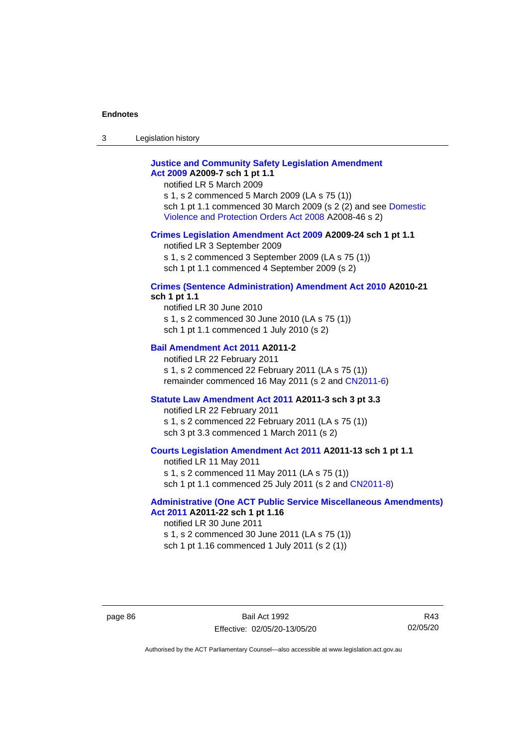**Justice and Community Safety Legislation Amendment Act 2009 A2009-7 sch 1 pt 1.1**

notified LR 5 March 2009

s 1, s 2 commenced 5 March 2009 (LA s 75 (1))

sch 1 pt 1.1 commenced 30 March 2009 (s 2 (2) and see Domestic Violence and Protection Orders Act 2008 A2008-46 s 2)

**Crimes Legislation Amendment Act 2009 A2009-24 sch 1 pt 1.1**

notified LR 3 September 2009

s 1, s 2 commenced 3 September 2009 (LA s 75 (1))

sch 1 pt 1.1 commenced 4 September 2009 (s 2)

**Crimes (Sentence Administration) Amendment Act 2010 A2010-21 sch 1 pt 1.1**

notified LR 30 June 2010

s 1, s 2 commenced 30 June 2010 (LA s 75 (1))

sch 1 pt 1.1 commenced 1 July 2010 (s 2)

**Bail Amendment Act 2011 A2011-2**

notified LR 22 February 2011

s 1, s 2 commenced 22 February 2011 (LA s 75 (1))

remainder commenced 16 May 2011 (s 2 and CN2011-6)

**Statute Law Amendment Act 2011 A2011-3 sch 3 pt 3.3**

notified LR 22 February 2011

s 1, s 2 commenced 22 February 2011 (LA s 75 (1))

sch 3 pt 3.3 commenced 1 March 2011 (s 2)

**Courts Legislation Amendment Act 2011 A2011-13 sch 1 pt 1.1**

notified LR 11 May 2011

s 1, s 2 commenced 11 May 2011 (LA s 75 (1))

sch 1 pt 1.1 commenced 25 July 2011 (s 2 and CN2011-8)

**Administrative (One ACT Public Service Miscellaneous Amendments) Act 2011 A2011-22 sch 1 pt 1.16**

notified LR 30 June 2011

s 1, s 2 commenced 30 June 2011 (LA s 75 (1))

sch 1 pt 1.16 commenced 1 July 2011 (s 2 (1))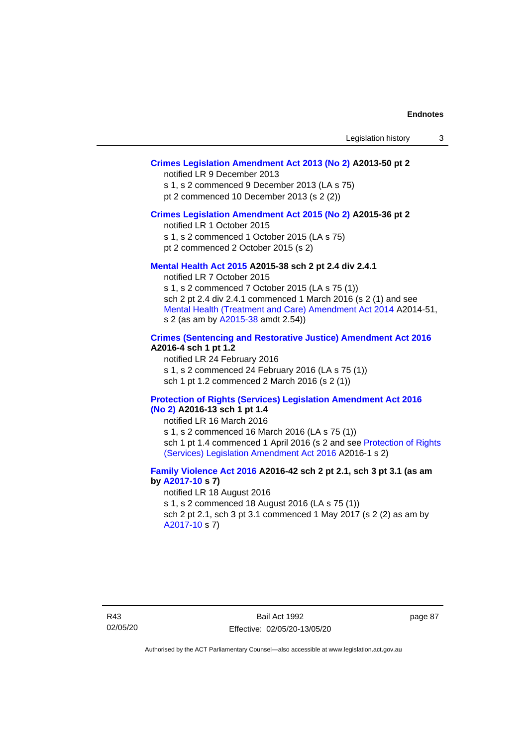**Crimes Legislation Amendment Act 2013 (No 2) A2013-50 pt 2**

notified LR 9 December 2013

s 1, s 2 commenced 9 December 2013 (LA s 75)

pt 2 commenced 10 December 2013 (s 2 (2))

**Crimes Legislation Amendment Act 2015 (No 2) A2015-36 pt 2**

notified LR 1 October 2015

s 1, s 2 commenced 1 October 2015 (LA s 75)

pt 2 commenced 2 October 2015 (s 2)

**Mental Health Act 2015 A2015-38 sch 2 pt 2.4 div 2.4.1**

notified LR 7 October 2015

s 1, s 2 commenced 7 October 2015 (LA s 75 (1))

sch 2 pt 2.4 div 2.4.1 commenced 1 March 2016 (s 2 (1) and see Mental Health (Treatment and Care) Amendment Act 2014 A2014-51, s 2 (as am by A2015-38 amdt 2.54))

**Crimes (Sentencing and Restorative Justice) Amendment Act 2016 A2016-4 sch 1 pt 1.2**

notified LR 24 February 2016

s 1, s 2 commenced 24 February 2016 (LA s 75 (1))

sch 1 pt 1.2 commenced 2 March 2016 (s 2 (1))

**Protection of Rights (Services) Legislation Amendment Act 2016 (No 2) A2016-13 sch 1 pt 1.4**

notified LR 16 March 2016

s 1, s 2 commenced 16 March 2016 (LA s 75 (1))

sch 1 pt 1.4 commenced 1 April 2016 (s 2 and see Protection of Rights (Services) Legislation Amendment Act 2016 A2016-1 s 2)

**Family Violence Act 2016 A2016-42 sch 2 pt 2.1, sch 3 pt 3.1 (as am by A2017-10 s 7)**

notified LR 18 August 2016

s 1, s 2 commenced 18 August 2016 (LA s 75 (1))

sch 2 pt 2.1, sch 3 pt 3.1 commenced 1 May 2017 (s 2 (2) as am by A2017-10 s 7)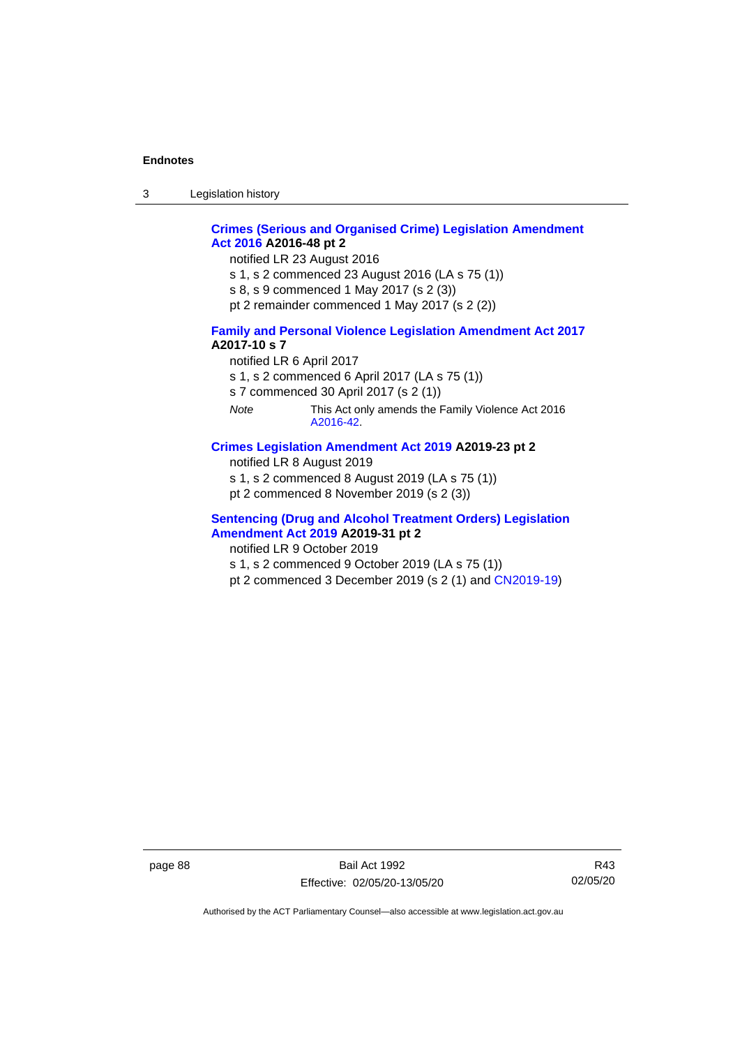**Crimes (Serious and Organised Crime) Legislation Amendment Act 2016 A2016-48 pt 2**

notified LR 23 August 2016

s 1, s 2 commenced 23 August 2016 (LA s 75 (1))

s 8, s 9 commenced 1 May 2017 (s 2 (3))

pt 2 remainder commenced 1 May 2017 (s 2 (2))

**Family and Personal Violence Legislation Amendment Act 2017 A2017-10 s 7**

notified LR 6 April 2017

s 1, s 2 commenced 6 April 2017 (LA s 75 (1))

s 7 commenced 30 April 2017 (s 2 (1))

*Note* This Act only amends the Family Violence Act 2016 A2016-42.

**Crimes Legislation Amendment Act 2019 A2019-23 pt 2**

notified LR 8 August 2019

s 1, s 2 commenced 8 August 2019 (LA s 75 (1))

pt 2 commenced 8 November 2019 (s 2 (3))

**Sentencing (Drug and Alcohol Treatment Orders) Legislation Amendment Act 2019 A2019-31 pt 2**

notified LR 9 October 2019

s 1, s 2 commenced 9 October 2019 (LA s 75 (1))

pt 2 commenced 3 December 2019 (s 2 (1) and CN2019-19)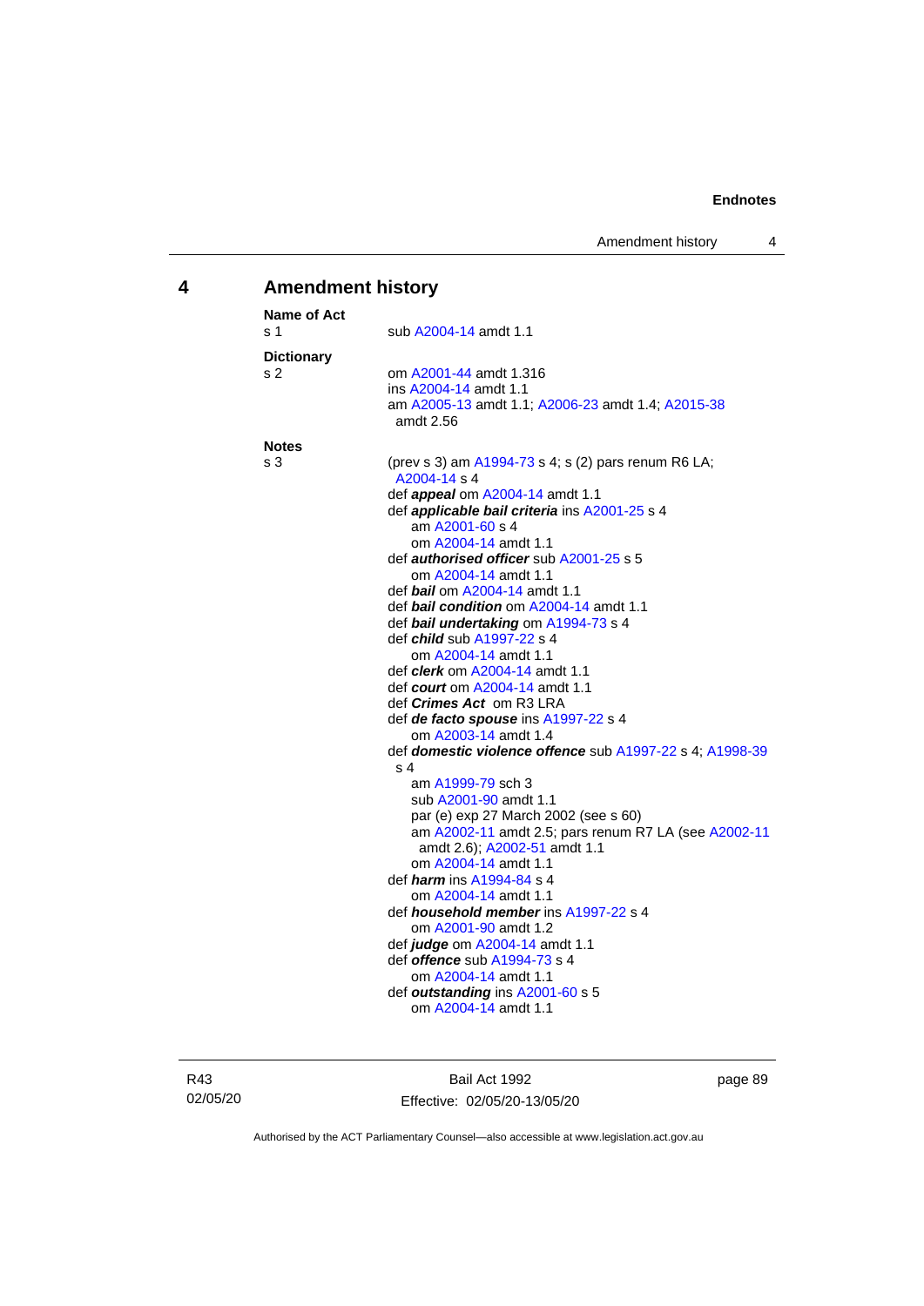## 4 Amendment history

**Name of Act**
s 1 sub A2004-14 amdt 1.1

**Dictionary**
s 2 om A2001-44 amdt 1.316
ins A2004-14 amdt 1.1
am A2005-13 amdt 1.1; A2006-23 amdt 1.4; A2015-38 amdt 2.56

**Notes**
s 3 (prev s 3) am A1994-73 s 4; s (2) pars renum R6 LA; A2004-14 s 4
def ***appeal*** om A2004-14 amdt 1.1
def ***applicable bail criteria*** ins A2001-25 s 4
am A2001-60 s 4
om A2004-14 amdt 1.1
def ***authorised officer*** sub A2001-25 s 5
om A2004-14 amdt 1.1
def ***bail*** om A2004-14 amdt 1.1
def ***bail condition*** om A2004-14 amdt 1.1
def ***bail undertaking*** om A1994-73 s 4
def ***child*** sub A1997-22 s 4
om A2004-14 amdt 1.1
def ***clerk*** om A2004-14 amdt 1.1
def ***court*** om A2004-14 amdt 1.1
def ***Crimes Act*** om R3 LRA
def ***de facto spouse*** ins A1997-22 s 4
om A2003-14 amdt 1.4
def ***domestic violence offence*** sub A1997-22 s 4; A1998-39 s 4
am A1999-79 sch 3
sub A2001-90 amdt 1.1
par (e) exp 27 March 2002 (see s 60)
am A2002-11 amdt 2.5; pars renum R7 LA (see A2002-11 amdt 2.6); A2002-51 amdt 1.1
om A2004-14 amdt 1.1
def ***harm*** ins A1994-84 s 4
om A2004-14 amdt 1.1
def ***household member*** ins A1997-22 s 4
om A2001-90 amdt 1.2
def ***judge*** om A2004-14 amdt 1.1
def ***offence*** sub A1994-73 s 4
om A2004-14 amdt 1.1
def ***outstanding*** ins A2001-60 s 5
om A2004-14 amdt 1.1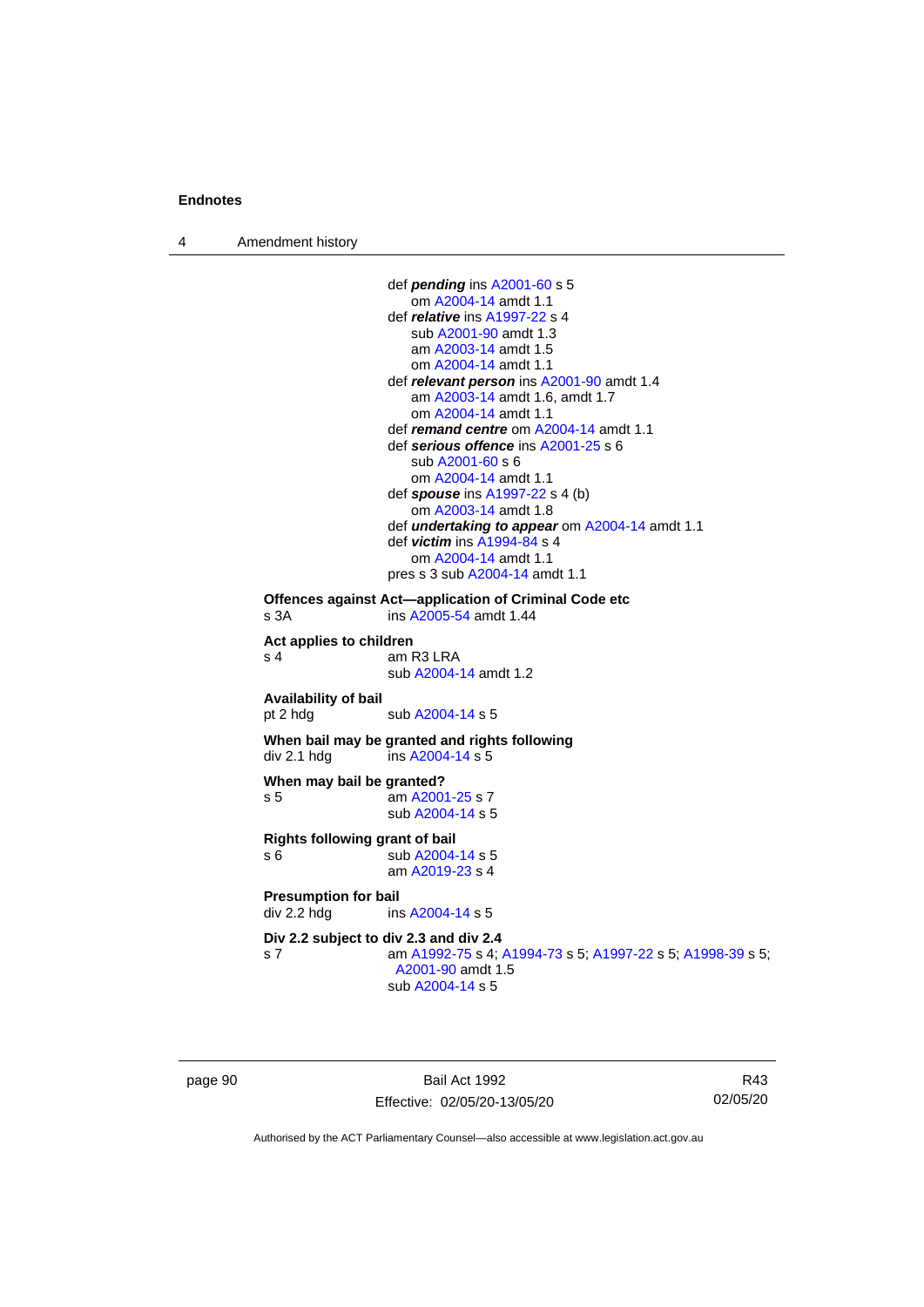def ***pending*** ins A2001-60 s 5
  om A2004-14 amdt 1.1
def ***relative*** ins A1997-22 s 4
  sub A2001-90 amdt 1.3
  am A2003-14 amdt 1.5
  om A2004-14 amdt 1.1
def ***relevant person*** ins A2001-90 amdt 1.4
  am A2003-14 amdt 1.6, amdt 1.7
  om A2004-14 amdt 1.1
def ***remand centre*** om A2004-14 amdt 1.1
def ***serious offence*** ins A2001-25 s 6
  sub A2001-60 s 6
  om A2004-14 amdt 1.1
def ***spouse*** ins A1997-22 s 4 (b)
  om A2003-14 amdt 1.8
def ***undertaking to appear*** om A2004-14 amdt 1.1
def ***victim*** ins A1994-84 s 4
  om A2004-14 amdt 1.1
pres s 3 sub A2004-14 amdt 1.1

**Offences against Act—application of Criminal Code etc**
s 3A ins A2005-54 amdt 1.44

**Act applies to children**
s 4 am R3 LRA
  sub A2004-14 amdt 1.2

**Availability of bail**
pt 2 hdg sub A2004-14 s 5

**When bail may be granted and rights following**
div 2.1 hdg ins A2004-14 s 5

**When may bail be granted?**
s 5 am A2001-25 s 7
  sub A2004-14 s 5

**Rights following grant of bail**
s 6 sub A2004-14 s 5
  am A2019-23 s 4

**Presumption for bail**
div 2.2 hdg ins A2004-14 s 5

**Div 2.2 subject to div 2.3 and div 2.4**
s 7 am A1992-75 s 4; A1994-73 s 5; A1997-22 s 5; A1998-39 s 5; A2001-90 amdt 1.5
  sub A2004-14 s 5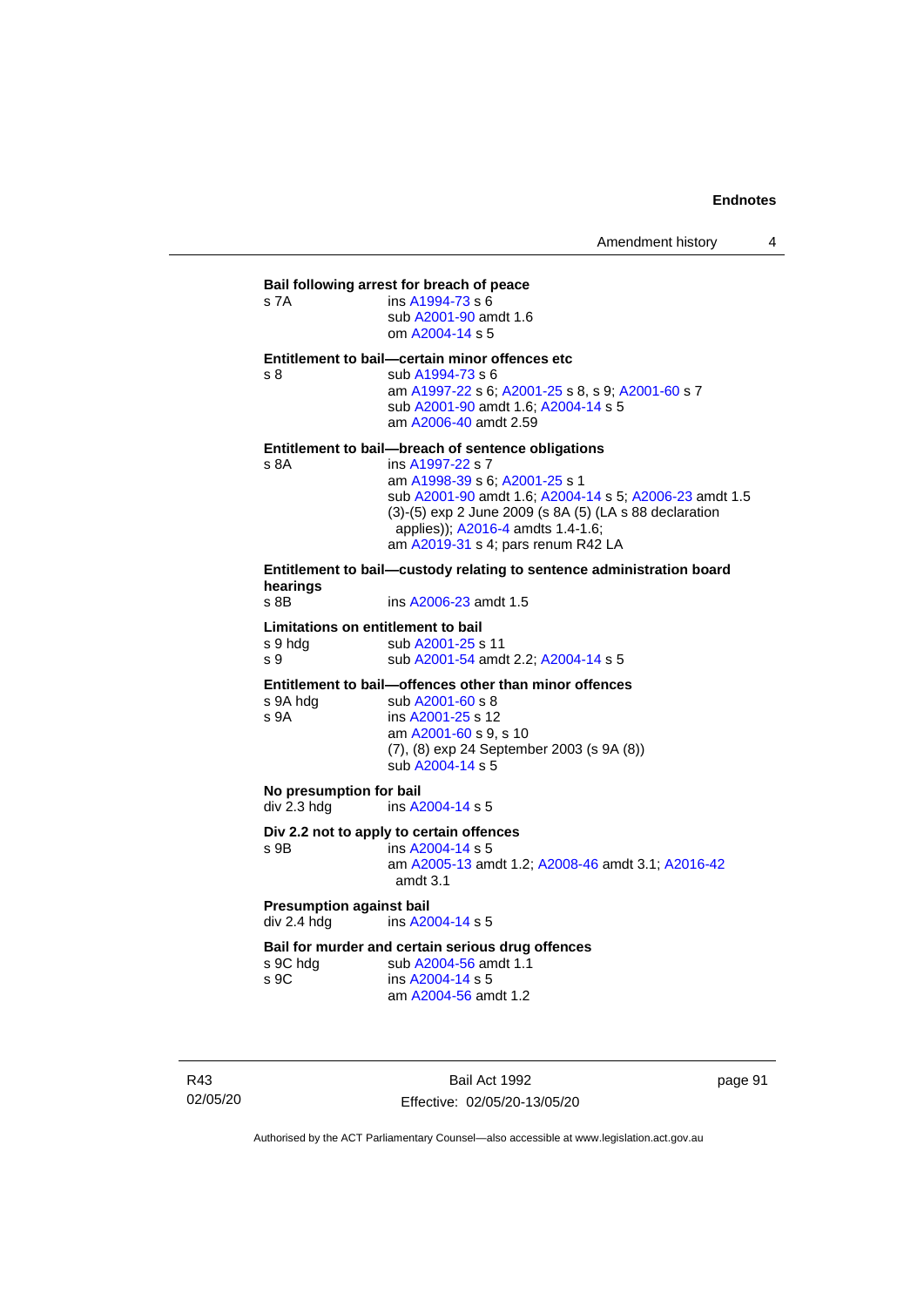**Bail following arrest for breach of peace**

s 7A ins A1994-73 s 6
sub A2001-90 amdt 1.6
om A2004-14 s 5

**Entitlement to bail—certain minor offences etc**

s 8 sub A1994-73 s 6
am A1997-22 s 6; A2001-25 s 8, s 9; A2001-60 s 7
sub A2001-90 amdt 1.6; A2004-14 s 5
am A2006-40 amdt 2.59

**Entitlement to bail—breach of sentence obligations**

s 8A ins A1997-22 s 7
am A1998-39 s 6; A2001-25 s 1
sub A2001-90 amdt 1.6; A2004-14 s 5; A2006-23 amdt 1.5
(3)-(5) exp 2 June 2009 (s 8A (5) (LA s 88 declaration applies)); A2016-4 amdts 1.4-1.6;
am A2019-31 s 4; pars renum R42 LA

**Entitlement to bail—custody relating to sentence administration board hearings**

s 8B ins A2006-23 amdt 1.5

**Limitations on entitlement to bail**

s 9 hdg sub A2001-25 s 11
s 9 sub A2001-54 amdt 2.2; A2004-14 s 5

**Entitlement to bail—offences other than minor offences**

s 9A hdg sub A2001-60 s 8
s 9A ins A2001-25 s 12
am A2001-60 s 9, s 10
(7), (8) exp 24 September 2003 (s 9A (8))
sub A2004-14 s 5

**No presumption for bail**

div 2.3 hdg ins A2004-14 s 5

**Div 2.2 not to apply to certain offences**

s 9B ins A2004-14 s 5
am A2005-13 amdt 1.2; A2008-46 amdt 3.1; A2016-42 amdt 3.1

**Presumption against bail**

div 2.4 hdg ins A2004-14 s 5

**Bail for murder and certain serious drug offences**

s 9C hdg sub A2004-56 amdt 1.1
s 9C ins A2004-14 s 5
am A2004-56 amdt 1.2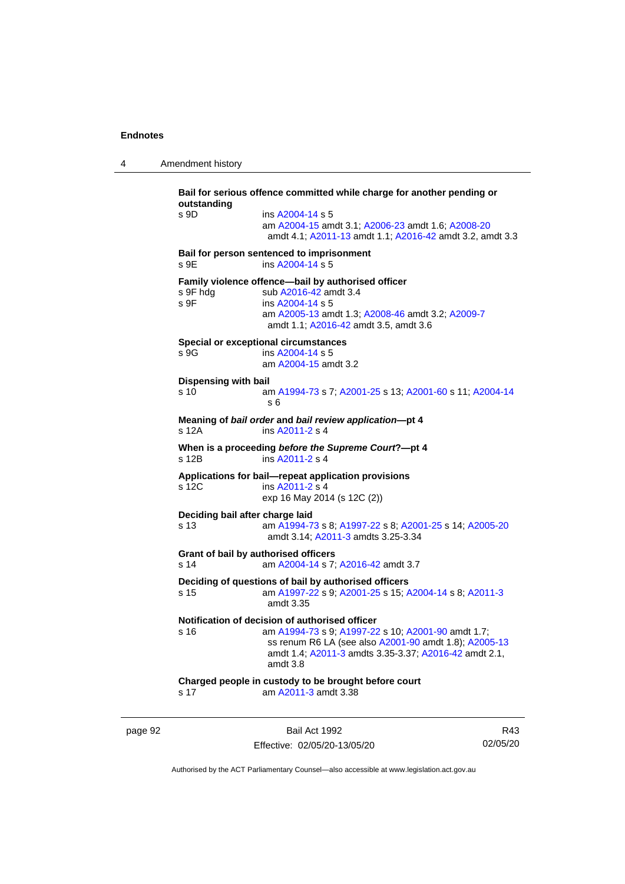**Bail for serious offence committed while charge for another pending or outstanding**

s 9D ins A2004-14 s 5
am A2004-15 amdt 3.1; A2006-23 amdt 1.6; A2008-20 amdt 4.1; A2011-13 amdt 1.1; A2016-42 amdt 3.2, amdt 3.3

**Bail for person sentenced to imprisonment**

s 9E ins A2004-14 s 5

**Family violence offence—bail by authorised officer**

s 9F hdg sub A2016-42 amdt 3.4
s 9F ins A2004-14 s 5
am A2005-13 amdt 1.3; A2008-46 amdt 3.2; A2009-7 amdt 1.1; A2016-42 amdt 3.5, amdt 3.6

**Special or exceptional circumstances**

s 9G ins A2004-14 s 5
am A2004-15 amdt 3.2

**Dispensing with bail**

s 10 am A1994-73 s 7; A2001-25 s 13; A2001-60 s 11; A2004-14 s 6

**Meaning of *bail order* and *bail review application*—pt 4**

s 12A ins A2011-2 s 4

**When is a proceeding *before the Supreme Court*?—pt 4**

s 12B ins A2011-2 s 4

**Applications for bail—repeat application provisions**

s 12C ins A2011-2 s 4
exp 16 May 2014 (s 12C (2))

**Deciding bail after charge laid**

s 13 am A1994-73 s 8; A1997-22 s 8; A2001-25 s 14; A2005-20 amdt 3.14; A2011-3 amdts 3.25-3.34

**Grant of bail by authorised officers**

s 14 am A2004-14 s 7; A2016-42 amdt 3.7

**Deciding of questions of bail by authorised officers**

s 15 am A1997-22 s 9; A2001-25 s 15; A2004-14 s 8; A2011-3 amdt 3.35

**Notification of decision of authorised officer**

s 16 am A1994-73 s 9; A1997-22 s 10; A2001-90 amdt 1.7; ss renum R6 LA (see also A2001-90 amdt 1.8); A2005-13 amdt 1.4; A2011-3 amdts 3.35-3.37; A2016-42 amdt 2.1, amdt 3.8

**Charged people in custody to be brought before court**

s 17 am A2011-3 amdt 3.38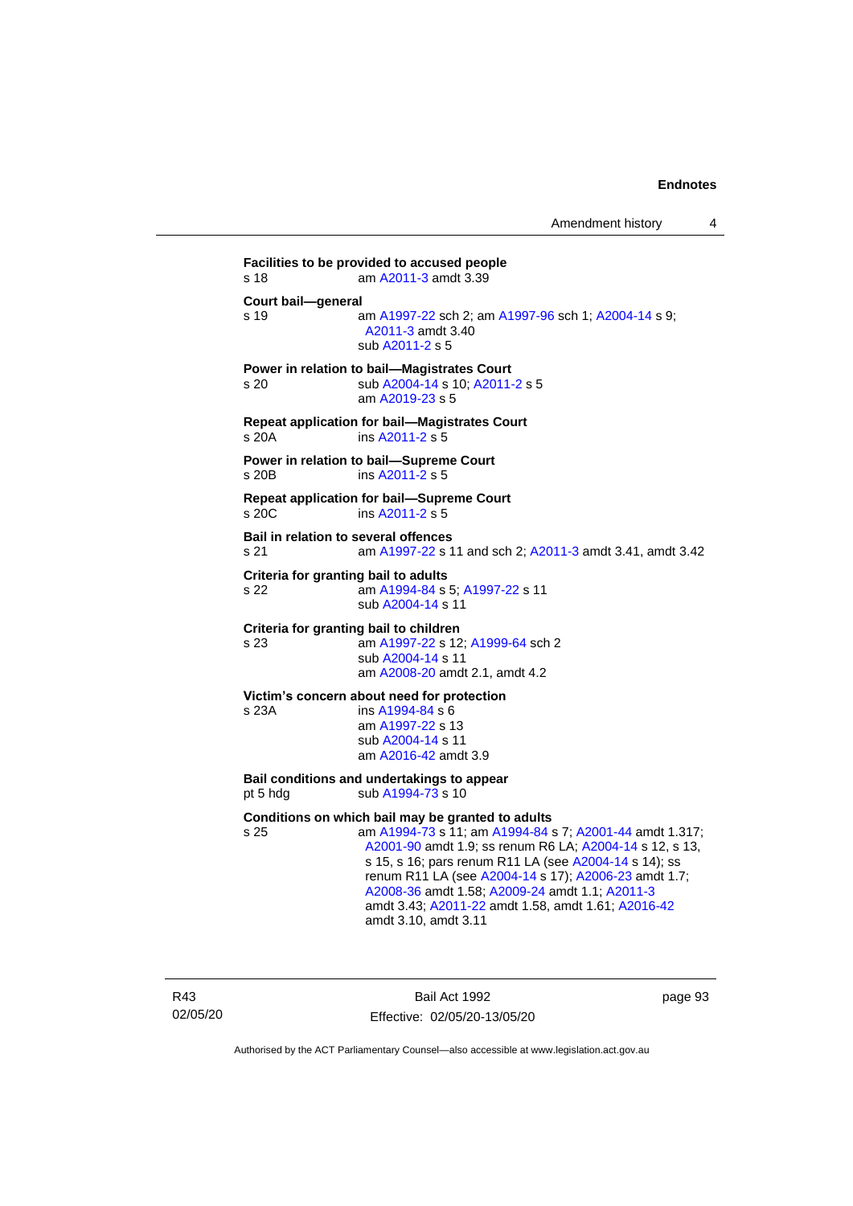**Facilities to be provided to accused people**
s 18 am A2011-3 amdt 3.39

**Court bail—general**
s 19 am A1997-22 sch 2; am A1997-96 sch 1; A2004-14 s 9; A2011-3 amdt 3.40
sub A2011-2 s 5

**Power in relation to bail—Magistrates Court**
s 20 sub A2004-14 s 10; A2011-2 s 5
am A2019-23 s 5

**Repeat application for bail—Magistrates Court**
s 20A ins A2011-2 s 5

**Power in relation to bail—Supreme Court**
s 20B ins A2011-2 s 5

**Repeat application for bail—Supreme Court**
s 20C ins A2011-2 s 5

**Bail in relation to several offences**
s 21 am A1997-22 s 11 and sch 2; A2011-3 amdt 3.41, amdt 3.42

**Criteria for granting bail to adults**
s 22 am A1994-84 s 5; A1997-22 s 11
sub A2004-14 s 11

**Criteria for granting bail to children**
s 23 am A1997-22 s 12; A1999-64 sch 2
sub A2004-14 s 11
am A2008-20 amdt 2.1, amdt 4.2

**Victim's concern about need for protection**
s 23A ins A1994-84 s 6
am A1997-22 s 13
sub A2004-14 s 11
am A2016-42 amdt 3.9

**Bail conditions and undertakings to appear**
pt 5 hdg sub A1994-73 s 10

**Conditions on which bail may be granted to adults**
s 25 am A1994-73 s 11; am A1994-84 s 7; A2001-44 amdt 1.317; A2001-90 amdt 1.9; ss renum R6 LA; A2004-14 s 12, s 13, s 15, s 16; pars renum R11 LA (see A2004-14 s 14); ss renum R11 LA (see A2004-14 s 17); A2006-23 amdt 1.7; A2008-36 amdt 1.58; A2009-24 amdt 1.1; A2011-3 amdt 3.43; A2011-22 amdt 1.58, amdt 1.61; A2016-42 amdt 3.10, amdt 3.11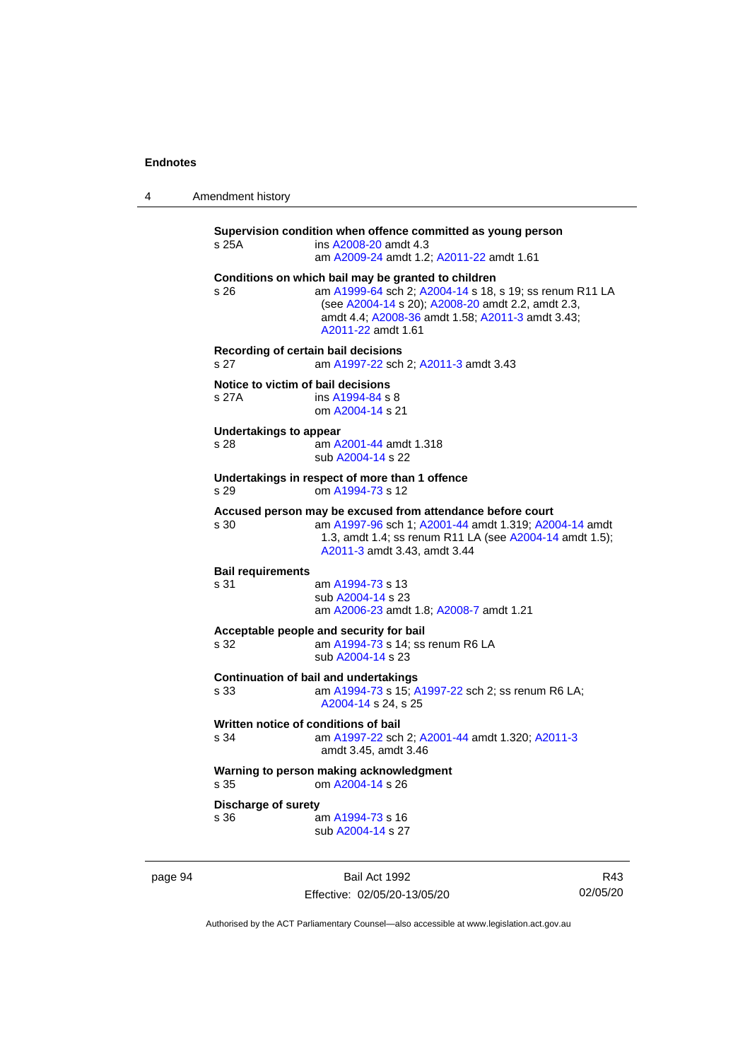**Supervision condition when offence committed as young person**

s 25A ins A2008-20 amdt 4.3
am A2009-24 amdt 1.2; A2011-22 amdt 1.61

**Conditions on which bail may be granted to children**

s 26 am A1999-64 sch 2; A2004-14 s 18, s 19; ss renum R11 LA (see A2004-14 s 20); A2008-20 amdt 2.2, amdt 2.3, amdt 4.4; A2008-36 amdt 1.58; A2011-3 amdt 3.43; A2011-22 amdt 1.61

**Recording of certain bail decisions**

s 27 am A1997-22 sch 2; A2011-3 amdt 3.43

**Notice to victim of bail decisions**

s 27A ins A1994-84 s 8
om A2004-14 s 21

**Undertakings to appear**

s 28 am A2001-44 amdt 1.318
sub A2004-14 s 22

**Undertakings in respect of more than 1 offence**

s 29 om A1994-73 s 12

**Accused person may be excused from attendance before court**

s 30 am A1997-96 sch 1; A2001-44 amdt 1.319; A2004-14 amdt 1.3, amdt 1.4; ss renum R11 LA (see A2004-14 amdt 1.5); A2011-3 amdt 3.43, amdt 3.44

**Bail requirements**

s 31 am A1994-73 s 13
sub A2004-14 s 23
am A2006-23 amdt 1.8; A2008-7 amdt 1.21

**Acceptable people and security for bail**

s 32 am A1994-73 s 14; ss renum R6 LA
sub A2004-14 s 23

**Continuation of bail and undertakings**

s 33 am A1994-73 s 15; A1997-22 sch 2; ss renum R6 LA; A2004-14 s 24, s 25

**Written notice of conditions of bail**

s 34 am A1997-22 sch 2; A2001-44 amdt 1.320; A2011-3 amdt 3.45, amdt 3.46

**Warning to person making acknowledgment**

s 35 om A2004-14 s 26

**Discharge of surety**

s 36 am A1994-73 s 16
sub A2004-14 s 27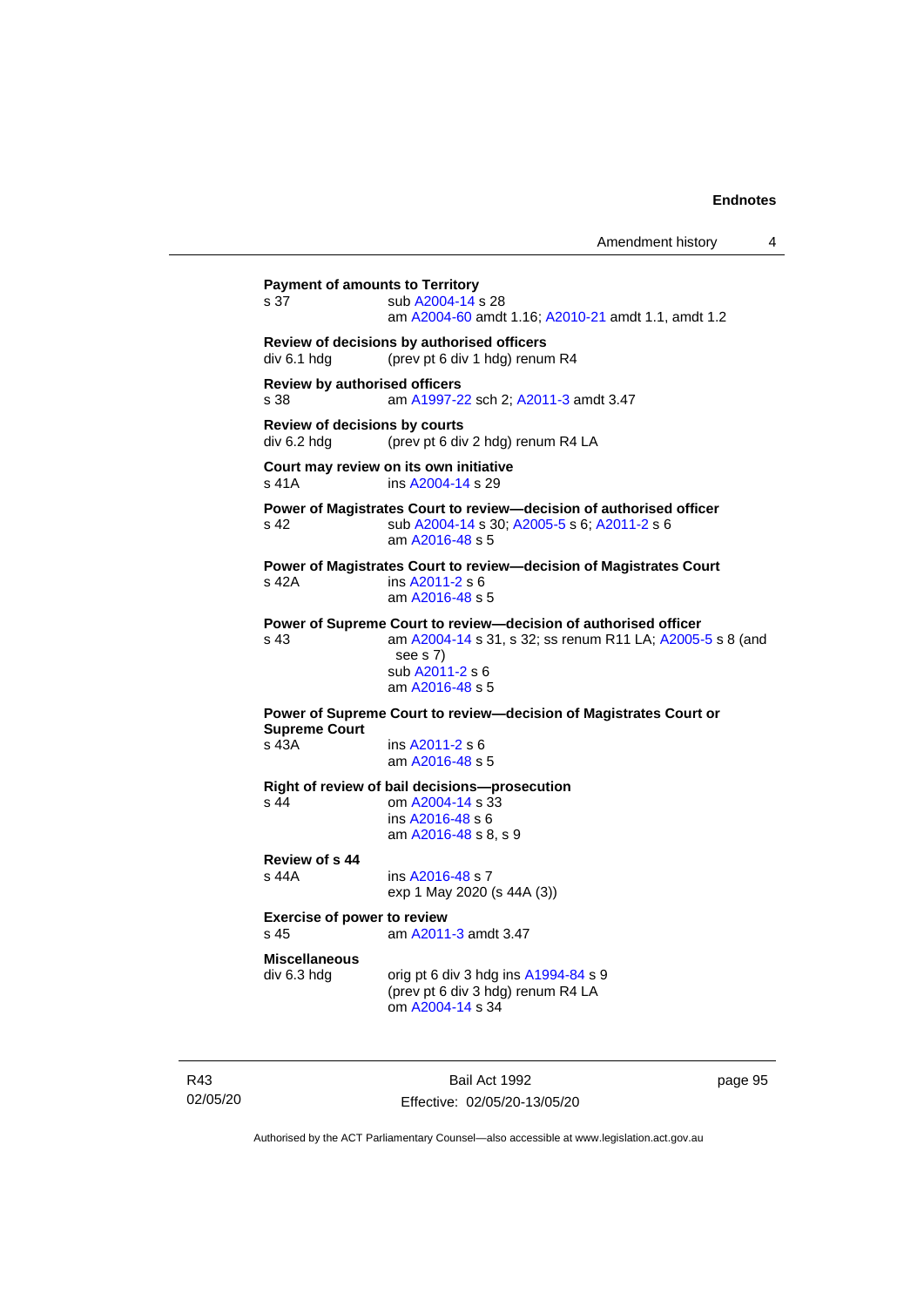**Payment of amounts to Territory**
s 37 sub A2004-14 s 28
am A2004-60 amdt 1.16; A2010-21 amdt 1.1, amdt 1.2

**Review of decisions by authorised officers**
div 6.1 hdg (prev pt 6 div 1 hdg) renum R4

**Review by authorised officers**
s 38 am A1997-22 sch 2; A2011-3 amdt 3.47

**Review of decisions by courts**
div 6.2 hdg (prev pt 6 div 2 hdg) renum R4 LA

**Court may review on its own initiative**
s 41A ins A2004-14 s 29

**Power of Magistrates Court to review—decision of authorised officer**
s 42 sub A2004-14 s 30; A2005-5 s 6; A2011-2 s 6
am A2016-48 s 5

**Power of Magistrates Court to review—decision of Magistrates Court**
s 42A ins A2011-2 s 6
am A2016-48 s 5

**Power of Supreme Court to review—decision of authorised officer**
s 43 am A2004-14 s 31, s 32; ss renum R11 LA; A2005-5 s 8 (and see s 7)
sub A2011-2 s 6
am A2016-48 s 5

**Power of Supreme Court to review—decision of Magistrates Court or Supreme Court**
s 43A ins A2011-2 s 6
am A2016-48 s 5

**Right of review of bail decisions—prosecution**
s 44 om A2004-14 s 33
ins A2016-48 s 6
am A2016-48 s 8, s 9

**Review of s 44**
s 44A ins A2016-48 s 7
exp 1 May 2020 (s 44A (3))

**Exercise of power to review**
s 45 am A2011-3 amdt 3.47

**Miscellaneous**
div 6.3 hdg orig pt 6 div 3 hdg ins A1994-84 s 9
(prev pt 6 div 3 hdg) renum R4 LA
om A2004-14 s 34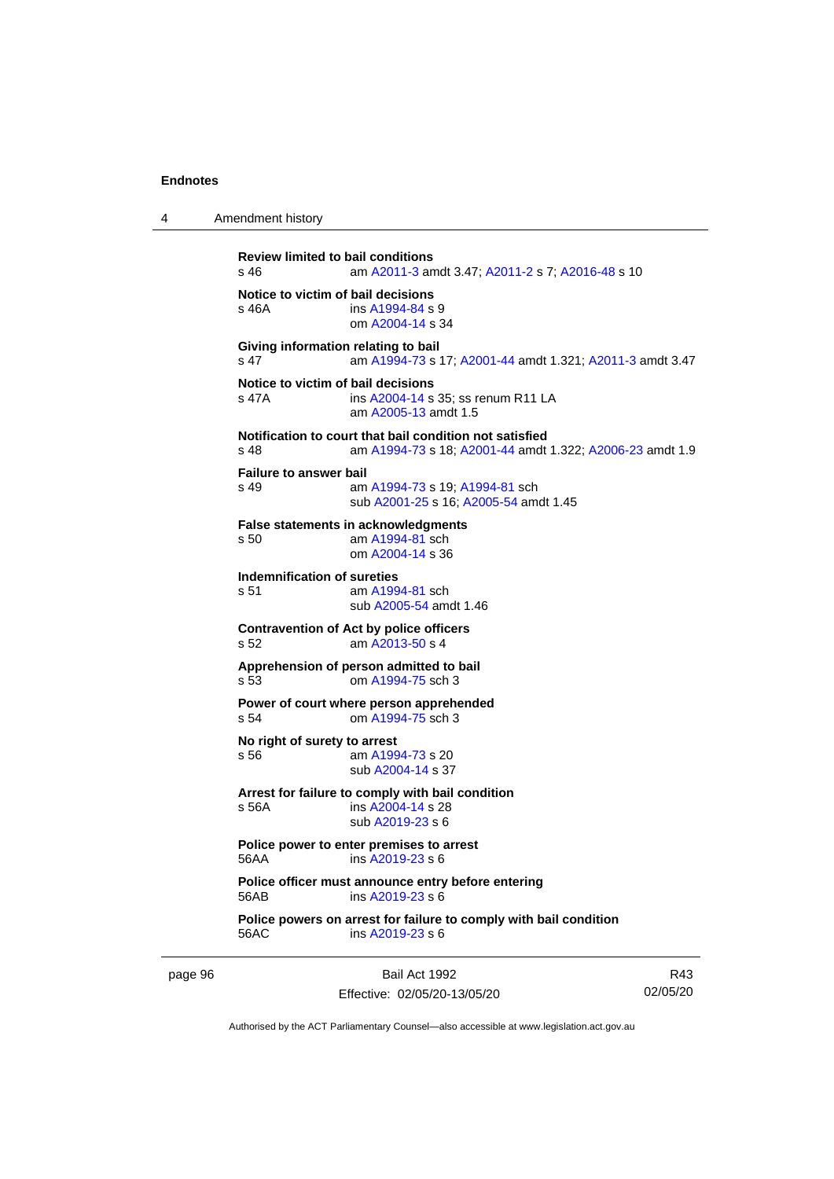**Review limited to bail conditions**
s 46 am A2011-3 amdt 3.47; A2011-2 s 7; A2016-48 s 10

**Notice to victim of bail decisions**
s 46A ins A1994-84 s 9
om A2004-14 s 34

**Giving information relating to bail**
s 47 am A1994-73 s 17; A2001-44 amdt 1.321; A2011-3 amdt 3.47

**Notice to victim of bail decisions**
s 47A ins A2004-14 s 35; ss renum R11 LA
am A2005-13 amdt 1.5

**Notification to court that bail condition not satisfied**
s 48 am A1994-73 s 18; A2001-44 amdt 1.322; A2006-23 amdt 1.9

**Failure to answer bail**
s 49 am A1994-73 s 19; A1994-81 sch
sub A2001-25 s 16; A2005-54 amdt 1.45

**False statements in acknowledgments**
s 50 am A1994-81 sch
om A2004-14 s 36

**Indemnification of sureties**
s 51 am A1994-81 sch
sub A2005-54 amdt 1.46

**Contravention of Act by police officers**
s 52 am A2013-50 s 4

**Apprehension of person admitted to bail**
s 53 om A1994-75 sch 3

**Power of court where person apprehended**
s 54 om A1994-75 sch 3

**No right of surety to arrest**
s 56 am A1994-73 s 20
sub A2004-14 s 37

**Arrest for failure to comply with bail condition**
s 56A ins A2004-14 s 28
sub A2019-23 s 6

**Police power to enter premises to arrest**
56AA ins A2019-23 s 6

**Police officer must announce entry before entering**
56AB ins A2019-23 s 6

**Police powers on arrest for failure to comply with bail condition**
56AC ins A2019-23 s 6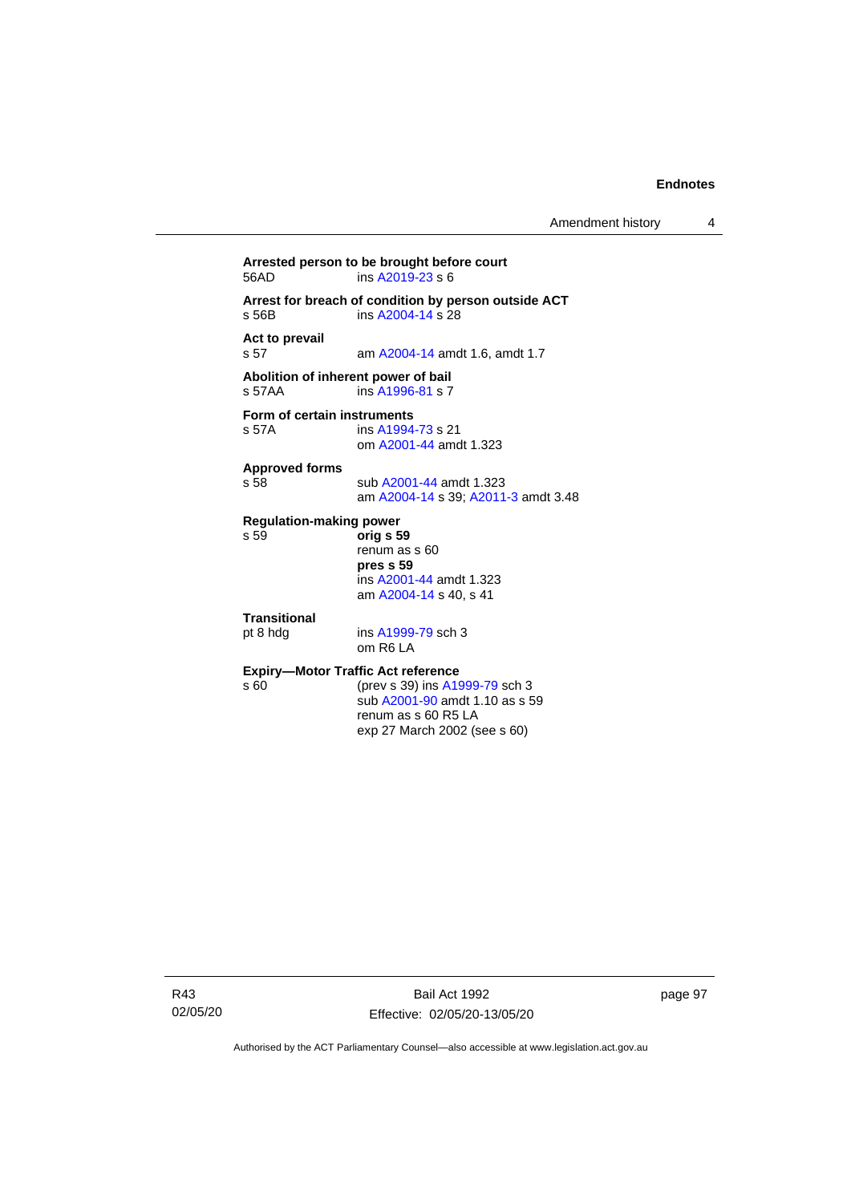**Arrested person to be brought before court**
56AD ins A2019-23 s 6

**Arrest for breach of condition by person outside ACT**
s 56B ins A2004-14 s 28

**Act to prevail**
s 57 am A2004-14 amdt 1.6, amdt 1.7

**Abolition of inherent power of bail**
s 57AA ins A1996-81 s 7

**Form of certain instruments**
s 57A ins A1994-73 s 21
om A2001-44 amdt 1.323

**Approved forms**
s 58 sub A2001-44 amdt 1.323
am A2004-14 s 39; A2011-3 amdt 3.48

**Regulation-making power**
s 59 **orig s 59**
renum as s 60
**pres s 59**
ins A2001-44 amdt 1.323
am A2004-14 s 40, s 41

**Transitional**
pt 8 hdg ins A1999-79 sch 3
om R6 LA

**Expiry—Motor Traffic Act reference**
s 60 (prev s 39) ins A1999-79 sch 3
sub A2001-90 amdt 1.10 as s 59
renum as s 60 R5 LA
exp 27 March 2002 (see s 60)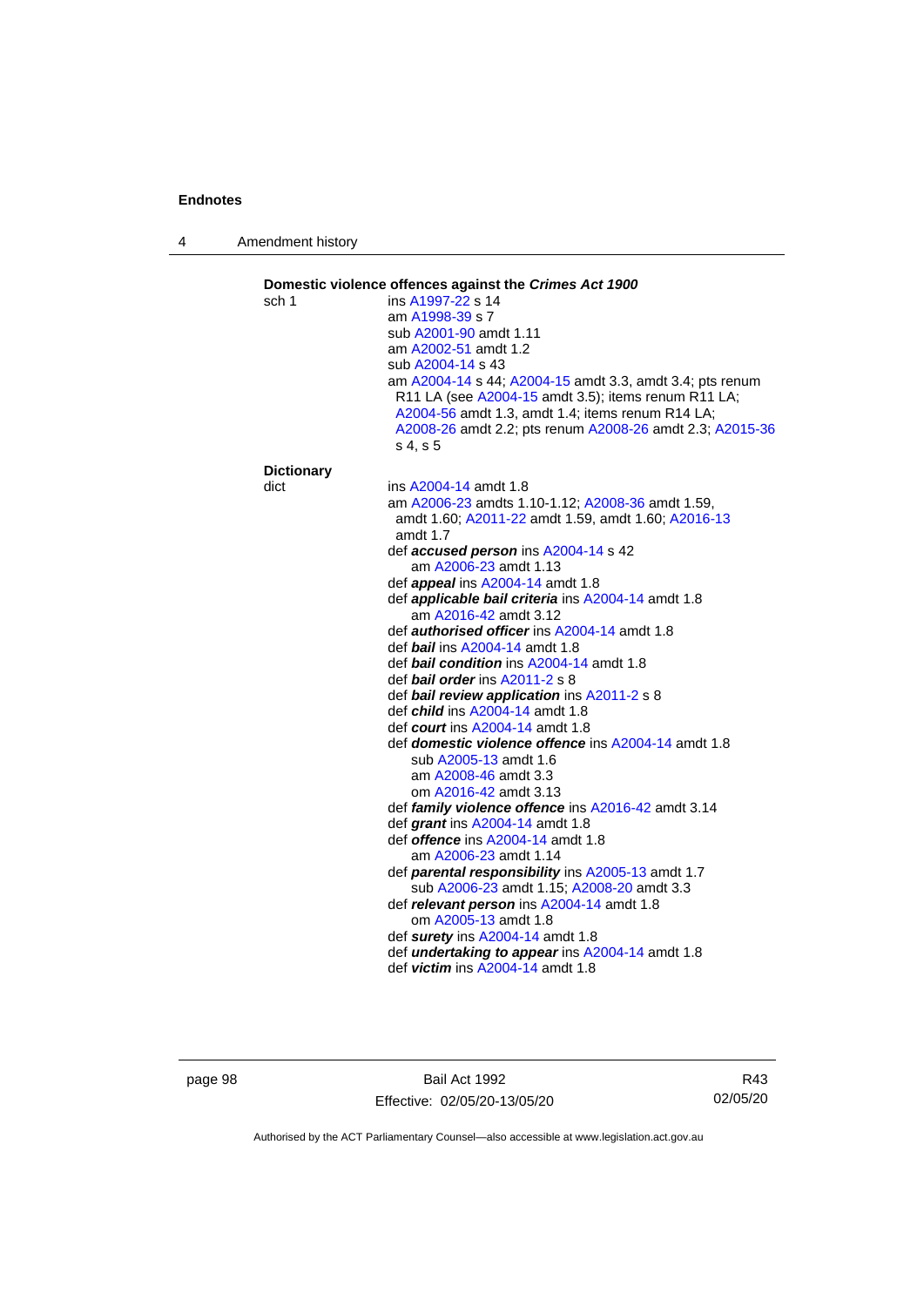**Domestic violence offences against the *Crimes Act 1900***

sch 1 ins A1997-22 s 14
am A1998-39 s 7
sub A2001-90 amdt 1.11
am A2002-51 amdt 1.2
sub A2004-14 s 43
am A2004-14 s 44; A2004-15 amdt 3.3, amdt 3.4; pts renum R11 LA (see A2004-15 amdt 3.5); items renum R11 LA; A2004-56 amdt 1.3, amdt 1.4; items renum R14 LA; A2008-26 amdt 2.2; pts renum A2008-26 amdt 2.3; A2015-36 s 4, s 5

**Dictionary**

dict ins A2004-14 amdt 1.8
am A2006-23 amdts 1.10-1.12; A2008-36 amdt 1.59, amdt 1.60; A2011-22 amdt 1.59, amdt 1.60; A2016-13 amdt 1.7
def ***accused person*** ins A2004-14 s 42
am A2006-23 amdt 1.13
def ***appeal*** ins A2004-14 amdt 1.8
def ***applicable bail criteria*** ins A2004-14 amdt 1.8
am A2016-42 amdt 3.12
def ***authorised officer*** ins A2004-14 amdt 1.8
def ***bail*** ins A2004-14 amdt 1.8
def ***bail condition*** ins A2004-14 amdt 1.8
def ***bail order*** ins A2011-2 s 8
def ***bail review application*** ins A2011-2 s 8
def ***child*** ins A2004-14 amdt 1.8
def ***court*** ins A2004-14 amdt 1.8
def ***domestic violence offence*** ins A2004-14 amdt 1.8
sub A2005-13 amdt 1.6
am A2008-46 amdt 3.3
om A2016-42 amdt 3.13
def ***family violence offence*** ins A2016-42 amdt 3.14
def ***grant*** ins A2004-14 amdt 1.8
def ***offence*** ins A2004-14 amdt 1.8
am A2006-23 amdt 1.14
def ***parental responsibility*** ins A2005-13 amdt 1.7
sub A2006-23 amdt 1.15; A2008-20 amdt 3.3
def ***relevant person*** ins A2004-14 amdt 1.8
om A2005-13 amdt 1.8
def ***surety*** ins A2004-14 amdt 1.8
def ***undertaking to appear*** ins A2004-14 amdt 1.8
def ***victim*** ins A2004-14 amdt 1.8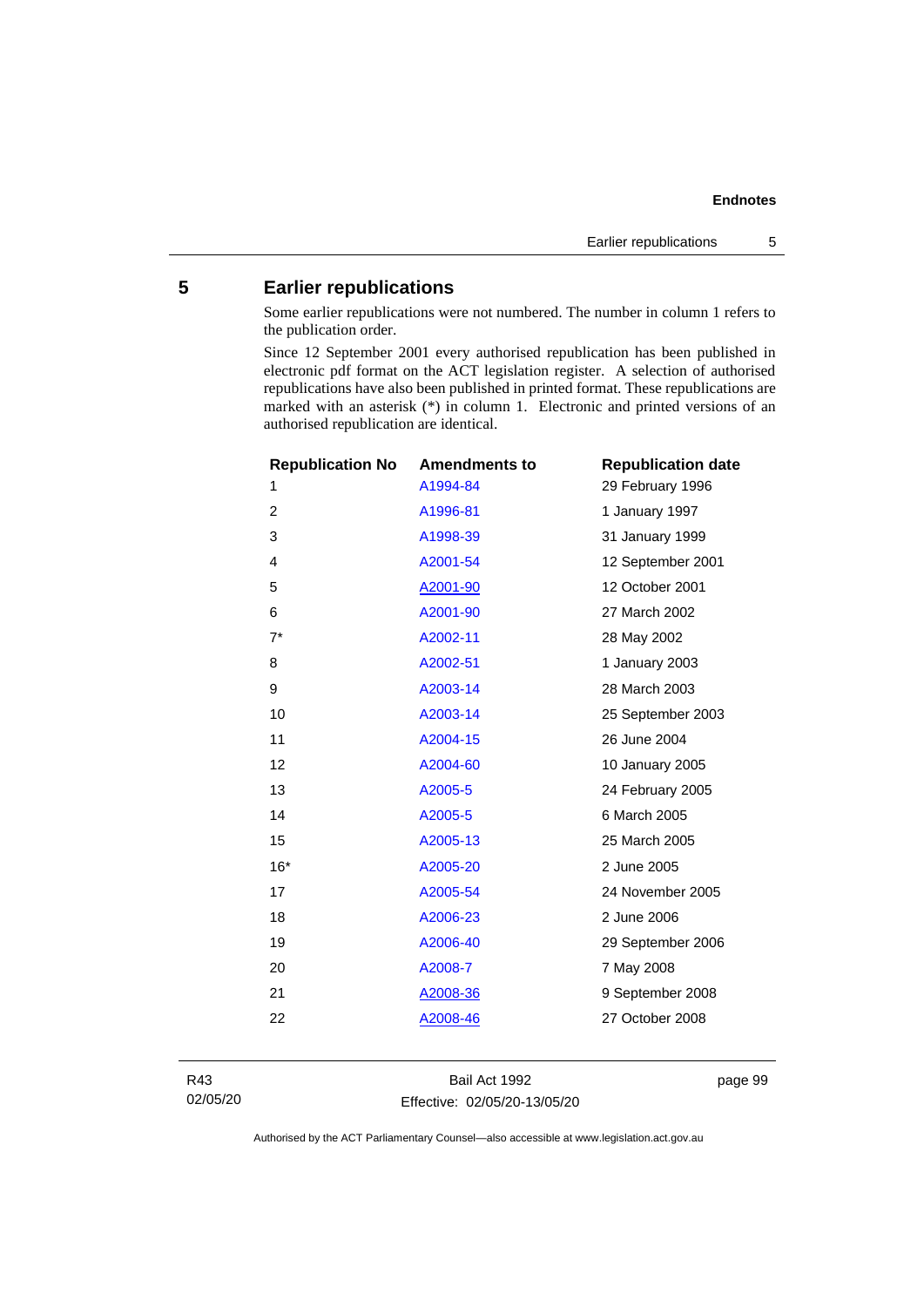## 5 Earlier republications

Some earlier republications were not numbered. The number in column 1 refers to the publication order.

Since 12 September 2001 every authorised republication has been published in electronic pdf format on the ACT legislation register. A selection of authorised republications have also been published in printed format. These republications are marked with an asterisk (*) in column 1. Electronic and printed versions of an authorised republication are identical.

| Republication No | Amendments to | Republication date |
|---|---|---|
| 1 | A1994-84 | 29 February 1996 |
| 2 | A1996-81 | 1 January 1997 |
| 3 | A1998-39 | 31 January 1999 |
| 4 | A2001-54 | 12 September 2001 |
| 5 | A2001-90 | 12 October 2001 |
| 6 | A2001-90 | 27 March 2002 |
| 7* | A2002-11 | 28 May 2002 |
| 8 | A2002-51 | 1 January 2003 |
| 9 | A2003-14 | 28 March 2003 |
| 10 | A2003-14 | 25 September 2003 |
| 11 | A2004-15 | 26 June 2004 |
| 12 | A2004-60 | 10 January 2005 |
| 13 | A2005-5 | 24 February 2005 |
| 14 | A2005-5 | 6 March 2005 |
| 15 | A2005-13 | 25 March 2005 |
| 16* | A2005-20 | 2 June 2005 |
| 17 | A2005-54 | 24 November 2005 |
| 18 | A2006-23 | 2 June 2006 |
| 19 | A2006-40 | 29 September 2006 |
| 20 | A2008-7 | 7 May 2008 |
| 21 | A2008-36 | 9 September 2008 |
| 22 | A2008-46 | 27 October 2008 |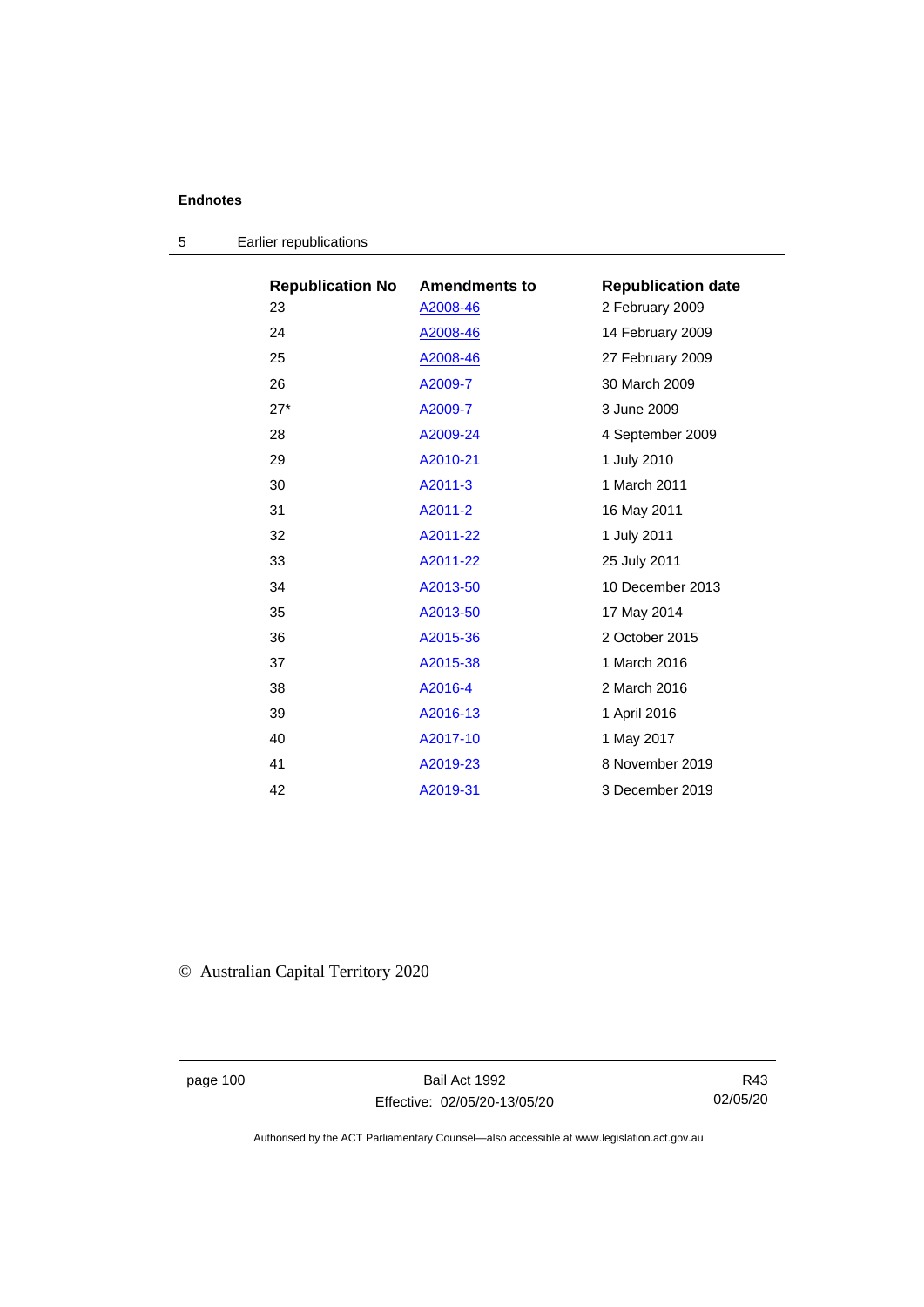## 5 Earlier republications

| Republication No | Amendments to | Republication date |
|---|---|---|
| 23 | A2008-46 | 2 February 2009 |
| 24 | A2008-46 | 14 February 2009 |
| 25 | A2008-46 | 27 February 2009 |
| 26 | A2009-7 | 30 March 2009 |
| 27* | A2009-7 | 3 June 2009 |
| 28 | A2009-24 | 4 September 2009 |
| 29 | A2010-21 | 1 July 2010 |
| 30 | A2011-3 | 1 March 2011 |
| 31 | A2011-2 | 16 May 2011 |
| 32 | A2011-22 | 1 July 2011 |
| 33 | A2011-22 | 25 July 2011 |
| 34 | A2013-50 | 10 December 2013 |
| 35 | A2013-50 | 17 May 2014 |
| 36 | A2015-36 | 2 October 2015 |
| 37 | A2015-38 | 1 March 2016 |
| 38 | A2016-4 | 2 March 2016 |
| 39 | A2016-13 | 1 April 2016 |
| 40 | A2017-10 | 1 May 2017 |
| 41 | A2019-23 | 8 November 2019 |
| 42 | A2019-31 | 3 December 2019 |

© Australian Capital Territory 2020